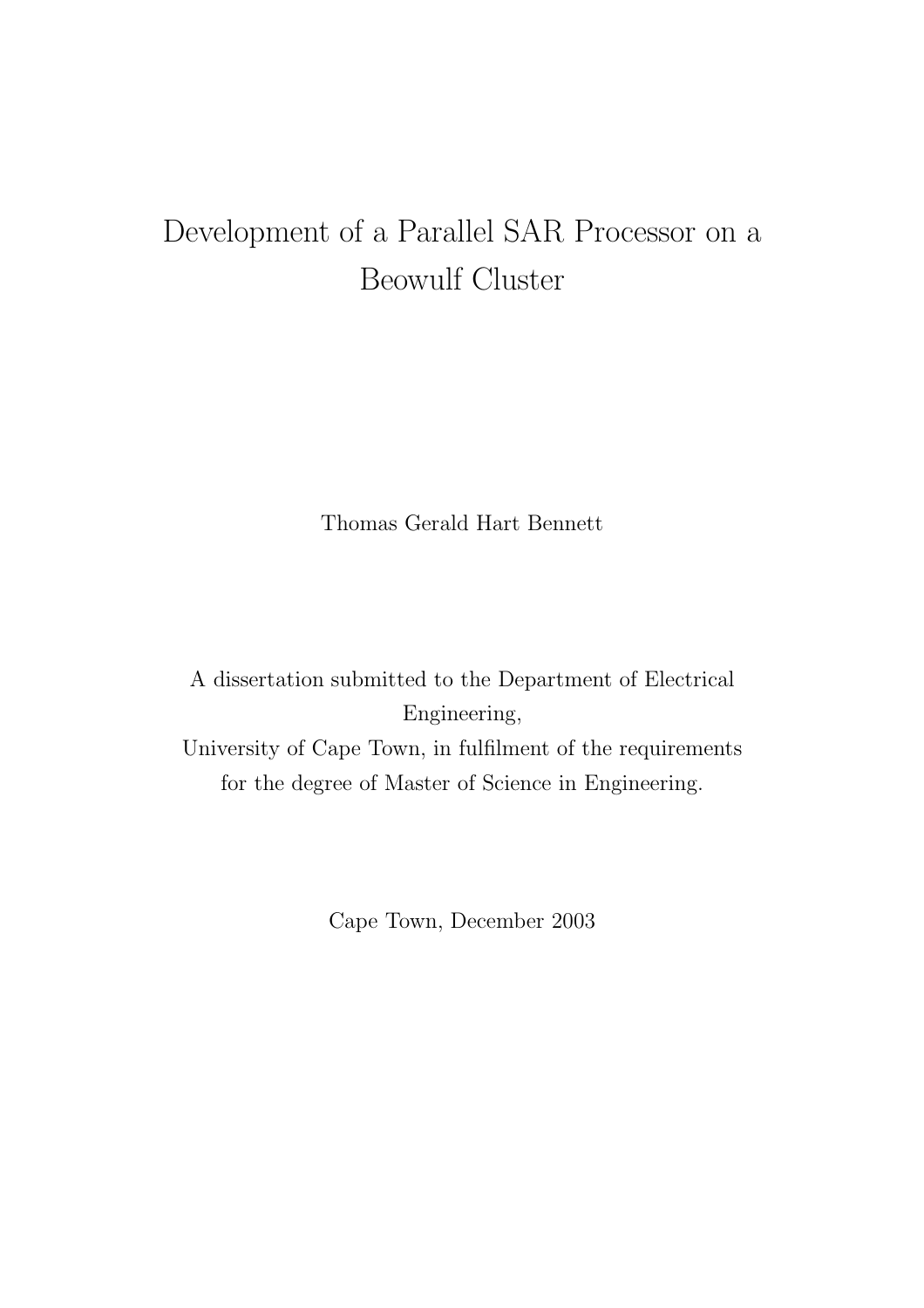# Development of a Parallel SAR Processor on a Beowulf Cluster

Thomas Gerald Hart Bennett

A dissertation submitted to the Department of Electrical Engineering,
University of Cape Town, in fulfilment of the requirements for the degree of Master of Science in Engineering.

Cape Town, December 2003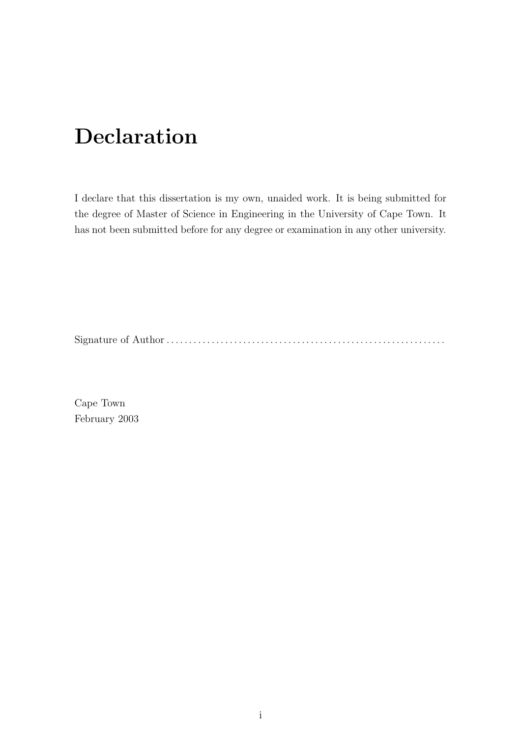# Declaration

I declare that this dissertation is my own, unaided work. It is being submitted for the degree of Master of Science in Engineering in the University of Cape Town. It has not been submitted before for any degree or examination in any other university.

Signature of Author . . . . . . . . . . . . . . . . . . . . . . . . . . . . . . . . . . . . . . . . . . . . . . . . . . . . . . . . . . . .

Cape Town
February 2003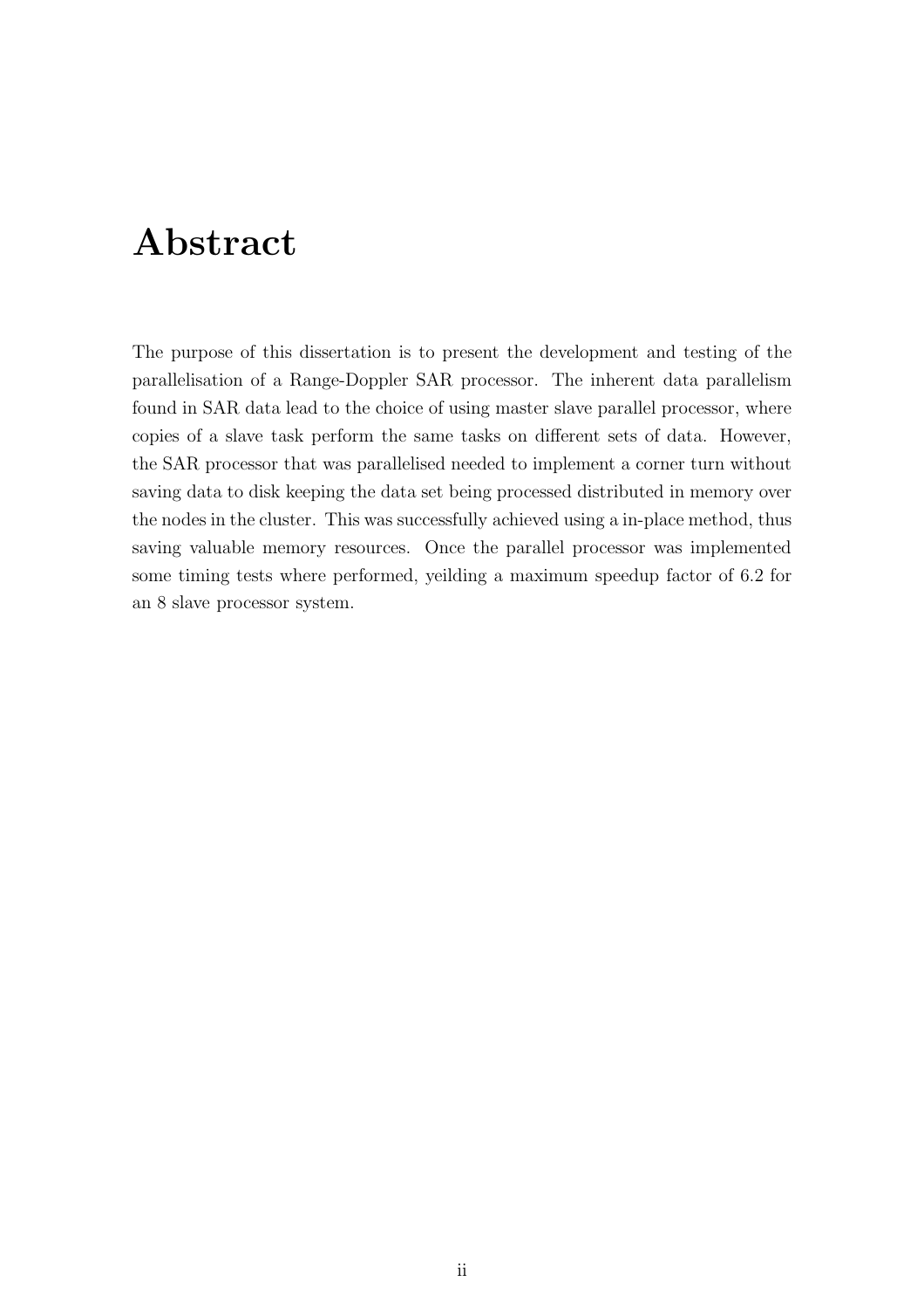# Abstract

The purpose of this dissertation is to present the development and testing of the parallelisation of a Range-Doppler SAR processor. The inherent data parallelism found in SAR data lead to the choice of using master slave parallel processor, where copies of a slave task perform the same tasks on different sets of data. However, the SAR processor that was parallelised needed to implement a corner turn without saving data to disk keeping the data set being processed distributed in memory over the nodes in the cluster. This was successfully achieved using a in-place method, thus saving valuable memory resources. Once the parallel processor was implemented some timing tests where performed, yeilding a maximum speedup factor of 6.2 for an 8 slave processor system.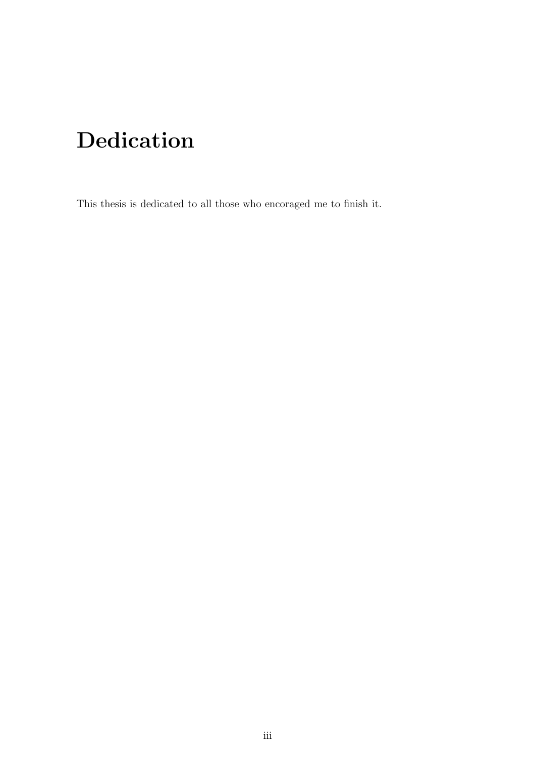# Dedication

This thesis is dedicated to all those who encoraged me to finish it.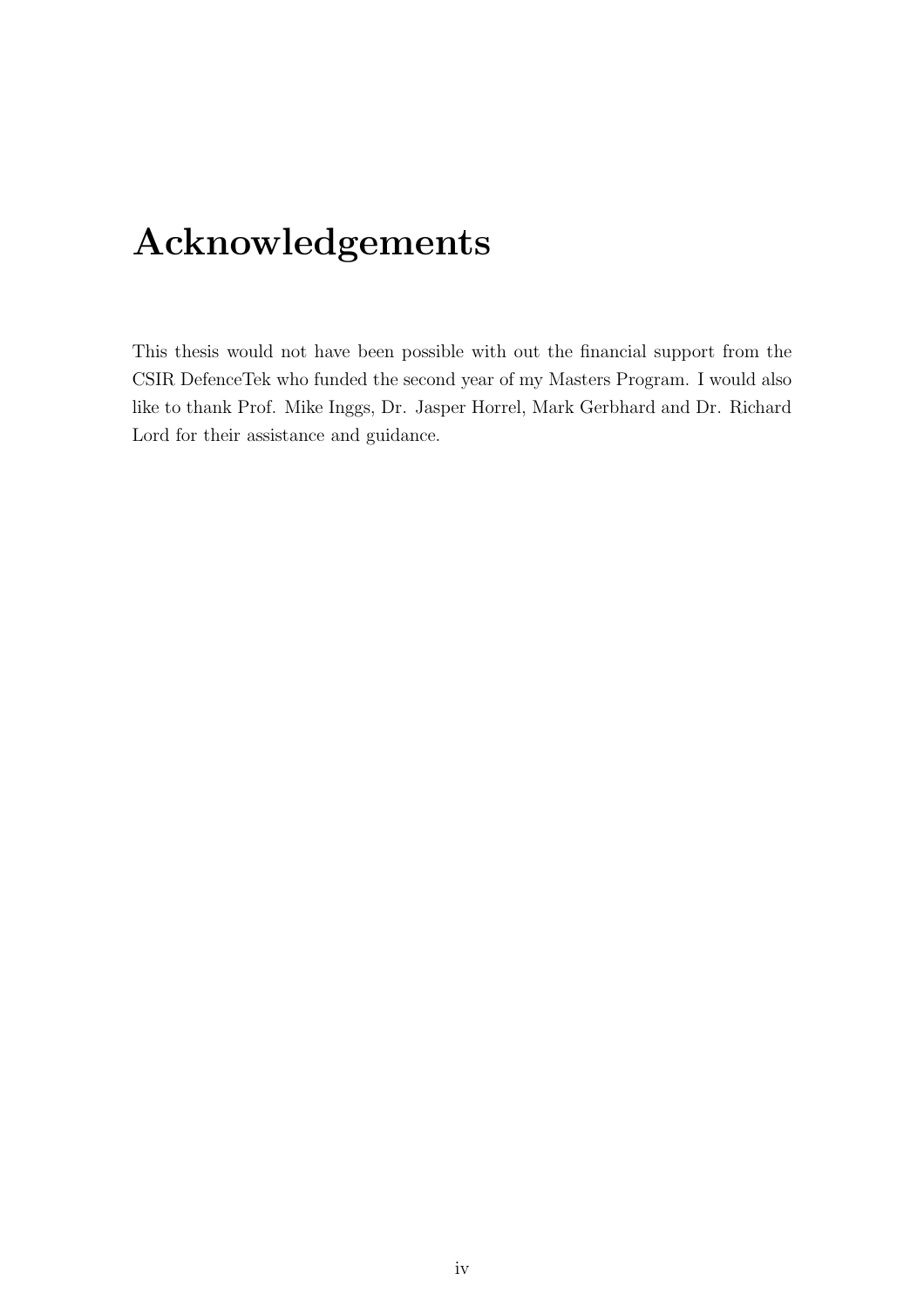# Acknowledgements

This thesis would not have been possible with out the financial support from the CSIR DefenceTek who funded the second year of my Masters Program. I would also like to thank Prof. Mike Inggs, Dr. Jasper Horrel, Mark Gerbhard and Dr. Richard Lord for their assistance and guidance.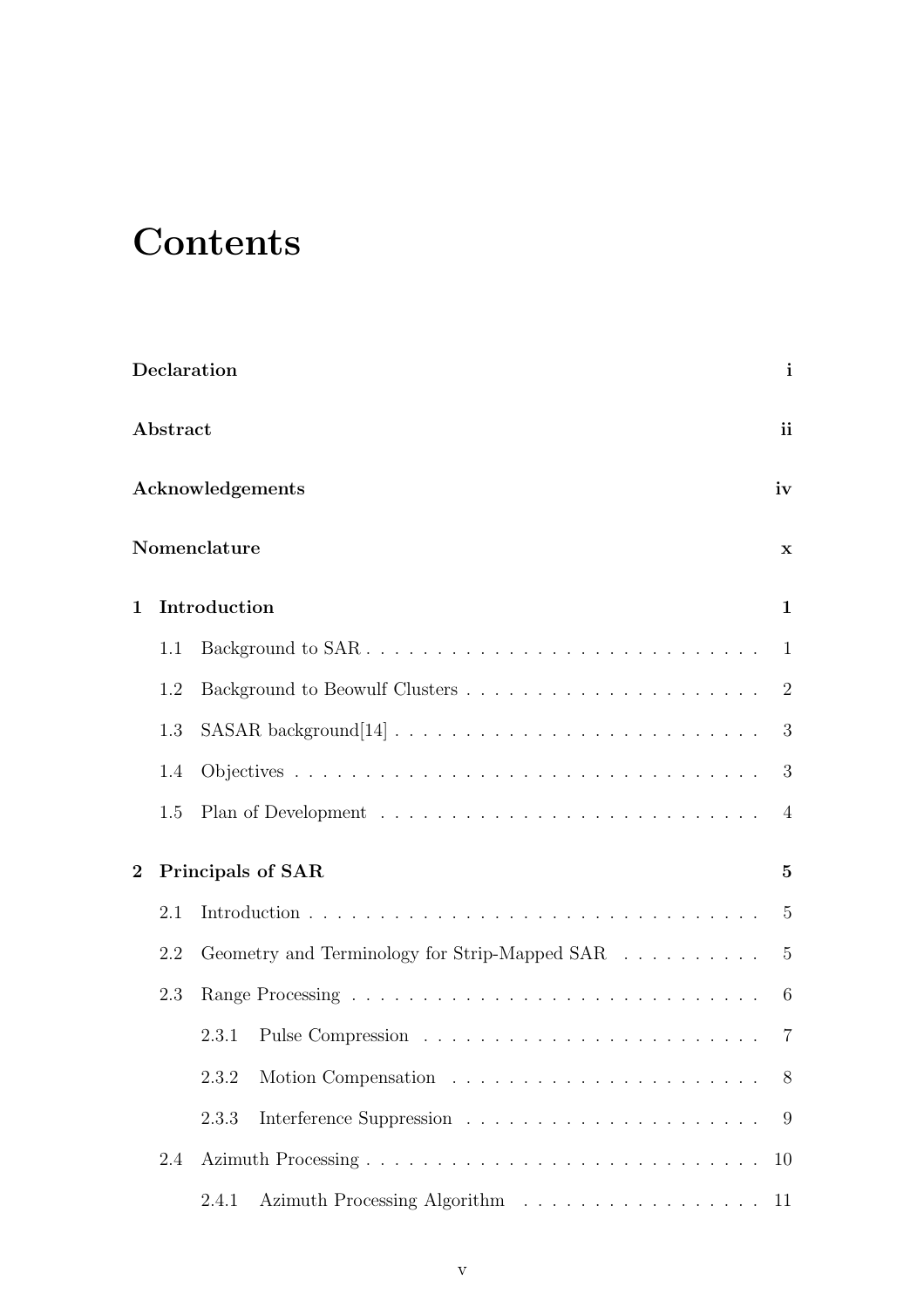# Contents

**Declaration** **i**

**Abstract** **ii**

**Acknowledgements** **iv**

**Nomenclature** **x**

**1 Introduction** **1**

- 1.1 Background to SAR . . . . . . . . . . . . . . . . . . . . . . . . . . . . 1
- 1.2 Background to Beowulf Clusters . . . . . . . . . . . . . . . . . . . . . 2
- 1.3 SASAR background[14] . . . . . . . . . . . . . . . . . . . . . . . . . . 3
- 1.4 Objectives . . . . . . . . . . . . . . . . . . . . . . . . . . . . . . . . . 3
- 1.5 Plan of Development . . . . . . . . . . . . . . . . . . . . . . . . . . . 4

**2 Principals of SAR** **5**

- 2.1 Introduction . . . . . . . . . . . . . . . . . . . . . . . . . . . . . . . . 5
- 2.2 Geometry and Terminology for Strip-Mapped SAR . . . . . . . . . . 5
- 2.3 Range Processing . . . . . . . . . . . . . . . . . . . . . . . . . . . . . 6
  - 2.3.1 Pulse Compression . . . . . . . . . . . . . . . . . . . . . . . . 7
  - 2.3.2 Motion Compensation . . . . . . . . . . . . . . . . . . . . . . 8
  - 2.3.3 Interference Suppression . . . . . . . . . . . . . . . . . . . . . 9
- 2.4 Azimuth Processing . . . . . . . . . . . . . . . . . . . . . . . . . . . . 10
  - 2.4.1 Azimuth Processing Algorithm . . . . . . . . . . . . . . . . . 11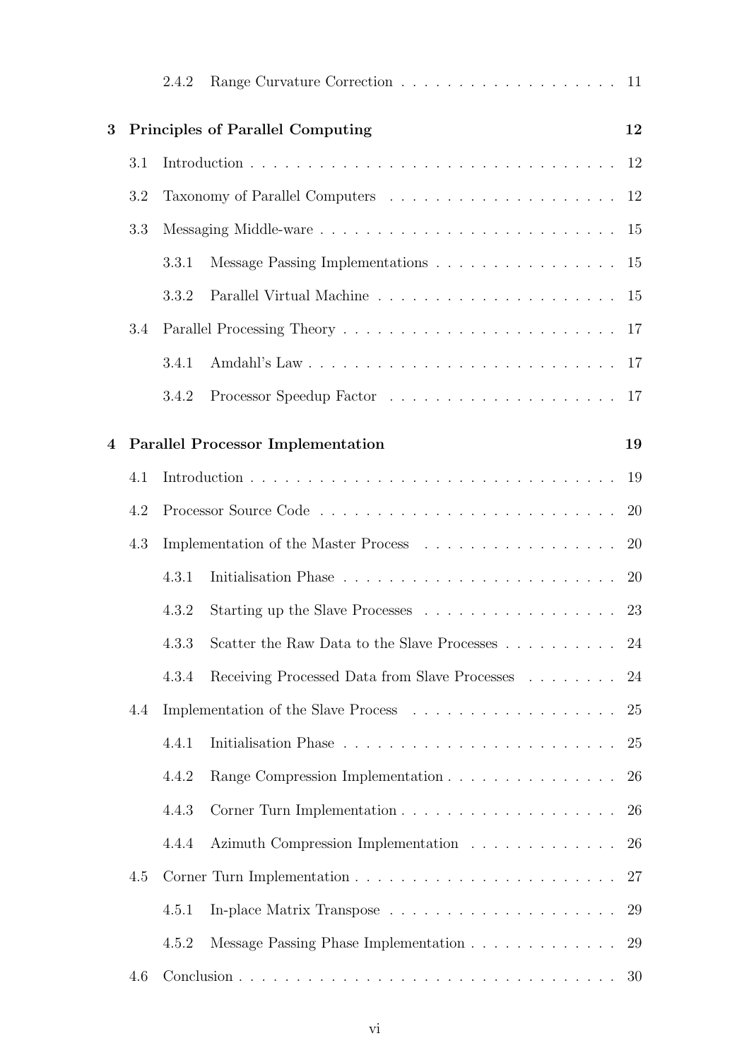2.4.2 Range Curvature Correction . . . . . . . . . . . . . . . . . . . 11

**3 Principles of Parallel Computing** **12**

3.1 Introduction . . . . . . . . . . . . . . . . . . . . . . . . . . . . . . . . 12

3.2 Taxonomy of Parallel Computers . . . . . . . . . . . . . . . . . . . . 12

3.3 Messaging Middle-ware . . . . . . . . . . . . . . . . . . . . . . . . . . 15

3.3.1 Message Passing Implementations . . . . . . . . . . . . . . . . 15

3.3.2 Parallel Virtual Machine . . . . . . . . . . . . . . . . . . . . . 15

3.4 Parallel Processing Theory . . . . . . . . . . . . . . . . . . . . . . . . 17

3.4.1 Amdahl's Law . . . . . . . . . . . . . . . . . . . . . . . . . . . 17

3.4.2 Processor Speedup Factor . . . . . . . . . . . . . . . . . . . . 17

**4 Parallel Processor Implementation** **19**

4.1 Introduction . . . . . . . . . . . . . . . . . . . . . . . . . . . . . . . . 19

4.2 Processor Source Code . . . . . . . . . . . . . . . . . . . . . . . . . . 20

4.3 Implementation of the Master Process . . . . . . . . . . . . . . . . . 20

4.3.1 Initialisation Phase . . . . . . . . . . . . . . . . . . . . . . . . 20

4.3.2 Starting up the Slave Processes . . . . . . . . . . . . . . . . . 23

4.3.3 Scatter the Raw Data to the Slave Processes . . . . . . . . . . 24

4.3.4 Receiving Processed Data from Slave Processes . . . . . . . . 24

4.4 Implementation of the Slave Process . . . . . . . . . . . . . . . . . . 25

4.4.1 Initialisation Phase . . . . . . . . . . . . . . . . . . . . . . . . 25

4.4.2 Range Compression Implementation . . . . . . . . . . . . . . . 26

4.4.3 Corner Turn Implementation . . . . . . . . . . . . . . . . . . . 26

4.4.4 Azimuth Compression Implementation . . . . . . . . . . . . . 26

4.5 Corner Turn Implementation . . . . . . . . . . . . . . . . . . . . . . . 27

4.5.1 In-place Matrix Transpose . . . . . . . . . . . . . . . . . . . . 29

4.5.2 Message Passing Phase Implementation . . . . . . . . . . . . . 29

4.6 Conclusion . . . . . . . . . . . . . . . . . . . . . . . . . . . . . . . . . 30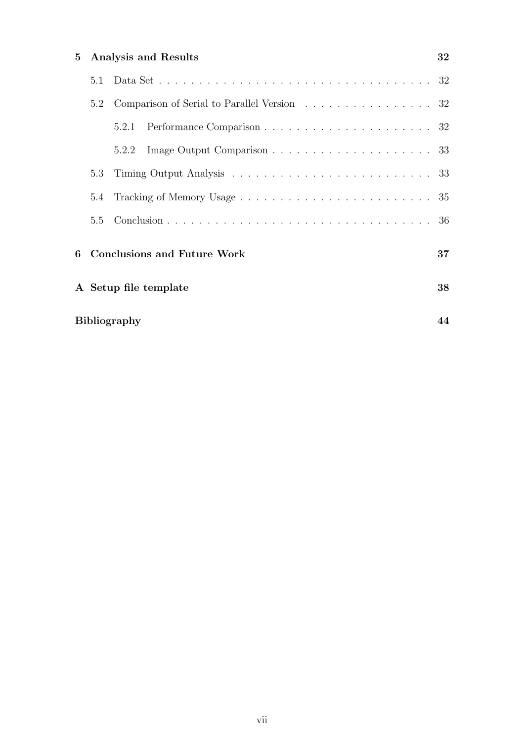**5 Analysis and Results** **32**

- 5.1 Data Set . . . . . . . . . . . . . . . . . . . . . . . . . . . . . . . . . . . 32
- 5.2 Comparison of Serial to Parallel Version . . . . . . . . . . . . . . . . 32
  - 5.2.1 Performance Comparison . . . . . . . . . . . . . . . . . . . . . 32
  - 5.2.2 Image Output Comparison . . . . . . . . . . . . . . . . . . . . 33
- 5.3 Timing Output Analysis . . . . . . . . . . . . . . . . . . . . . . . . . 33
- 5.4 Tracking of Memory Usage . . . . . . . . . . . . . . . . . . . . . . . . 35
- 5.5 Conclusion . . . . . . . . . . . . . . . . . . . . . . . . . . . . . . . . . 36

**6 Conclusions and Future Work** **37**

**A Setup file template** **38**

**Bibliography** **44**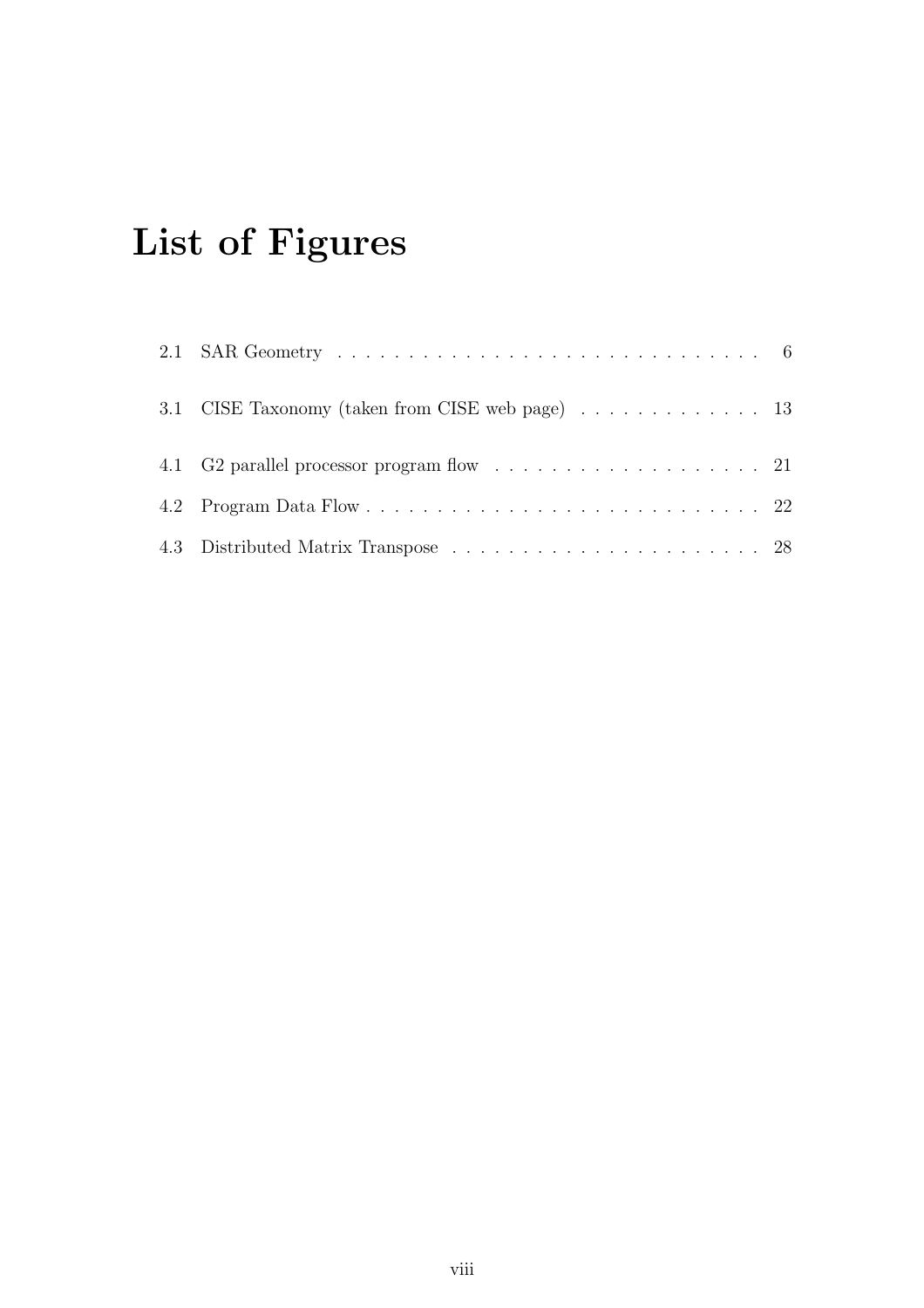# List of Figures

2.1 SAR Geometry . . . . . . . . . . . . . . . . . . . . . . . . . . . . . . . 6

3.1 CISE Taxonomy (taken from CISE web page) . . . . . . . . . . . . . 13

4.1 G2 parallel processor program flow . . . . . . . . . . . . . . . . . . . 21

4.2 Program Data Flow . . . . . . . . . . . . . . . . . . . . . . . . . . . . 22

4.3 Distributed Matrix Transpose . . . . . . . . . . . . . . . . . . . . . . 28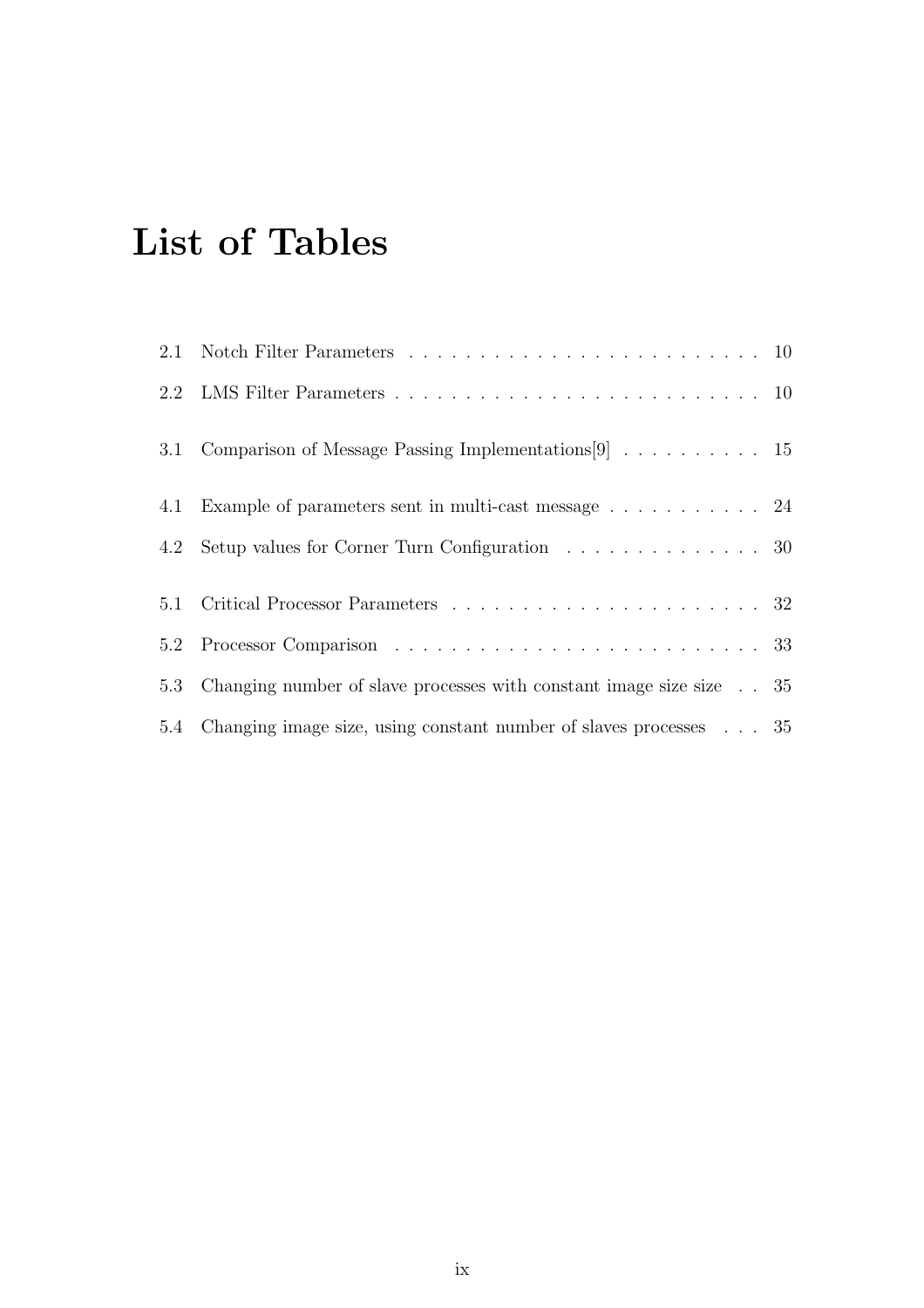# List of Tables

2.1 Notch Filter Parameters . . . . . . . . . . . . . . . . . . . . . . . . . 10

2.2 LMS Filter Parameters . . . . . . . . . . . . . . . . . . . . . . . . . . 10

3.1 Comparison of Message Passing Implementations[9] . . . . . . . . . . 15

4.1 Example of parameters sent in multi-cast message . . . . . . . . . . . 24

4.2 Setup values for Corner Turn Configuration . . . . . . . . . . . . . . 30

5.1 Critical Processor Parameters . . . . . . . . . . . . . . . . . . . . . . 32

5.2 Processor Comparison . . . . . . . . . . . . . . . . . . . . . . . . . . 33

5.3 Changing number of slave processes with constant image size size . . 35

5.4 Changing image size, using constant number of slaves processes . . . 35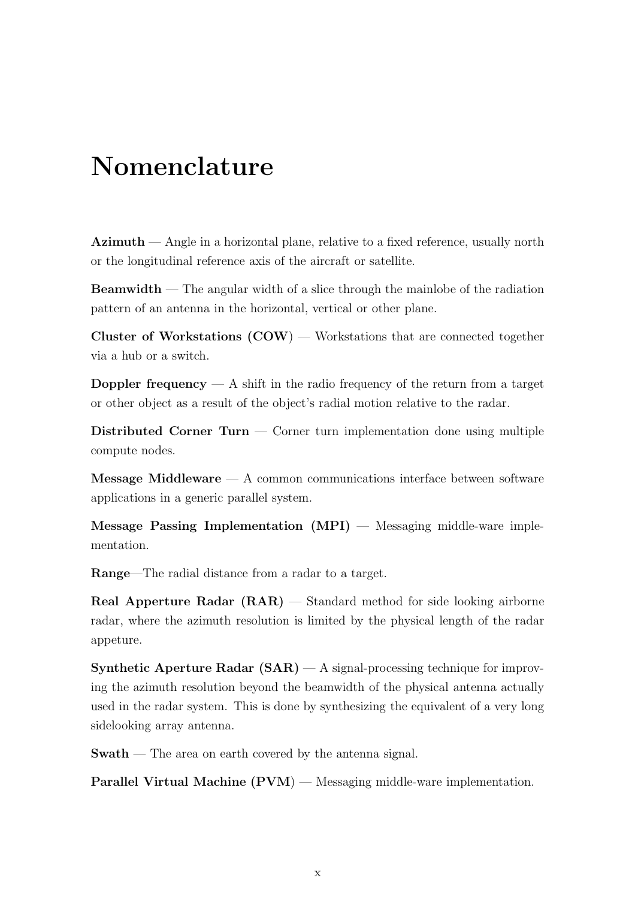# Nomenclature

**Azimuth** — Angle in a horizontal plane, relative to a fixed reference, usually north or the longitudinal reference axis of the aircraft or satellite.

**Beamwidth** — The angular width of a slice through the mainlobe of the radiation pattern of an antenna in the horizontal, vertical or other plane.

**Cluster of Workstations (COW**) — Workstations that are connected together via a hub or a switch.

**Doppler frequency** — A shift in the radio frequency of the return from a target or other object as a result of the object's radial motion relative to the radar.

**Distributed Corner Turn** — Corner turn implementation done using multiple compute nodes.

**Message Middleware** — A common communications interface between software applications in a generic parallel system.

**Message Passing Implementation (MPI)** — Messaging middle-ware implementation.

**Range**—The radial distance from a radar to a target.

**Real Apperture Radar (RAR)** — Standard method for side looking airborne radar, where the azimuth resolution is limited by the physical length of the radar appeture.

**Synthetic Aperture Radar (SAR)** — A signal-processing technique for improving the azimuth resolution beyond the beamwidth of the physical antenna actually used in the radar system. This is done by synthesizing the equivalent of a very long sidelooking array antenna.

**Swath** — The area on earth covered by the antenna signal.

**Parallel Virtual Machine (PVM**) — Messaging middle-ware implementation.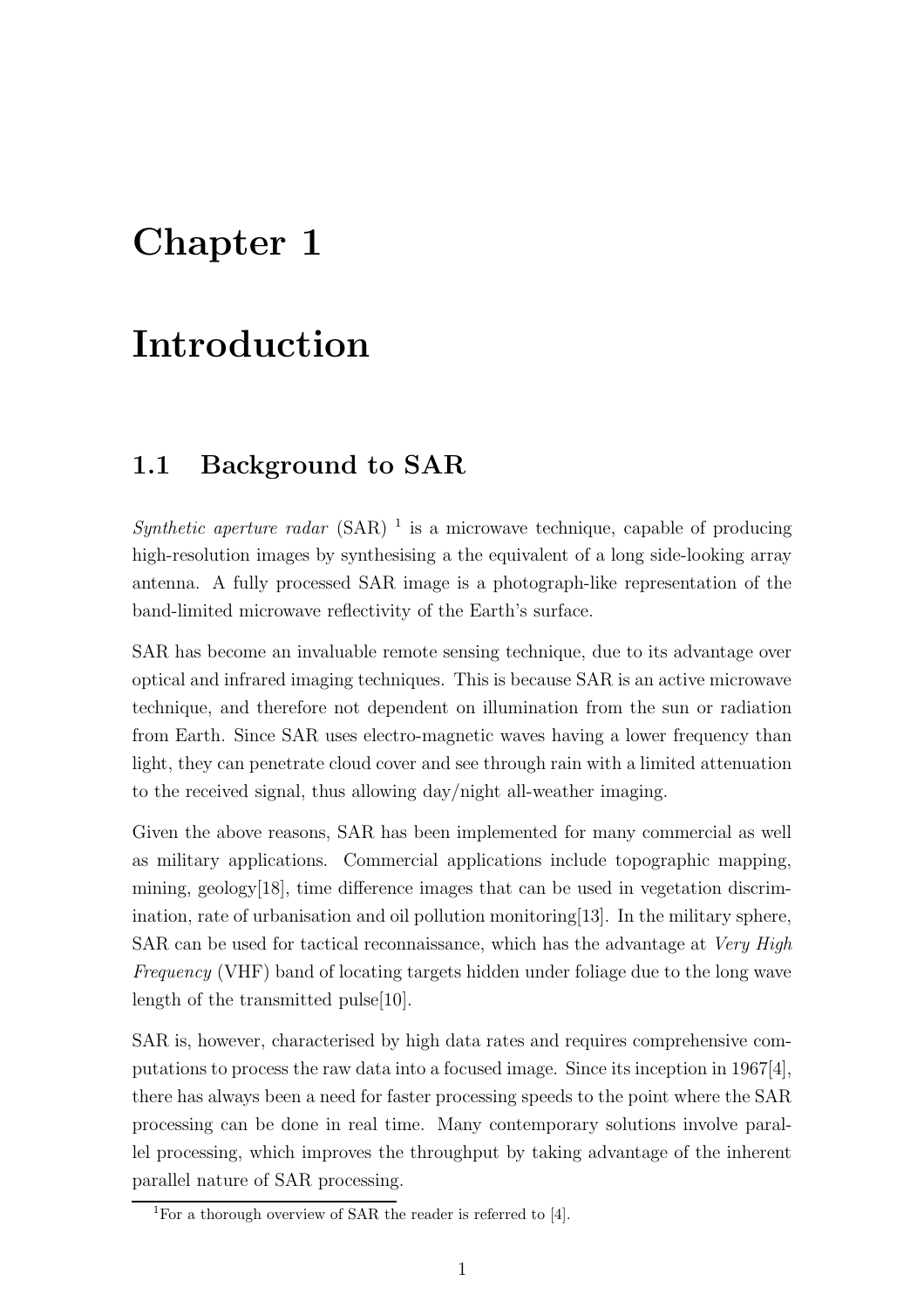# Chapter 1

# Introduction

## 1.1 Background to SAR

*Synthetic aperture radar* (SAR) [1] is a microwave technique, capable of producing high-resolution images by synthesising a the equivalent of a long side-looking array antenna. A fully processed SAR image is a photograph-like representation of the band-limited microwave reflectivity of the Earth's surface.

SAR has become an invaluable remote sensing technique, due to its advantage over optical and infrared imaging techniques. This is because SAR is an active microwave technique, and therefore not dependent on illumination from the sun or radiation from Earth. Since SAR uses electro-magnetic waves having a lower frequency than light, they can penetrate cloud cover and see through rain with a limited attenuation to the received signal, thus allowing day/night all-weather imaging.

Given the above reasons, SAR has been implemented for many commercial as well as military applications. Commercial applications include topographic mapping, mining, geology[18], time difference images that can be used in vegetation discrimination, rate of urbanisation and oil pollution monitoring[13]. In the military sphere, SAR can be used for tactical reconnaissance, which has the advantage at *Very High Frequency* (VHF) band of locating targets hidden under foliage due to the long wave length of the transmitted pulse[10].

SAR is, however, characterised by high data rates and requires comprehensive computations to process the raw data into a focused image. Since its inception in 1967[4], there has always been a need for faster processing speeds to the point where the SAR processing can be done in real time. Many contemporary solutions involve parallel processing, which improves the throughput by taking advantage of the inherent parallel nature of SAR processing.

[1] For a thorough overview of SAR the reader is referred to [4].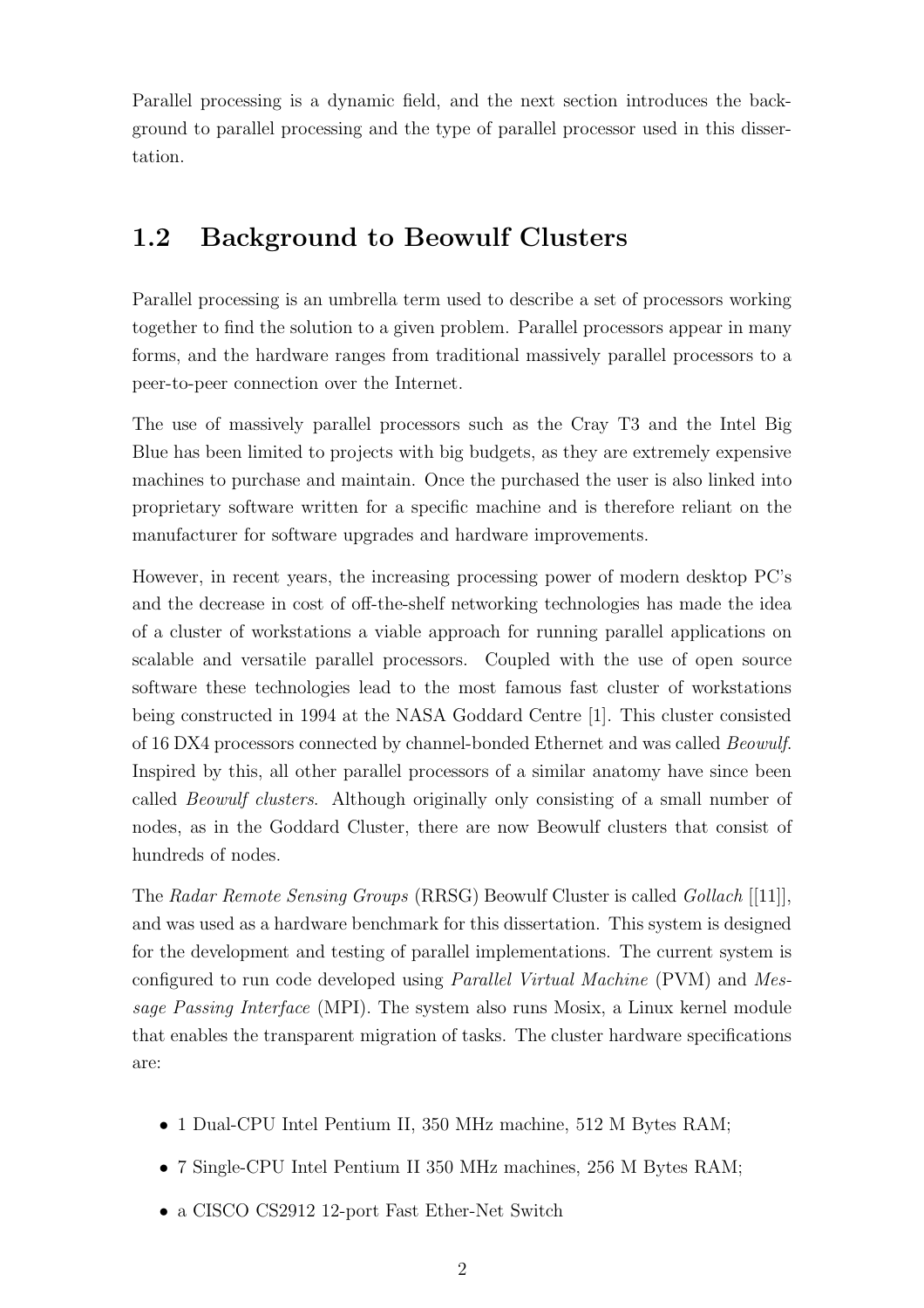Parallel processing is a dynamic field, and the next section introduces the background to parallel processing and the type of parallel processor used in this dissertation.

## 1.2 Background to Beowulf Clusters

Parallel processing is an umbrella term used to describe a set of processors working together to find the solution to a given problem. Parallel processors appear in many forms, and the hardware ranges from traditional massively parallel processors to a peer-to-peer connection over the Internet.

The use of massively parallel processors such as the Cray T3 and the Intel Big Blue has been limited to projects with big budgets, as they are extremely expensive machines to purchase and maintain. Once the purchased the user is also linked into proprietary software written for a specific machine and is therefore reliant on the manufacturer for software upgrades and hardware improvements.

However, in recent years, the increasing processing power of modern desktop PC's and the decrease in cost of off-the-shelf networking technologies has made the idea of a cluster of workstations a viable approach for running parallel applications on scalable and versatile parallel processors. Coupled with the use of open source software these technologies lead to the most famous fast cluster of workstations being constructed in 1994 at the NASA Goddard Centre [1]. This cluster consisted of 16 DX4 processors connected by channel-bonded Ethernet and was called *Beowulf*. Inspired by this, all other parallel processors of a similar anatomy have since been called *Beowulf clusters*. Although originally only consisting of a small number of nodes, as in the Goddard Cluster, there are now Beowulf clusters that consist of hundreds of nodes.

The *Radar Remote Sensing Groups* (RRSG) Beowulf Cluster is called *Gollach* [[11]], and was used as a hardware benchmark for this dissertation. This system is designed for the development and testing of parallel implementations. The current system is configured to run code developed using *Parallel Virtual Machine* (PVM) and *Message Passing Interface* (MPI). The system also runs Mosix, a Linux kernel module that enables the transparent migration of tasks. The cluster hardware specifications are:

- 1 Dual-CPU Intel Pentium II, 350 MHz machine, 512 M Bytes RAM;
- 7 Single-CPU Intel Pentium II 350 MHz machines, 256 M Bytes RAM;
- a CISCO CS2912 12-port Fast Ether-Net Switch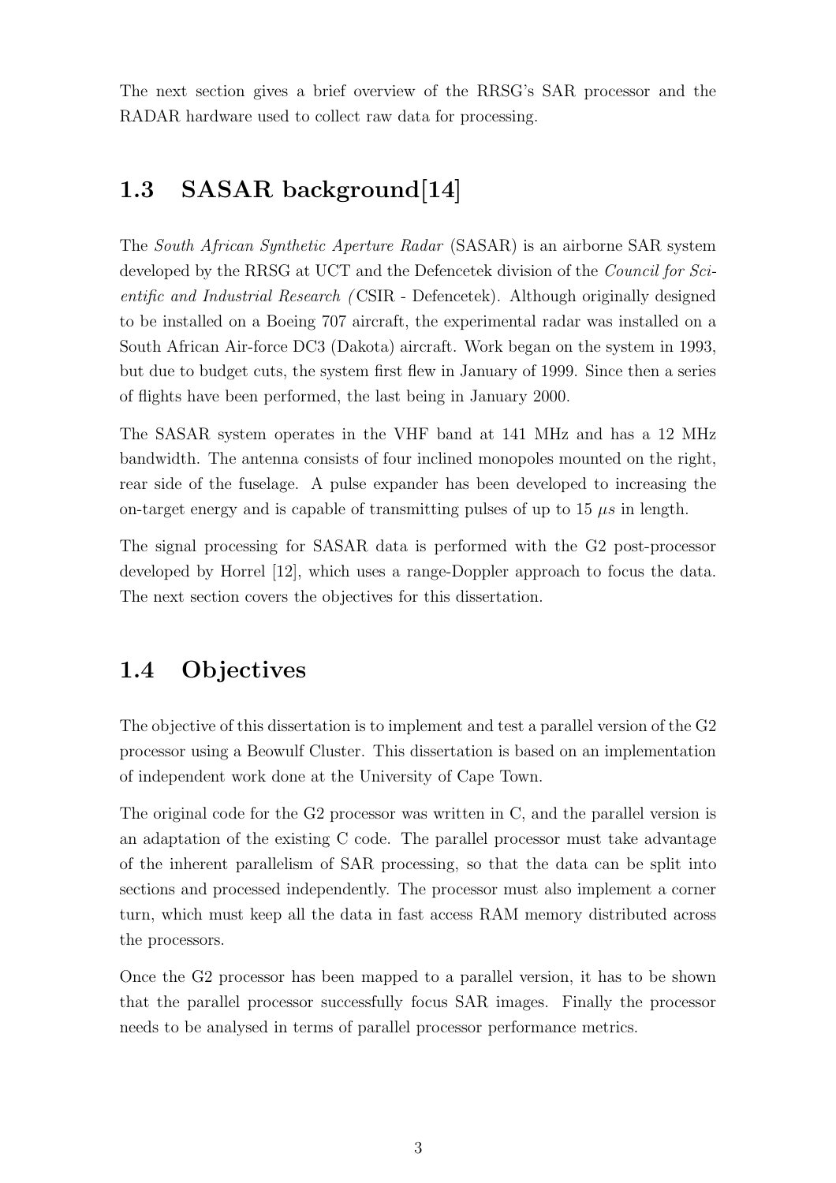The next section gives a brief overview of the RRSG's SAR processor and the RADAR hardware used to collect raw data for processing.

## 1.3 SASAR background[14]

The *South African Synthetic Aperture Radar* (SASAR) is an airborne SAR system developed by the RRSG at UCT and the Defencetek division of the *Council for Scientific and Industrial Research (* CSIR - Defencetek). Although originally designed to be installed on a Boeing 707 aircraft, the experimental radar was installed on a South African Air-force DC3 (Dakota) aircraft. Work began on the system in 1993, but due to budget cuts, the system first flew in January of 1999. Since then a series of flights have been performed, the last being in January 2000.

The SASAR system operates in the VHF band at 141 MHz and has a 12 MHz bandwidth. The antenna consists of four inclined monopoles mounted on the right, rear side of the fuselage. A pulse expander has been developed to increasing the on-target energy and is capable of transmitting pulses of up to 15 $\mu s$ in length.

The signal processing for SASAR data is performed with the G2 post-processor developed by Horrel [12], which uses a range-Doppler approach to focus the data. The next section covers the objectives for this dissertation.

## 1.4 Objectives

The objective of this dissertation is to implement and test a parallel version of the G2 processor using a Beowulf Cluster. This dissertation is based on an implementation of independent work done at the University of Cape Town.

The original code for the G2 processor was written in C, and the parallel version is an adaptation of the existing C code. The parallel processor must take advantage of the inherent parallelism of SAR processing, so that the data can be split into sections and processed independently. The processor must also implement a corner turn, which must keep all the data in fast access RAM memory distributed across the processors.

Once the G2 processor has been mapped to a parallel version, it has to be shown that the parallel processor successfully focus SAR images. Finally the processor needs to be analysed in terms of parallel processor performance metrics.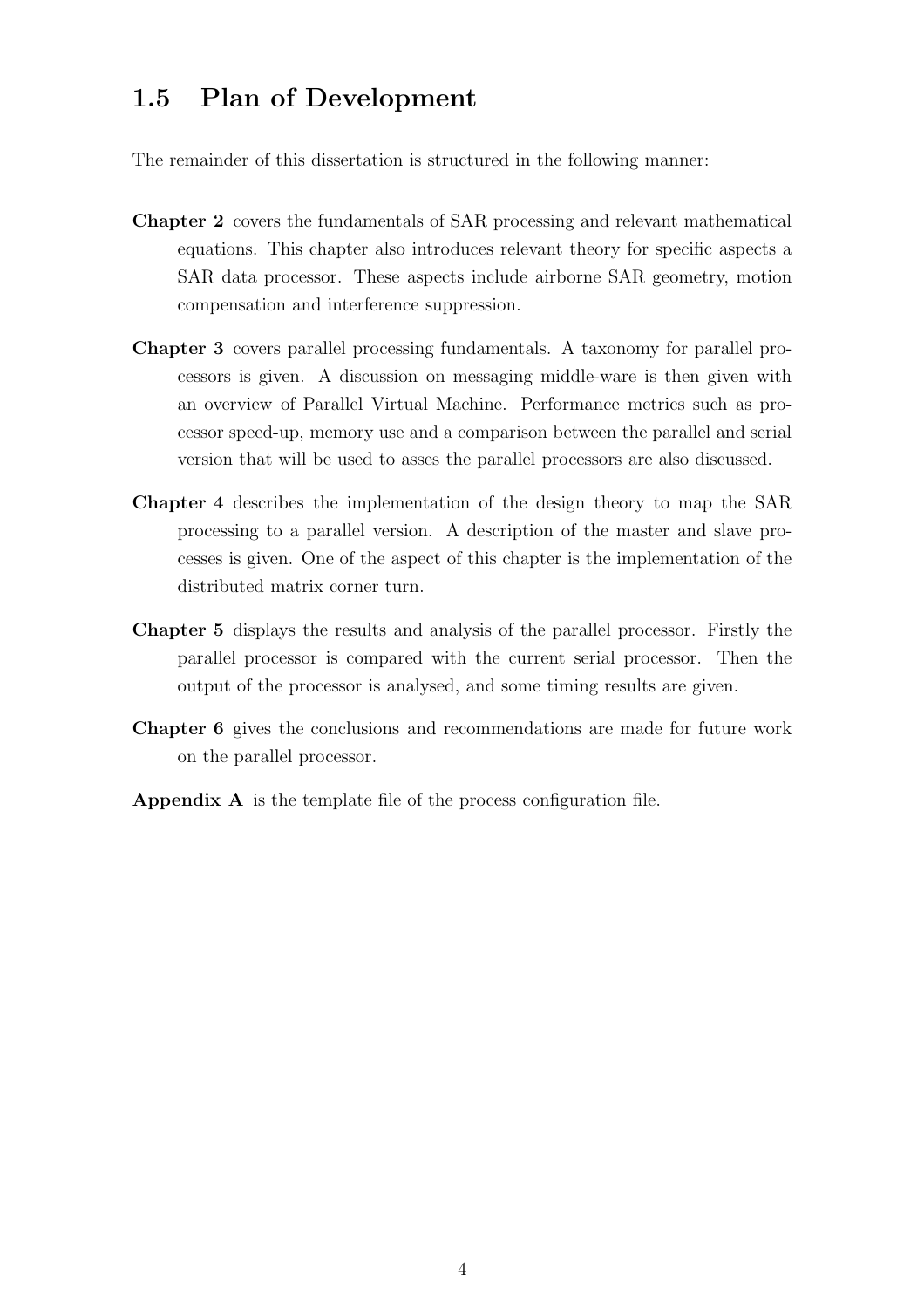## 1.5 Plan of Development

The remainder of this dissertation is structured in the following manner:

**Chapter 2** covers the fundamentals of SAR processing and relevant mathematical equations. This chapter also introduces relevant theory for specific aspects a SAR data processor. These aspects include airborne SAR geometry, motion compensation and interference suppression.

**Chapter 3** covers parallel processing fundamentals. A taxonomy for parallel processors is given. A discussion on messaging middle-ware is then given with an overview of Parallel Virtual Machine. Performance metrics such as processor speed-up, memory use and a comparison between the parallel and serial version that will be used to asses the parallel processors are also discussed.

**Chapter 4** describes the implementation of the design theory to map the SAR processing to a parallel version. A description of the master and slave processes is given. One of the aspect of this chapter is the implementation of the distributed matrix corner turn.

**Chapter 5** displays the results and analysis of the parallel processor. Firstly the parallel processor is compared with the current serial processor. Then the output of the processor is analysed, and some timing results are given.

**Chapter 6** gives the conclusions and recommendations are made for future work on the parallel processor.

**Appendix A** is the template file of the process configuration file.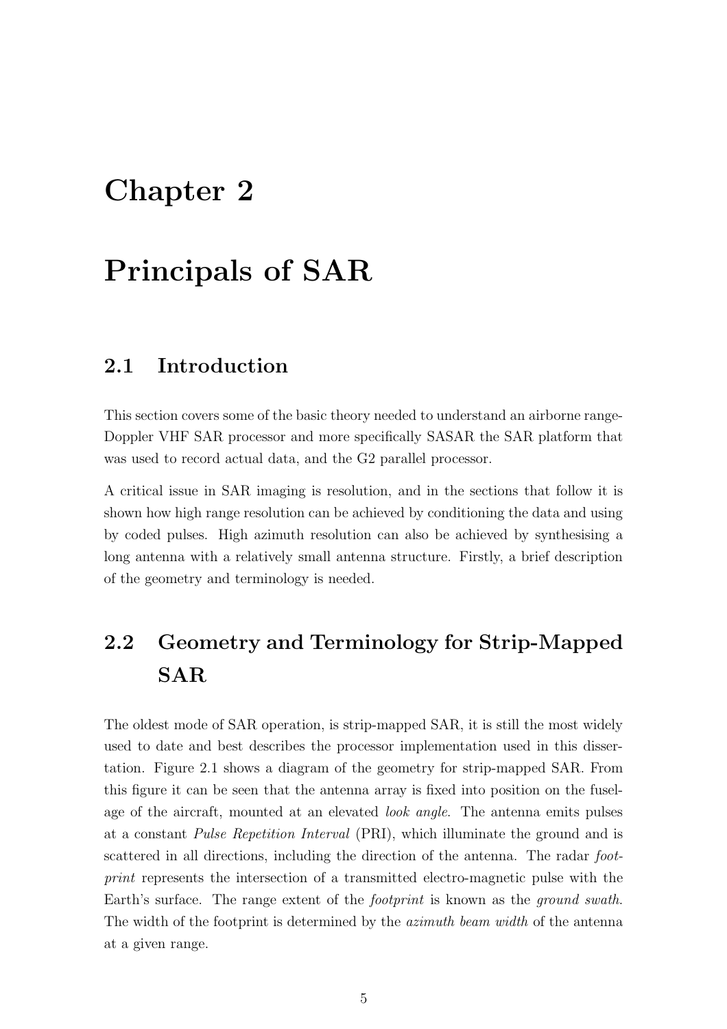# Chapter 2

# Principals of SAR

## 2.1 Introduction

This section covers some of the basic theory needed to understand an airborne range-Doppler VHF SAR processor and more specifically SASAR the SAR platform that was used to record actual data, and the G2 parallel processor.

A critical issue in SAR imaging is resolution, and in the sections that follow it is shown how high range resolution can be achieved by conditioning the data and using by coded pulses. High azimuth resolution can also be achieved by synthesising a long antenna with a relatively small antenna structure. Firstly, a brief description of the geometry and terminology is needed.

## 2.2 Geometry and Terminology for Strip-Mapped SAR

The oldest mode of SAR operation, is strip-mapped SAR, it is still the most widely used to date and best describes the processor implementation used in this dissertation. Figure 2.1 shows a diagram of the geometry for strip-mapped SAR. From this figure it can be seen that the antenna array is fixed into position on the fuselage of the aircraft, mounted at an elevated *look angle*. The antenna emits pulses at a constant *Pulse Repetition Interval* (PRI), which illuminate the ground and is scattered in all directions, including the direction of the antenna. The radar *footprint* represents the intersection of a transmitted electro-magnetic pulse with the Earth's surface. The range extent of the *footprint* is known as the *ground swath*. The width of the footprint is determined by the *azimuth beam width* of the antenna at a given range.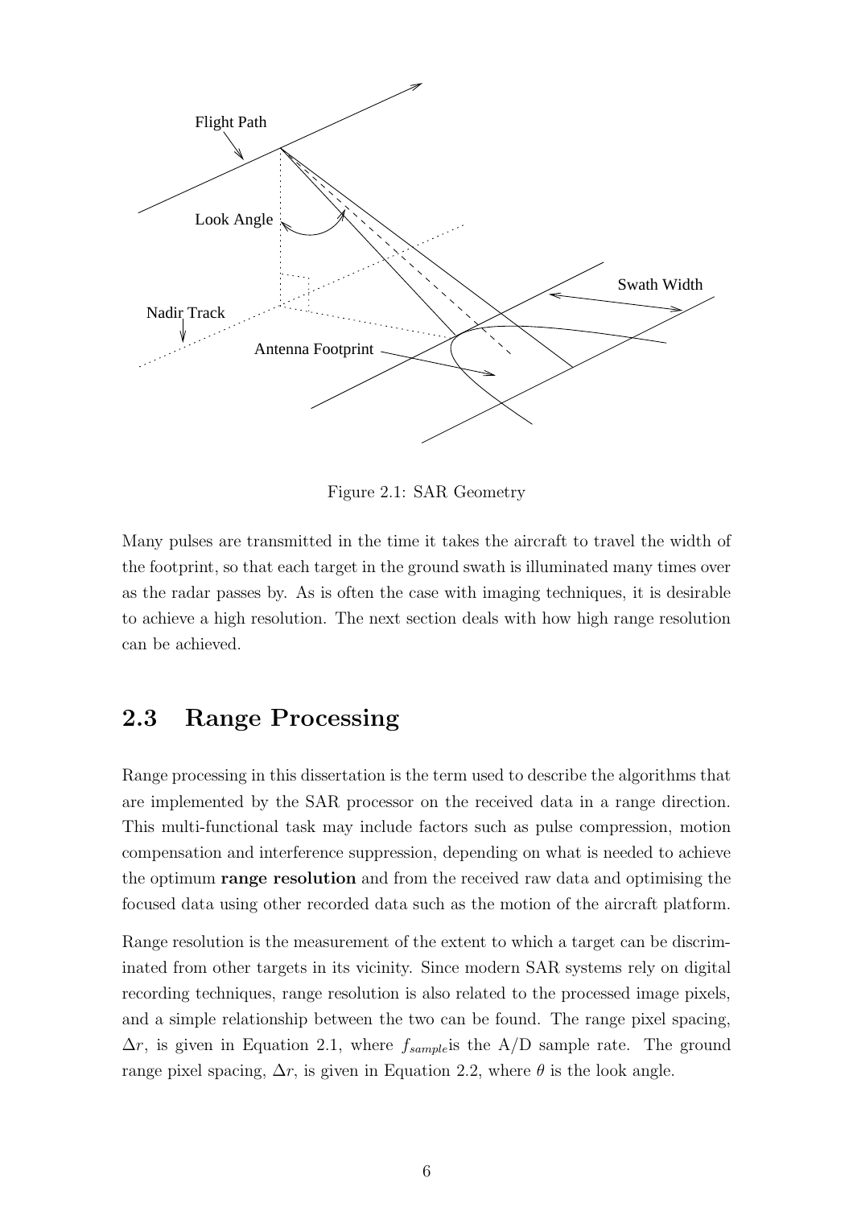Figure 2.1: SAR Geometry

Many pulses are transmitted in the time it takes the aircraft to travel the width of the footprint, so that each target in the ground swath is illuminated many times over as the radar passes by. As is often the case with imaging techniques, it is desirable to achieve a high resolution. The next section deals with how high range resolution can be achieved.

## 2.3 Range Processing

Range processing in this dissertation is the term used to describe the algorithms that are implemented by the SAR processor on the received data in a range direction. This multi-functional task may include factors such as pulse compression, motion compensation and interference suppression, depending on what is needed to achieve the optimum **range resolution** and from the received raw data and optimising the focused data using other recorded data such as the motion of the aircraft platform.

Range resolution is the measurement of the extent to which a target can be discriminated from other targets in its vicinity. Since modern SAR systems rely on digital recording techniques, range resolution is also related to the processed image pixels, and a simple relationship between the two can be found. The range pixel spacing, $\Delta r$, is given in Equation 2.1, where $f_{sample}$is the A/D sample rate. The ground range pixel spacing, $\Delta r$, is given in Equation 2.2, where $\theta$ is the look angle.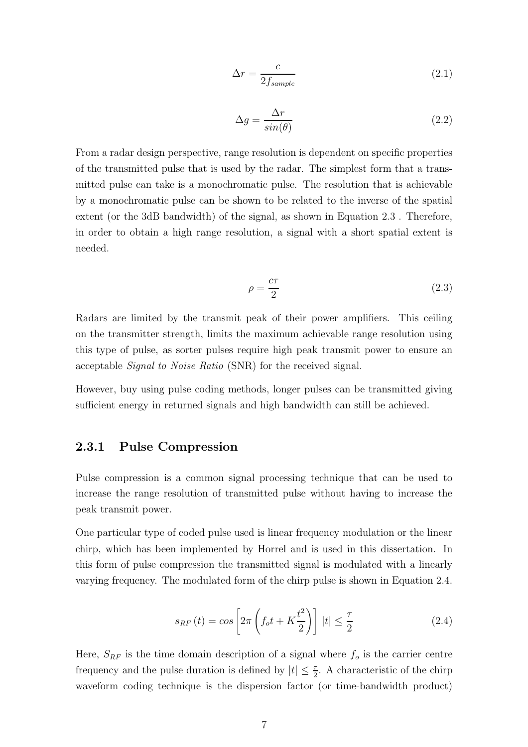$$\Delta r = \frac{c}{2 f_{sample}} \tag{2.1}$$

$$\Delta g = \frac{\Delta r}{sin(\theta)} \tag{2.2}$$

From a radar design perspective, range resolution is dependent on specific properties of the transmitted pulse that is used by the radar. The simplest form that a transmitted pulse can take is a monochromatic pulse. The resolution that is achievable by a monochromatic pulse can be shown to be related to the inverse of the spatial extent (or the 3dB bandwidth) of the signal, as shown in Equation 2.3 . Therefore, in order to obtain a high range resolution, a signal with a short spatial extent is needed.

$$\rho = \frac{c\tau}{2} \tag{2.3}$$

Radars are limited by the transmit peak of their power amplifiers. This ceiling on the transmitter strength, limits the maximum achievable range resolution using this type of pulse, as sorter pulses require high peak transmit power to ensure an acceptable *Signal to Noise Ratio* (SNR) for the received signal.

However, buy using pulse coding methods, longer pulses can be transmitted giving sufficient energy in returned signals and high bandwidth can still be achieved.

### 2.3.1 Pulse Compression

Pulse compression is a common signal processing technique that can be used to increase the range resolution of transmitted pulse without having to increase the peak transmit power.

One particular type of coded pulse used is linear frequency modulation or the linear chirp, which has been implemented by Horrel and is used in this dissertation. In this form of pulse compression the transmitted signal is modulated with a linearly varying frequency. The modulated form of the chirp pulse is shown in Equation 2.4.

$$s_{RF}(t) = cos\left[2\pi\left(f_o t + K\frac{t^2}{2}\right)\right] \; |t| \leq \frac{\tau}{2} \tag{2.4}$$

Here, $S_{RF}$ is the time domain description of a signal where $f_o$ is the carrier centre frequency and the pulse duration is defined by $|t| \leq \frac{\tau}{2}$. A characteristic of the chirp waveform coding technique is the dispersion factor (or time-bandwidth product)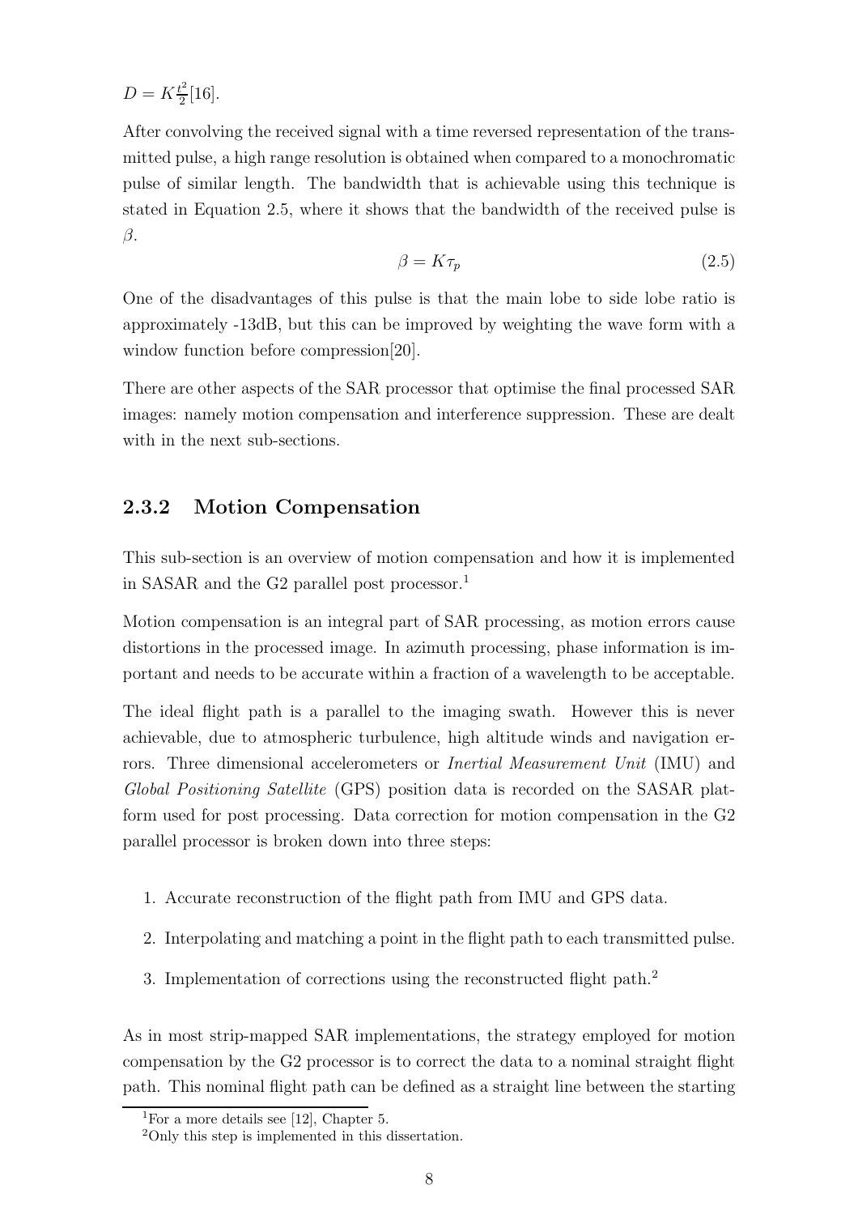$D = K\frac{t^2}{2}$[16].

After convolving the received signal with a time reversed representation of the transmitted pulse, a high range resolution is obtained when compared to a monochromatic pulse of similar length. The bandwidth that is achievable using this technique is stated in Equation 2.5, where it shows that the bandwidth of the received pulse is $\beta$.

$$\beta = K\tau_p \tag{2.5}$$

One of the disadvantages of this pulse is that the main lobe to side lobe ratio is approximately -13dB, but this can be improved by weighting the wave form with a window function before compression[20].

There are other aspects of the SAR processor that optimise the final processed SAR images: namely motion compensation and interference suppression. These are dealt with in the next sub-sections.

### 2.3.2 Motion Compensation

This sub-section is an overview of motion compensation and how it is implemented in SASAR and the G2 parallel post processor.[1]

Motion compensation is an integral part of SAR processing, as motion errors cause distortions in the processed image. In azimuth processing, phase information is important and needs to be accurate within a fraction of a wavelength to be acceptable.

The ideal flight path is a parallel to the imaging swath. However this is never achievable, due to atmospheric turbulence, high altitude winds and navigation errors. Three dimensional accelerometers or *Inertial Measurement Unit* (IMU) and *Global Positioning Satellite* (GPS) position data is recorded on the SASAR platform used for post processing. Data correction for motion compensation in the G2 parallel processor is broken down into three steps:

1. Accurate reconstruction of the flight path from IMU and GPS data.
2. Interpolating and matching a point in the flight path to each transmitted pulse.
3. Implementation of corrections using the reconstructed flight path.[2]

As in most strip-mapped SAR implementations, the strategy employed for motion compensation by the G2 processor is to correct the data to a nominal straight flight path. This nominal flight path can be defined as a straight line between the starting

[1] For a more details see [12], Chapter 5.

[2] Only this step is implemented in this dissertation.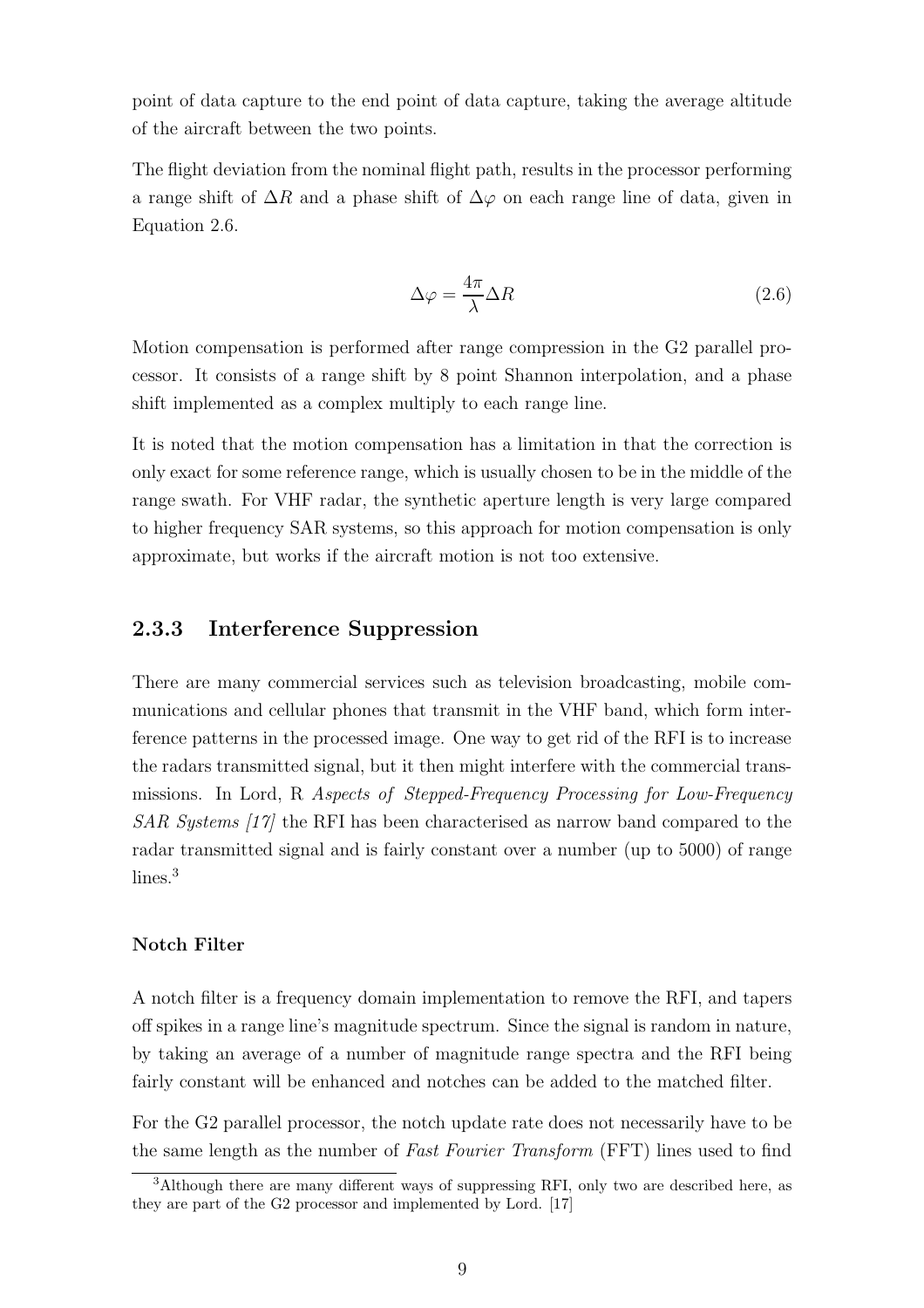point of data capture to the end point of data capture, taking the average altitude of the aircraft between the two points.

The flight deviation from the nominal flight path, results in the processor performing a range shift of $\Delta R$ and a phase shift of $\Delta\varphi$ on each range line of data, given in Equation 2.6.

$$\Delta\varphi = \frac{4\pi}{\lambda}\Delta R \tag{2.6}$$

Motion compensation is performed after range compression in the G2 parallel processor. It consists of a range shift by 8 point Shannon interpolation, and a phase shift implemented as a complex multiply to each range line.

It is noted that the motion compensation has a limitation in that the correction is only exact for some reference range, which is usually chosen to be in the middle of the range swath. For VHF radar, the synthetic aperture length is very large compared to higher frequency SAR systems, so this approach for motion compensation is only approximate, but works if the aircraft motion is not too extensive.

### 2.3.3 Interference Suppression

There are many commercial services such as television broadcasting, mobile communications and cellular phones that transmit in the VHF band, which form interference patterns in the processed image. One way to get rid of the RFI is to increase the radars transmitted signal, but it then might interfere with the commercial transmissions. In Lord, R *Aspects of Stepped-Frequency Processing for Low-Frequency SAR Systems [17]* the RFI has been characterised as narrow band compared to the radar transmitted signal and is fairly constant over a number (up to 5000) of range lines.[3]

#### Notch Filter

A notch filter is a frequency domain implementation to remove the RFI, and tapers off spikes in a range line's magnitude spectrum. Since the signal is random in nature, by taking an average of a number of magnitude range spectra and the RFI being fairly constant will be enhanced and notches can be added to the matched filter.

For the G2 parallel processor, the notch update rate does not necessarily have to be the same length as the number of *Fast Fourier Transform* (FFT) lines used to find

[3] Although there are many different ways of suppressing RFI, only two are described here, as they are part of the G2 processor and implemented by Lord. [17]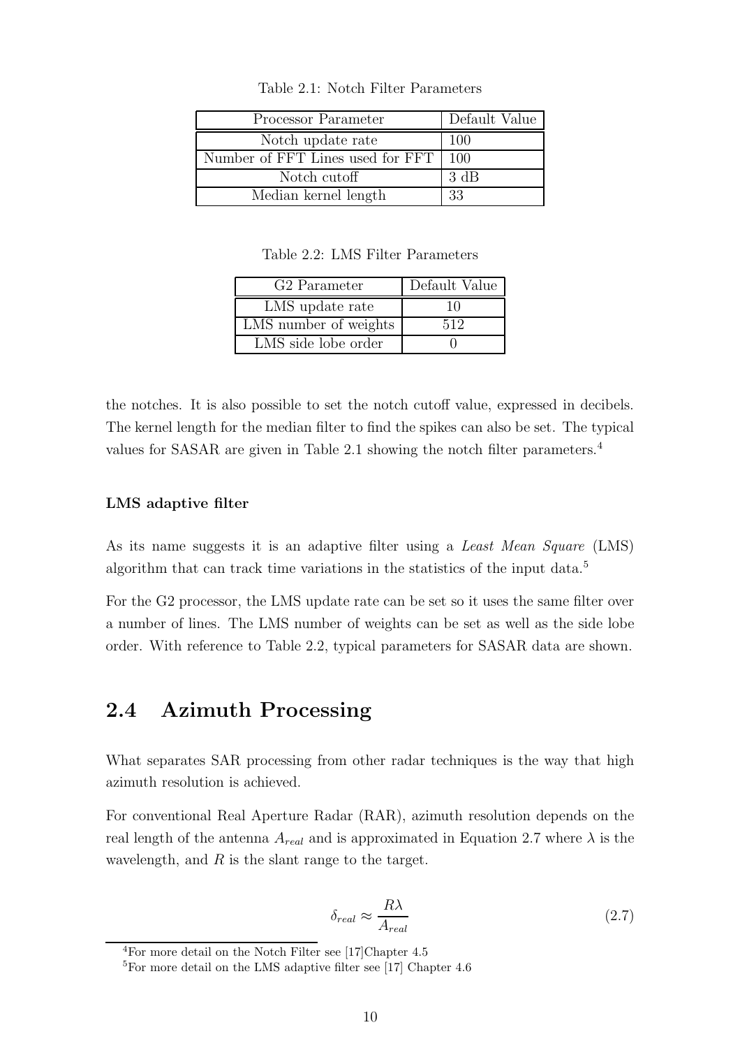Table 2.1: Notch Filter Parameters

| Processor Parameter | Default Value |
|---|---|
| Notch update rate | 100 |
| Number of FFT Lines used for FFT | 100 |
| Notch cutoff | 3 dB |
| Median kernel length | 33 |

Table 2.2: LMS Filter Parameters

| G2 Parameter | Default Value |
|---|---|
| LMS update rate | 10 |
| LMS number of weights | 512 |
| LMS side lobe order | 0 |

the notches. It is also possible to set the notch cutoff value, expressed in decibels. The kernel length for the median filter to find the spikes can also be set. The typical values for SASAR are given in Table 2.1 showing the notch filter parameters.[4]

#### LMS adaptive filter

As its name suggests it is an adaptive filter using a *Least Mean Square* (LMS) algorithm that can track time variations in the statistics of the input data.[5]

For the G2 processor, the LMS update rate can be set so it uses the same filter over a number of lines. The LMS number of weights can be set as well as the side lobe order. With reference to Table 2.2, typical parameters for SASAR data are shown.

## 2.4 Azimuth Processing

What separates SAR processing from other radar techniques is the way that high azimuth resolution is achieved.

For conventional Real Aperture Radar (RAR), azimuth resolution depends on the real length of the antenna $A_{real}$ and is approximated in Equation 2.7 where $\lambda$ is the wavelength, and $R$ is the slant range to the target.

$$\delta_{real} \approx \frac{R\lambda}{A_{real}} \tag{2.7}$$

[4] For more detail on the Notch Filter see [17]Chapter 4.5

[5] For more detail on the LMS adaptive filter see [17] Chapter 4.6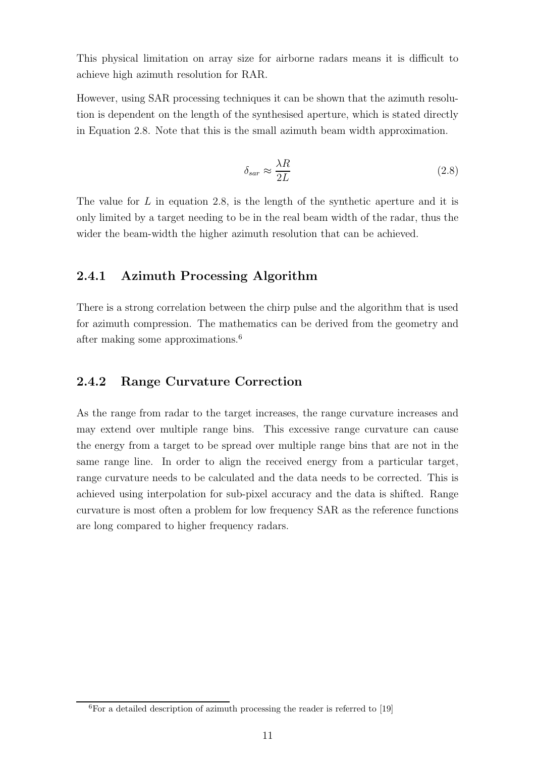This physical limitation on array size for airborne radars means it is difficult to achieve high azimuth resolution for RAR.

However, using SAR processing techniques it can be shown that the azimuth resolution is dependent on the length of the synthesised aperture, which is stated directly in Equation 2.8. Note that this is the small azimuth beam width approximation.

$$\delta_{sar} \approx \frac{\lambda R}{2L} \tag{2.8}$$

The value for $L$ in equation 2.8, is the length of the synthetic aperture and it is only limited by a target needing to be in the real beam width of the radar, thus the wider the beam-width the higher azimuth resolution that can be achieved.

### 2.4.1 Azimuth Processing Algorithm

There is a strong correlation between the chirp pulse and the algorithm that is used for azimuth compression. The mathematics can be derived from the geometry and after making some approximations.[6]

### 2.4.2 Range Curvature Correction

As the range from radar to the target increases, the range curvature increases and may extend over multiple range bins. This excessive range curvature can cause the energy from a target to be spread over multiple range bins that are not in the same range line. In order to align the received energy from a particular target, range curvature needs to be calculated and the data needs to be corrected. This is achieved using interpolation for sub-pixel accuracy and the data is shifted. Range curvature is most often a problem for low frequency SAR as the reference functions are long compared to higher frequency radars.

[6] For a detailed description of azimuth processing the reader is referred to [19]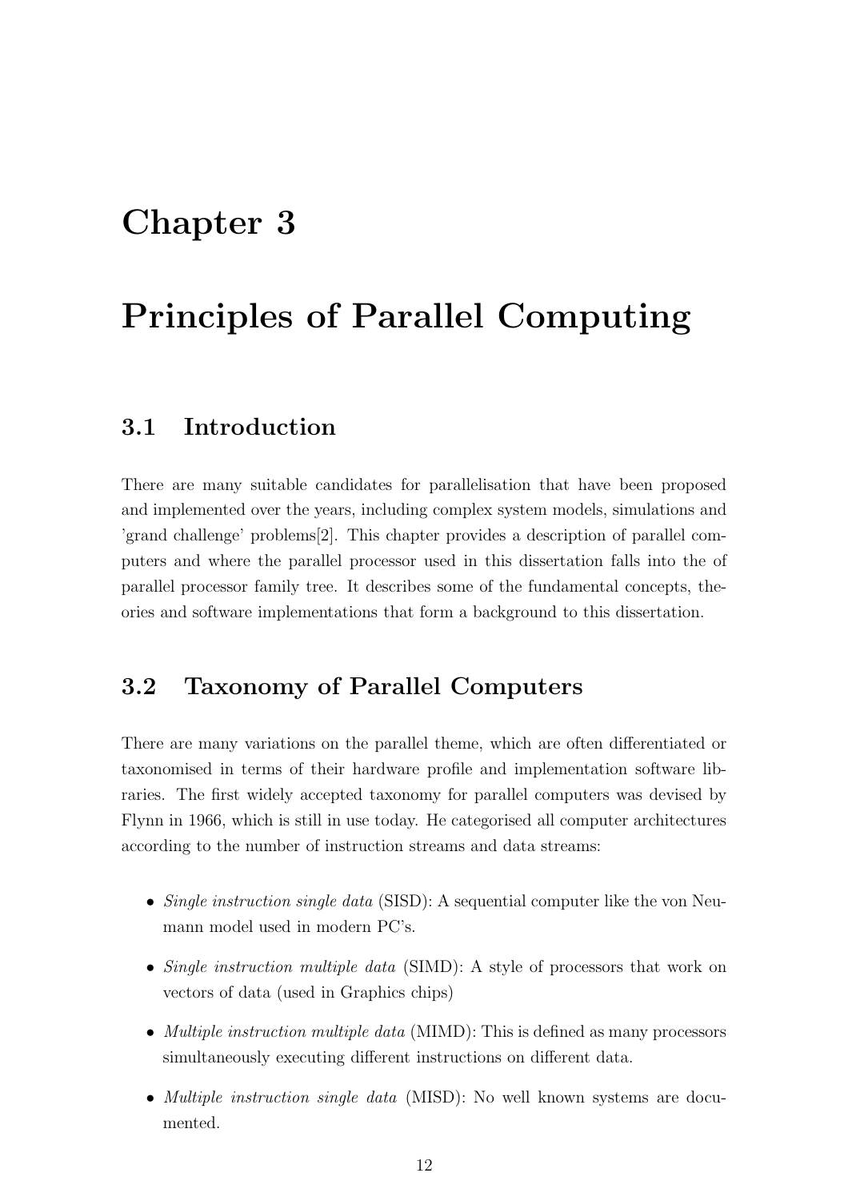# Chapter 3

# Principles of Parallel Computing

## 3.1 Introduction

There are many suitable candidates for parallelisation that have been proposed and implemented over the years, including complex system models, simulations and 'grand challenge' problems[2]. This chapter provides a description of parallel computers and where the parallel processor used in this dissertation falls into the of parallel processor family tree. It describes some of the fundamental concepts, theories and software implementations that form a background to this dissertation.

## 3.2 Taxonomy of Parallel Computers

There are many variations on the parallel theme, which are often differentiated or taxonomised in terms of their hardware profile and implementation software libraries. The first widely accepted taxonomy for parallel computers was devised by Flynn in 1966, which is still in use today. He categorised all computer architectures according to the number of instruction streams and data streams:

- *Single instruction single data* (SISD): A sequential computer like the von Neumann model used in modern PC's.
- *Single instruction multiple data* (SIMD): A style of processors that work on vectors of data (used in Graphics chips)
- *Multiple instruction multiple data* (MIMD): This is defined as many processors simultaneously executing different instructions on different data.
- *Multiple instruction single data* (MISD): No well known systems are documented.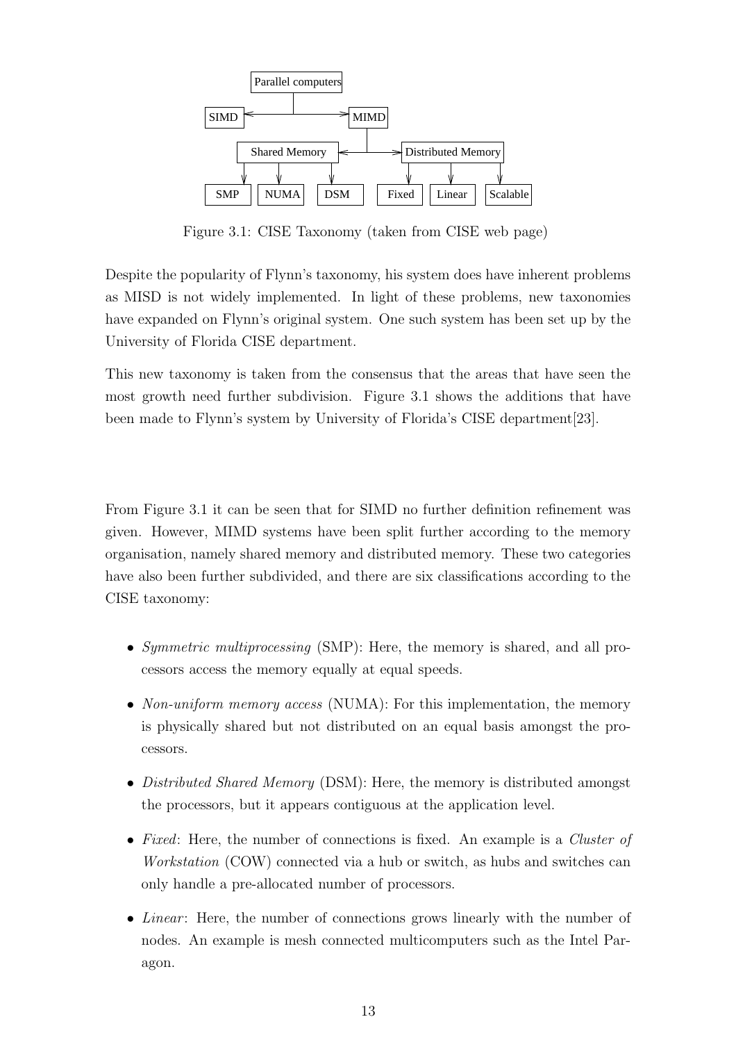Figure 3.1: CISE Taxonomy (taken from CISE web page)

Despite the popularity of Flynn's taxonomy, his system does have inherent problems as MISD is not widely implemented. In light of these problems, new taxonomies have expanded on Flynn's original system. One such system has been set up by the University of Florida CISE department.

This new taxonomy is taken from the consensus that the areas that have seen the most growth need further subdivision. Figure 3.1 shows the additions that have been made to Flynn's system by University of Florida's CISE department[23].

From Figure 3.1 it can be seen that for SIMD no further definition refinement was given. However, MIMD systems have been split further according to the memory organisation, namely shared memory and distributed memory. These two categories have also been further subdivided, and there are six classifications according to the CISE taxonomy:

- *Symmetric multiprocessing* (SMP): Here, the memory is shared, and all processors access the memory equally at equal speeds.
- *Non-uniform memory access* (NUMA): For this implementation, the memory is physically shared but not distributed on an equal basis amongst the processors.
- *Distributed Shared Memory* (DSM): Here, the memory is distributed amongst the processors, but it appears contiguous at the application level.
- *Fixed*: Here, the number of connections is fixed. An example is a *Cluster of Workstation* (COW) connected via a hub or switch, as hubs and switches can only handle a pre-allocated number of processors.
- *Linear*: Here, the number of connections grows linearly with the number of nodes. An example is mesh connected multicomputers such as the Intel Paragon.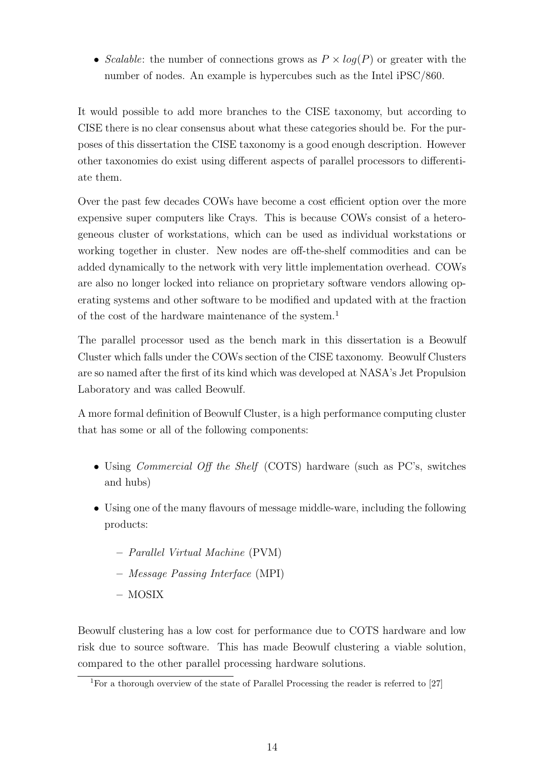- *Scalable*: the number of connections grows as $P \times log(P)$ or greater with the number of nodes. An example is hypercubes such as the Intel iPSC/860.

It would possible to add more branches to the CISE taxonomy, but according to CISE there is no clear consensus about what these categories should be. For the purposes of this dissertation the CISE taxonomy is a good enough description. However other taxonomies do exist using different aspects of parallel processors to differentiate them.

Over the past few decades COWs have become a cost efficient option over the more expensive super computers like Crays. This is because COWs consist of a heterogeneous cluster of workstations, which can be used as individual workstations or working together in cluster. New nodes are off-the-shelf commodities and can be added dynamically to the network with very little implementation overhead. COWs are also no longer locked into reliance on proprietary software vendors allowing operating systems and other software to be modified and updated with at the fraction of the cost of the hardware maintenance of the system.[1]

The parallel processor used as the bench mark in this dissertation is a Beowulf Cluster which falls under the COWs section of the CISE taxonomy. Beowulf Clusters are so named after the first of its kind which was developed at NASA's Jet Propulsion Laboratory and was called Beowulf.

A more formal definition of Beowulf Cluster, is a high performance computing cluster that has some or all of the following components:

- Using *Commercial Off the Shelf* (COTS) hardware (such as PC's, switches and hubs)
- Using one of the many flavours of message middle-ware, including the following products:
  - *Parallel Virtual Machine* (PVM)
  - *Message Passing Interface* (MPI)
  - MOSIX

Beowulf clustering has a low cost for performance due to COTS hardware and low risk due to source software. This has made Beowulf clustering a viable solution, compared to the other parallel processing hardware solutions.

[1] For a thorough overview of the state of Parallel Processing the reader is referred to [27]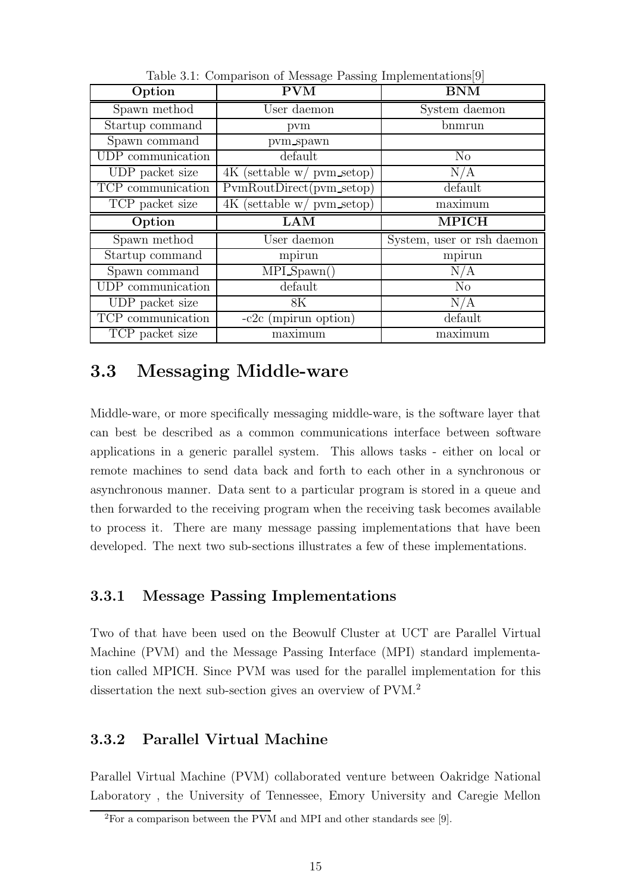Table 3.1: Comparison of Message Passing Implementations[9]

| Option | PVM | BNM |
|---|---|---|
| Spawn method | User daemon | System daemon |
| Startup command | pvm | bnmrun |
| Spawn command | pvm_spawn | |
| UDP communication | default | No |
| UDP packet size | 4K (settable w/ pvm_setop) | N/A |
| TCP communication | PvmRoutDirect(pvm_setop) | default |
| TCP packet size | 4K (settable w/ pvm_setop) | maximum |
| **Option** | **LAM** | **MPICH** |
| Spawn method | User daemon | System, user or rsh daemon |
| Startup command | mpirun | mpirun |
| Spawn command | MPI_Spawn() | N/A |
| UDP communication | default | No |
| UDP packet size | 8K | N/A |
| TCP communication | -c2c (mpirun option) | default |
| TCP packet size | maximum | maximum |

## 3.3 Messaging Middle-ware

Middle-ware, or more specifically messaging middle-ware, is the software layer that can best be described as a common communications interface between software applications in a generic parallel system. This allows tasks - either on local or remote machines to send data back and forth to each other in a synchronous or asynchronous manner. Data sent to a particular program is stored in a queue and then forwarded to the receiving program when the receiving task becomes available to process it. There are many message passing implementations that have been developed. The next two sub-sections illustrates a few of these implementations.

### 3.3.1 Message Passing Implementations

Two of that have been used on the Beowulf Cluster at UCT are Parallel Virtual Machine (PVM) and the Message Passing Interface (MPI) standard implementation called MPICH. Since PVM was used for the parallel implementation for this dissertation the next sub-section gives an overview of PVM.[2]

### 3.3.2 Parallel Virtual Machine

Parallel Virtual Machine (PVM) collaborated venture between Oakridge National Laboratory , the University of Tennessee, Emory University and Caregie Mellon

[2] For a comparison between the PVM and MPI and other standards see [9].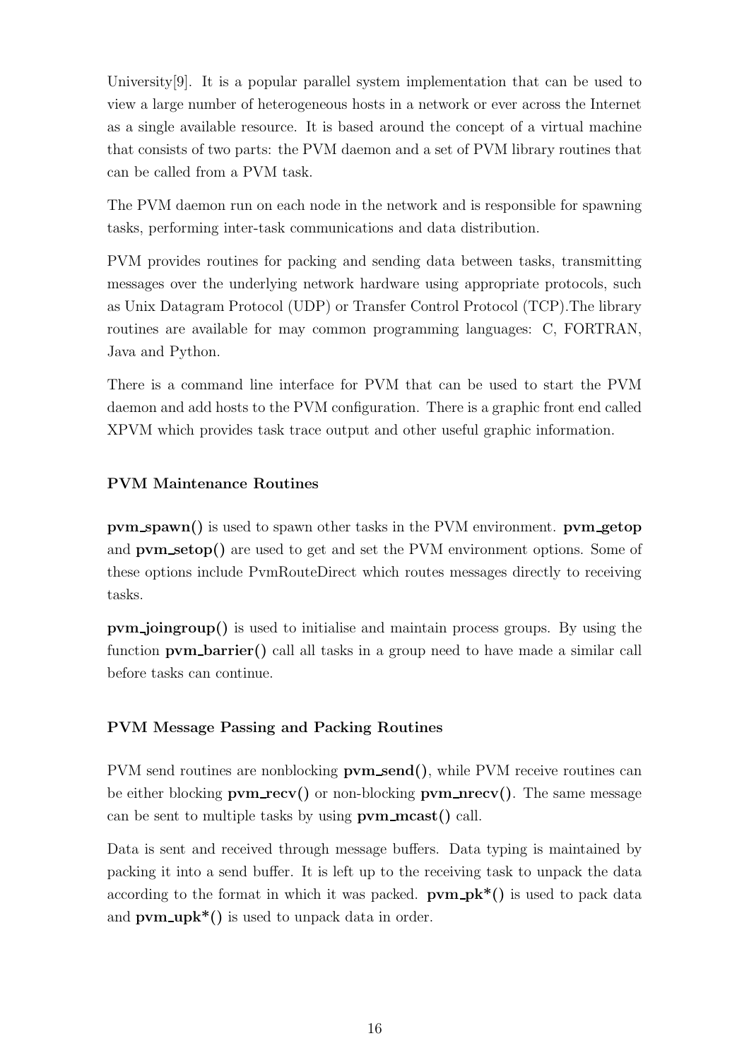University[9]. It is a popular parallel system implementation that can be used to view a large number of heterogeneous hosts in a network or ever across the Internet as a single available resource. It is based around the concept of a virtual machine that consists of two parts: the PVM daemon and a set of PVM library routines that can be called from a PVM task.

The PVM daemon run on each node in the network and is responsible for spawning tasks, performing inter-task communications and data distribution.

PVM provides routines for packing and sending data between tasks, transmitting messages over the underlying network hardware using appropriate protocols, such as Unix Datagram Protocol (UDP) or Transfer Control Protocol (TCP).The library routines are available for may common programming languages: C, FORTRAN, Java and Python.

There is a command line interface for PVM that can be used to start the PVM daemon and add hosts to the PVM configuration. There is a graphic front end called XPVM which provides task trace output and other useful graphic information.

### PVM Maintenance Routines

**pvm_spawn()** is used to spawn other tasks in the PVM environment. **pvm_getop** and **pvm_setop()** are used to get and set the PVM environment options. Some of these options include PvmRouteDirect which routes messages directly to receiving tasks.

**pvm_joingroup()** is used to initialise and maintain process groups. By using the function **pvm_barrier()** call all tasks in a group need to have made a similar call before tasks can continue.

### PVM Message Passing and Packing Routines

PVM send routines are nonblocking **pvm_send()**, while PVM receive routines can be either blocking **pvm_recv()** or non-blocking **pvm_nrecv()**. The same message can be sent to multiple tasks by using **pvm_mcast()** call.

Data is sent and received through message buffers. Data typing is maintained by packing it into a send buffer. It is left up to the receiving task to unpack the data according to the format in which it was packed. **pvm_pk*()** is used to pack data and **pvm_upk*()** is used to unpack data in order.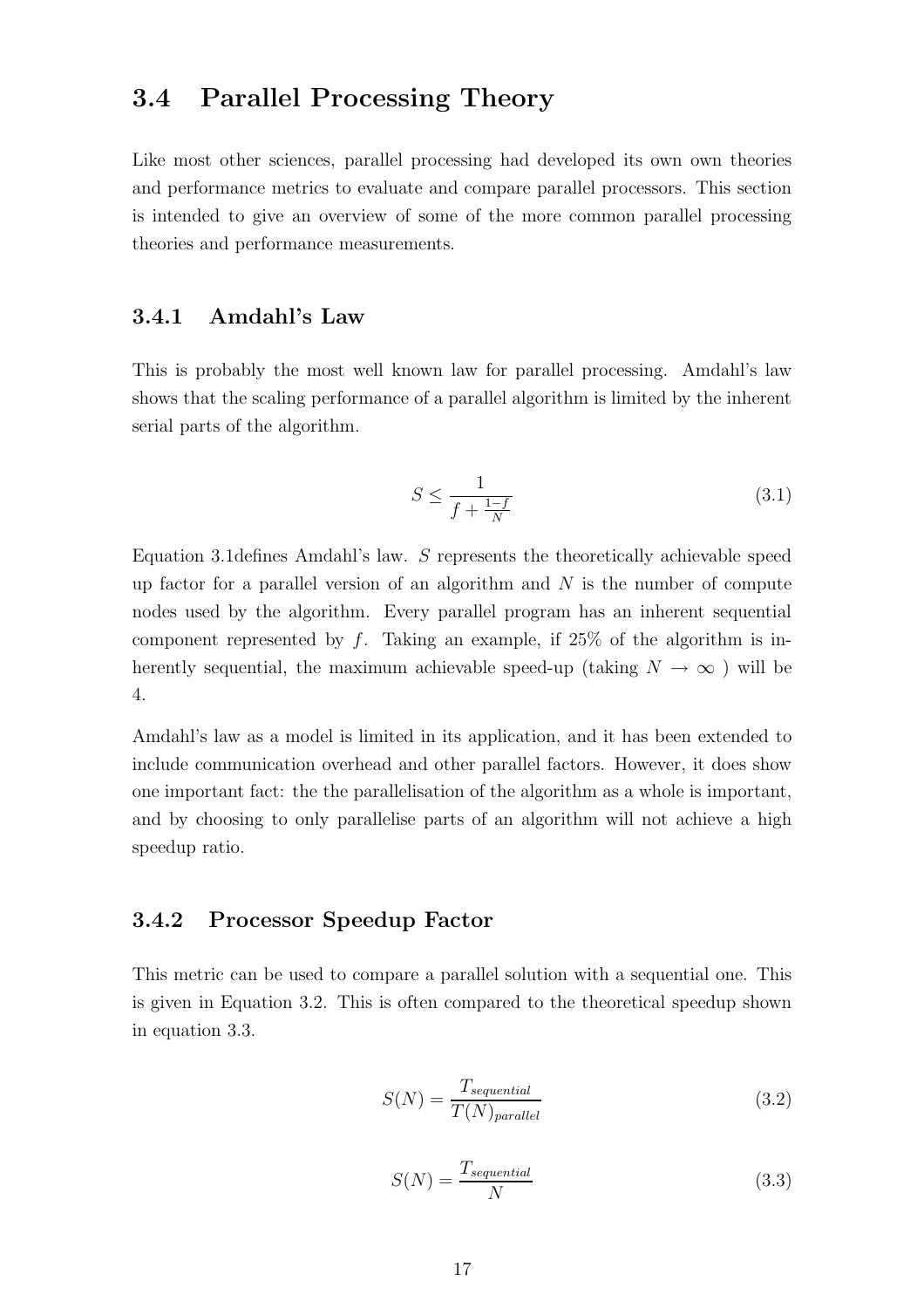## 3.4 Parallel Processing Theory

Like most other sciences, parallel processing had developed its own own theories and performance metrics to evaluate and compare parallel processors. This section is intended to give an overview of some of the more common parallel processing theories and performance measurements.

### 3.4.1 Amdahl's Law

This is probably the most well known law for parallel processing. Amdahl's law shows that the scaling performance of a parallel algorithm is limited by the inherent serial parts of the algorithm.

$$S \leq \frac{1}{f + \frac{1-f}{N}} \tag{3.1}$$

Equation 3.1defines Amdahl's law. $S$ represents the theoretically achievable speed up factor for a parallel version of an algorithm and $N$ is the number of compute nodes used by the algorithm. Every parallel program has an inherent sequential component represented by $f$. Taking an example, if 25% of the algorithm is inherently sequential, the maximum achievable speed-up (taking $N \rightarrow \infty$ ) will be 4.

Amdahl's law as a model is limited in its application, and it has been extended to include communication overhead and other parallel factors. However, it does show one important fact: the the parallelisation of the algorithm as a whole is important, and by choosing to only parallelise parts of an algorithm will not achieve a high speedup ratio.

### 3.4.2 Processor Speedup Factor

This metric can be used to compare a parallel solution with a sequential one. This is given in Equation 3.2. This is often compared to the theoretical speedup shown in equation 3.3.

$$S(N) = \frac{T_{sequential}}{T(N)_{parallel}} \tag{3.2}$$

$$S(N) = \frac{T_{sequential}}{N} \tag{3.3}$$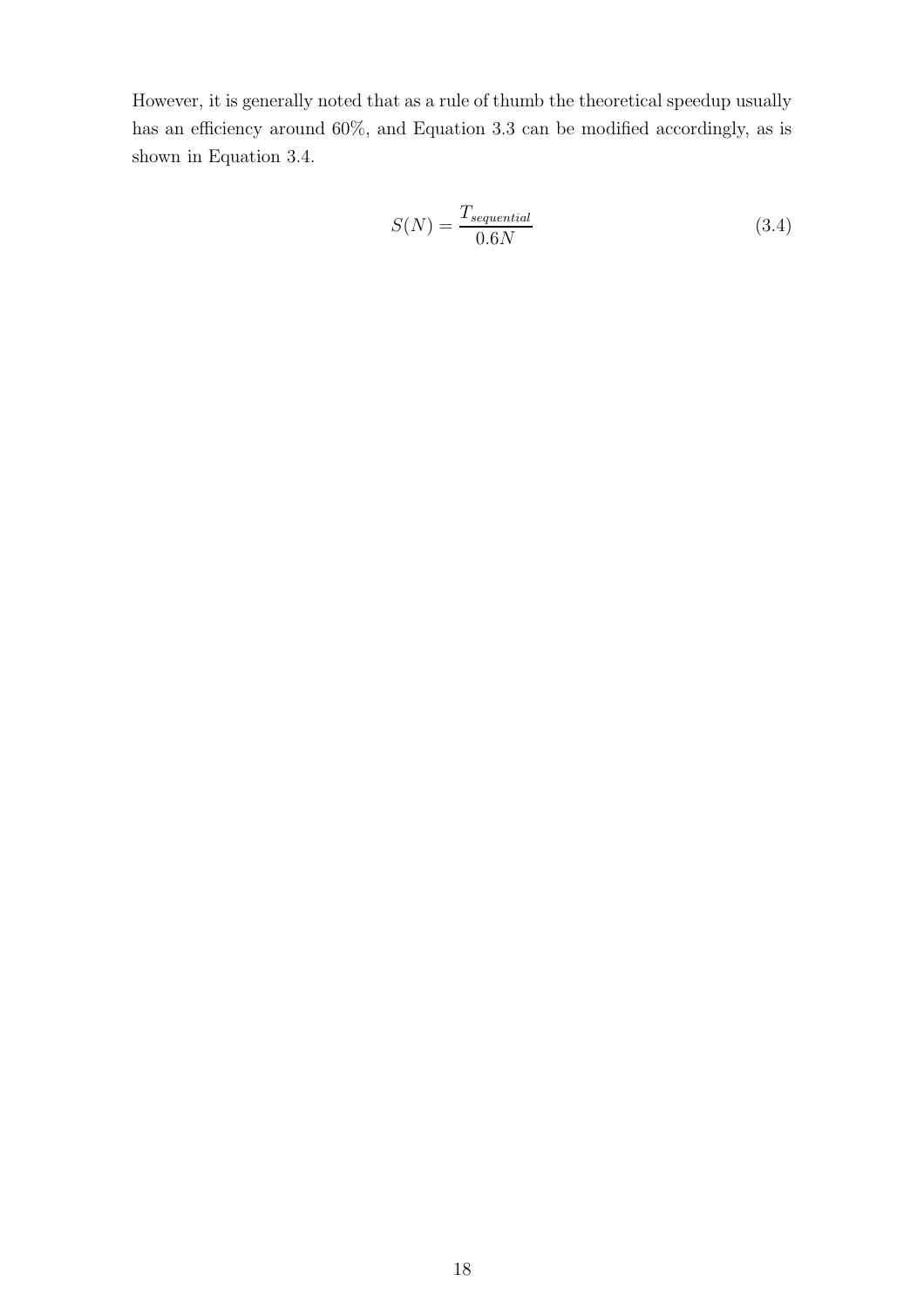However, it is generally noted that as a rule of thumb the theoretical speedup usually has an efficiency around 60%, and Equation 3.3 can be modified accordingly, as is shown in Equation 3.4.

$$S(N) = \frac{T_{sequential}}{0.6N} \tag{3.4}$$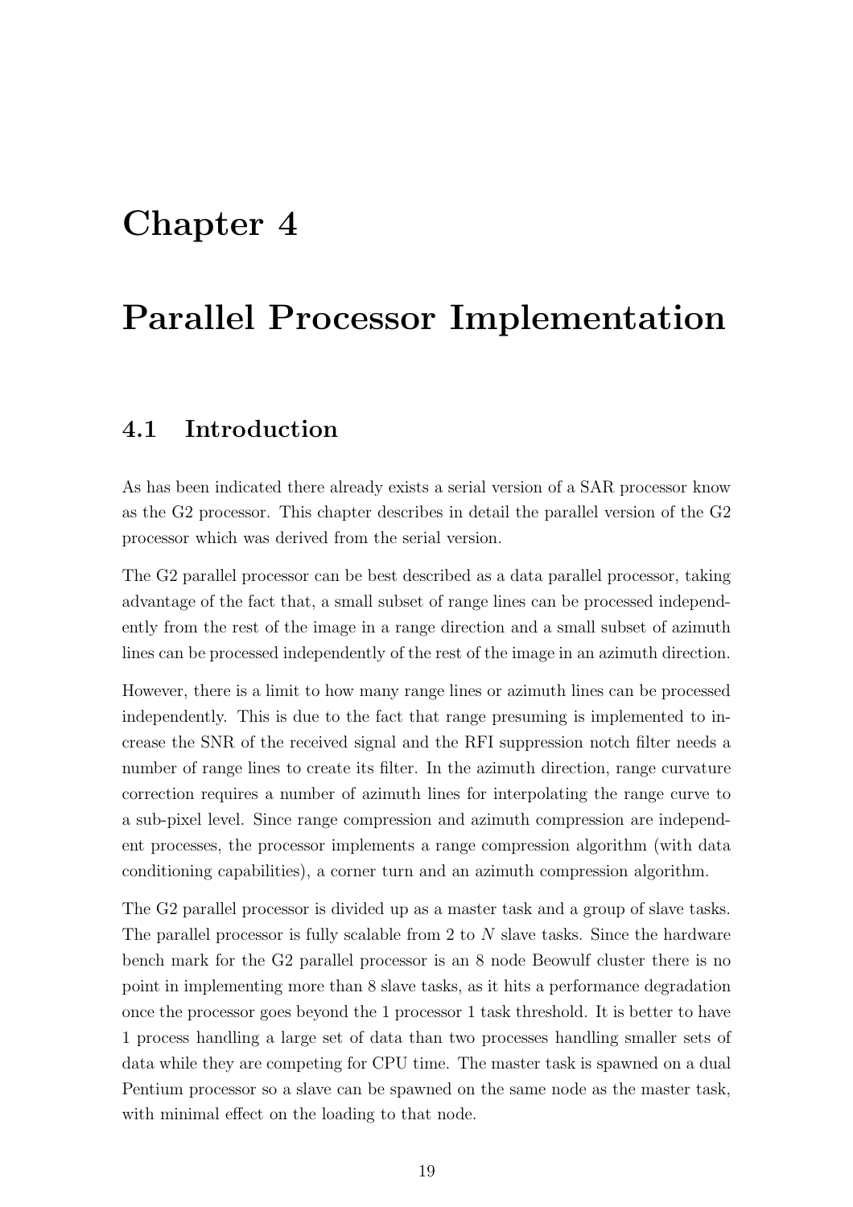# Chapter 4

# Parallel Processor Implementation

## 4.1 Introduction

As has been indicated there already exists a serial version of a SAR processor know as the G2 processor. This chapter describes in detail the parallel version of the G2 processor which was derived from the serial version.

The G2 parallel processor can be best described as a data parallel processor, taking advantage of the fact that, a small subset of range lines can be processed independently from the rest of the image in a range direction and a small subset of azimuth lines can be processed independently of the rest of the image in an azimuth direction.

However, there is a limit to how many range lines or azimuth lines can be processed independently. This is due to the fact that range presuming is implemented to increase the SNR of the received signal and the RFI suppression notch filter needs a number of range lines to create its filter. In the azimuth direction, range curvature correction requires a number of azimuth lines for interpolating the range curve to a sub-pixel level. Since range compression and azimuth compression are independent processes, the processor implements a range compression algorithm (with data conditioning capabilities), a corner turn and an azimuth compression algorithm.

The G2 parallel processor is divided up as a master task and a group of slave tasks. The parallel processor is fully scalable from 2 to $N$ slave tasks. Since the hardware bench mark for the G2 parallel processor is an 8 node Beowulf cluster there is no point in implementing more than 8 slave tasks, as it hits a performance degradation once the processor goes beyond the 1 processor 1 task threshold. It is better to have 1 process handling a large set of data than two processes handling smaller sets of data while they are competing for CPU time. The master task is spawned on a dual Pentium processor so a slave can be spawned on the same node as the master task, with minimal effect on the loading to that node.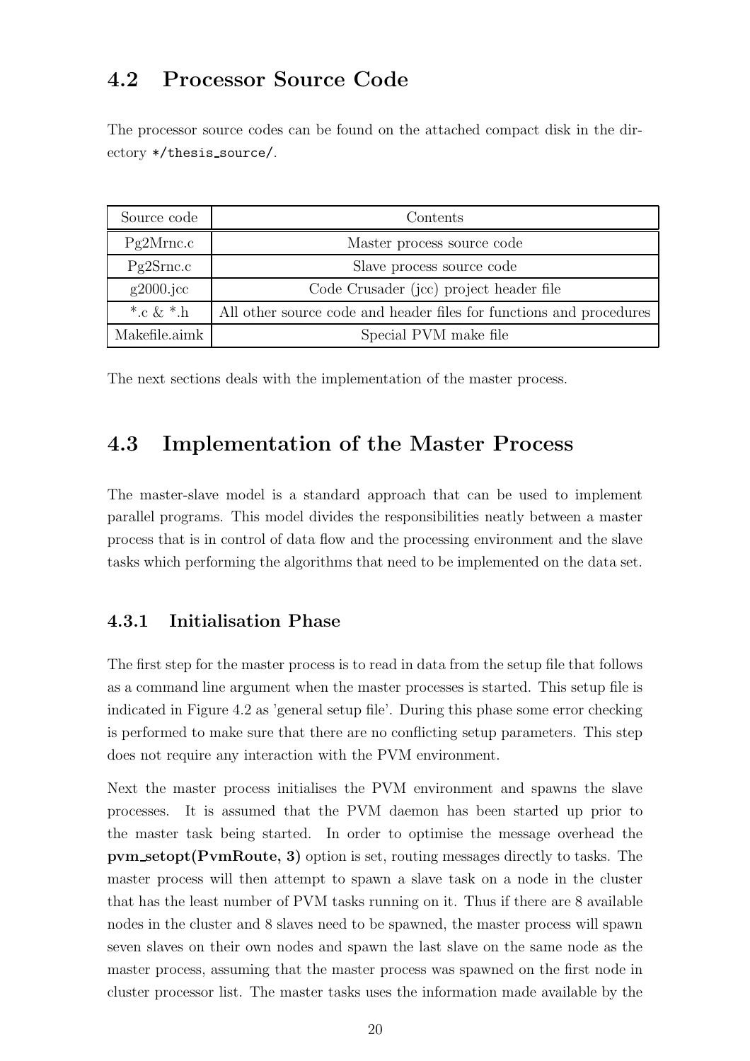## 4.2 Processor Source Code

The processor source codes can be found on the attached compact disk in the directory */thesis_source/.

| Source code | Contents |
|---|---|
| Pg2Mrnc.c | Master process source code |
| Pg2Srnc.c | Slave process source code |
| g2000.jcc | Code Crusader (jcc) project header file |
| *.c & *.h | All other source code and header files for functions and procedures |
| Makefile.aimk | Special PVM make file |

The next sections deals with the implementation of the master process.

## 4.3 Implementation of the Master Process

The master-slave model is a standard approach that can be used to implement parallel programs. This model divides the responsibilities neatly between a master process that is in control of data flow and the processing environment and the slave tasks which performing the algorithms that need to be implemented on the data set.

### 4.3.1 Initialisation Phase

The first step for the master process is to read in data from the setup file that follows as a command line argument when the master processes is started. This setup file is indicated in Figure 4.2 as 'general setup file'. During this phase some error checking is performed to make sure that there are no conflicting setup parameters. This step does not require any interaction with the PVM environment.

Next the master process initialises the PVM environment and spawns the slave processes. It is assumed that the PVM daemon has been started up prior to the master task being started. In order to optimise the message overhead the **pvm_setopt(PvmRoute, 3)** option is set, routing messages directly to tasks. The master process will then attempt to spawn a slave task on a node in the cluster that has the least number of PVM tasks running on it. Thus if there are 8 available nodes in the cluster and 8 slaves need to be spawned, the master process will spawn seven slaves on their own nodes and spawn the last slave on the same node as the master process, assuming that the master process was spawned on the first node in cluster processor list. The master tasks uses the information made available by the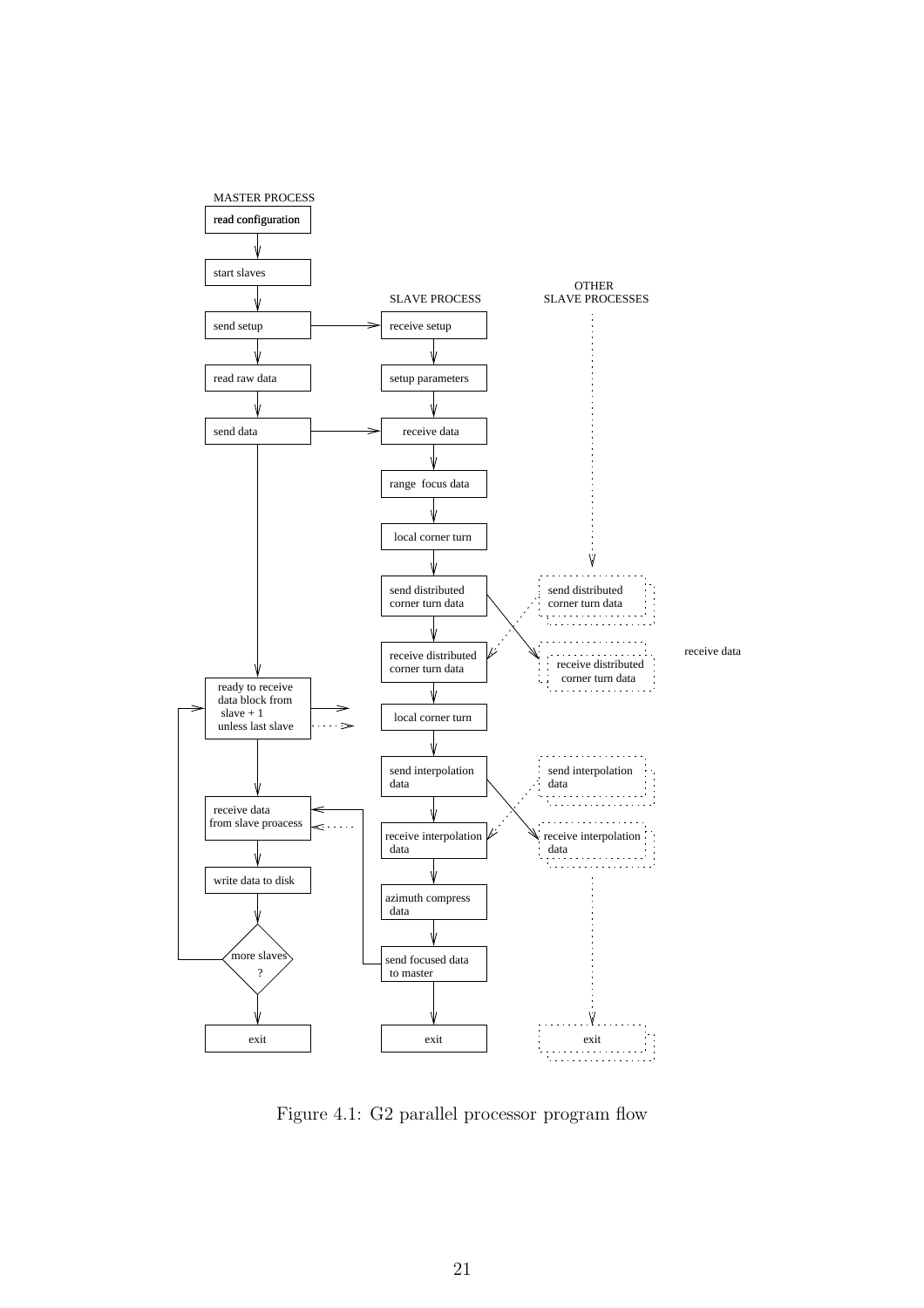MASTER PROCESS

read configuration

start slaves

send setup

read raw data

send data

ready to receive data block from slave + 1 unless last slave

receive data from slave proacess

write data to disk

more slaves ?

exit

SLAVE PROCESS

receive setup

setup parameters

receive data

range focus data

local corner turn

send distributed corner turn data

receive distributed corner turn data

local corner turn

send interpolation data

receive interpolation data

azimuth compress data

send focused data to master

exit

OTHER SLAVE PROCESSES

send distributed corner turn data

receive distributed corner turn data

receive data

send interpolation data

receive interpolation data

exit

Figure 4.1: G2 parallel processor program flow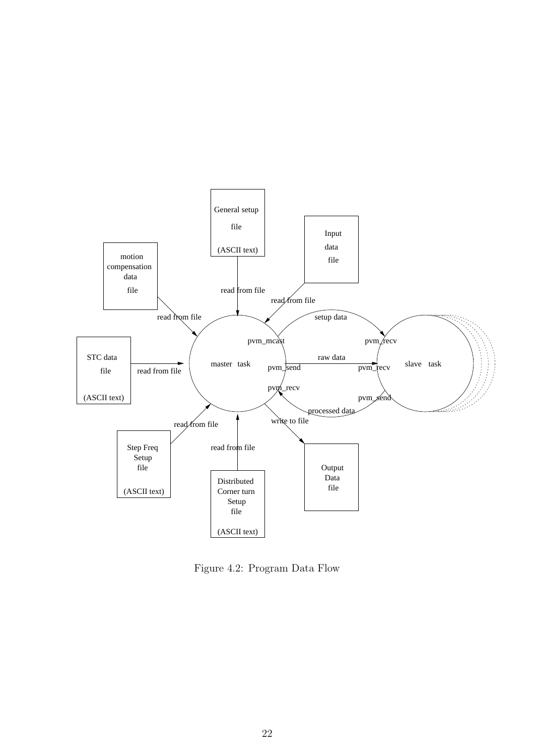Figure 4.2: Program Data Flow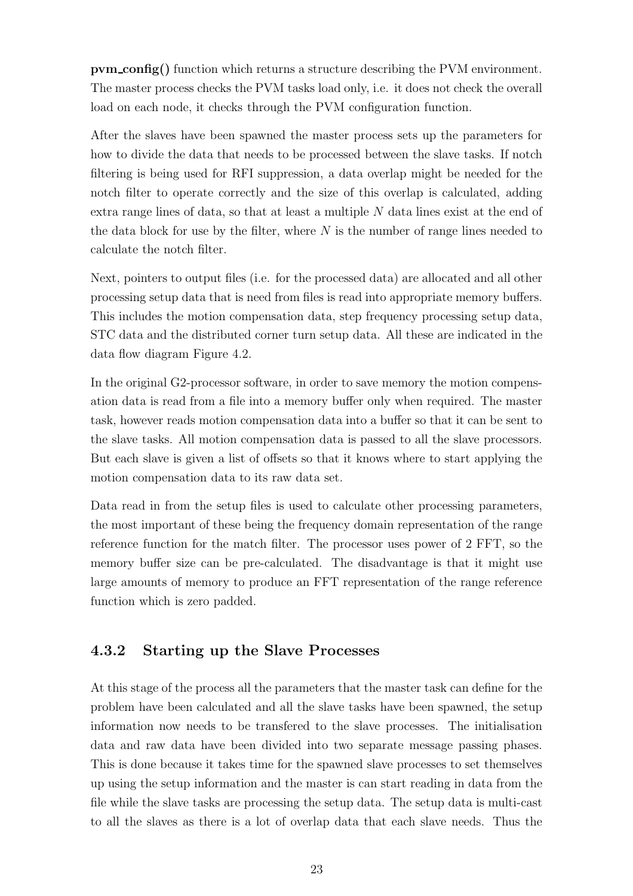**pvm_config()** function which returns a structure describing the PVM environment. The master process checks the PVM tasks load only, i.e. it does not check the overall load on each node, it checks through the PVM configuration function.

After the slaves have been spawned the master process sets up the parameters for how to divide the data that needs to be processed between the slave tasks. If notch filtering is being used for RFI suppression, a data overlap might be needed for the notch filter to operate correctly and the size of this overlap is calculated, adding extra range lines of data, so that at least a multiple $N$ data lines exist at the end of the data block for use by the filter, where $N$ is the number of range lines needed to calculate the notch filter.

Next, pointers to output files (i.e. for the processed data) are allocated and all other processing setup data that is need from files is read into appropriate memory buffers. This includes the motion compensation data, step frequency processing setup data, STC data and the distributed corner turn setup data. All these are indicated in the data flow diagram Figure 4.2.

In the original G2-processor software, in order to save memory the motion compensation data is read from a file into a memory buffer only when required. The master task, however reads motion compensation data into a buffer so that it can be sent to the slave tasks. All motion compensation data is passed to all the slave processors. But each slave is given a list of offsets so that it knows where to start applying the motion compensation data to its raw data set.

Data read in from the setup files is used to calculate other processing parameters, the most important of these being the frequency domain representation of the range reference function for the match filter. The processor uses power of 2 FFT, so the memory buffer size can be pre-calculated. The disadvantage is that it might use large amounts of memory to produce an FFT representation of the range reference function which is zero padded.

### 4.3.2 Starting up the Slave Processes

At this stage of the process all the parameters that the master task can define for the problem have been calculated and all the slave tasks have been spawned, the setup information now needs to be transfered to the slave processes. The initialisation data and raw data have been divided into two separate message passing phases. This is done because it takes time for the spawned slave processes to set themselves up using the setup information and the master is can start reading in data from the file while the slave tasks are processing the setup data. The setup data is multi-cast to all the slaves as there is a lot of overlap data that each slave needs. Thus the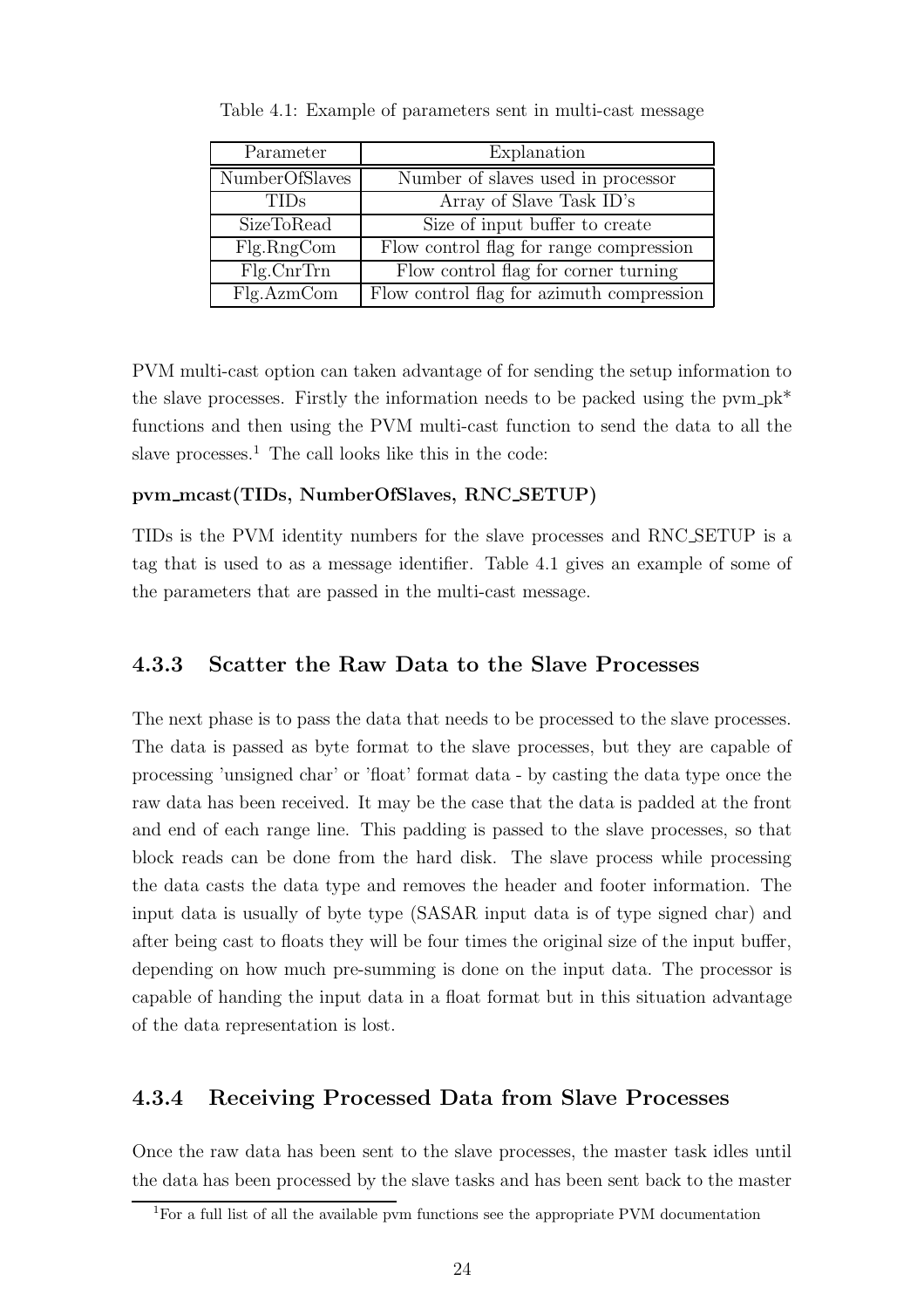Table 4.1: Example of parameters sent in multi-cast message

| Parameter | Explanation |
|---|---|
| NumberOfSlaves | Number of slaves used in processor |
| TIDs | Array of Slave Task ID's |
| SizeToRead | Size of input buffer to create |
| Flg.RngCom | Flow control flag for range compression |
| Flg.CnrTrn | Flow control flag for corner turning |
| Flg.AzmCom | Flow control flag for azimuth compression |

PVM multi-cast option can taken advantage of for sending the setup information to the slave processes. Firstly the information needs to be packed using the pvm_pk* functions and then using the PVM multi-cast function to send the data to all the slave processes.[1] The call looks like this in the code:

**pvm_mcast(TIDs, NumberOfSlaves, RNC_SETUP)**

TIDs is the PVM identity numbers for the slave processes and RNC_SETUP is a tag that is used to as a message identifier. Table 4.1 gives an example of some of the parameters that are passed in the multi-cast message.

### 4.3.3 Scatter the Raw Data to the Slave Processes

The next phase is to pass the data that needs to be processed to the slave processes. The data is passed as byte format to the slave processes, but they are capable of processing 'unsigned char' or 'float' format data - by casting the data type once the raw data has been received. It may be the case that the data is padded at the front and end of each range line. This padding is passed to the slave processes, so that block reads can be done from the hard disk. The slave process while processing the data casts the data type and removes the header and footer information. The input data is usually of byte type (SASAR input data is of type signed char) and after being cast to floats they will be four times the original size of the input buffer, depending on how much pre-summing is done on the input data. The processor is capable of handing the input data in a float format but in this situation advantage of the data representation is lost.

### 4.3.4 Receiving Processed Data from Slave Processes

Once the raw data has been sent to the slave processes, the master task idles until the data has been processed by the slave tasks and has been sent back to the master

[1] For a full list of all the available pvm functions see the appropriate PVM documentation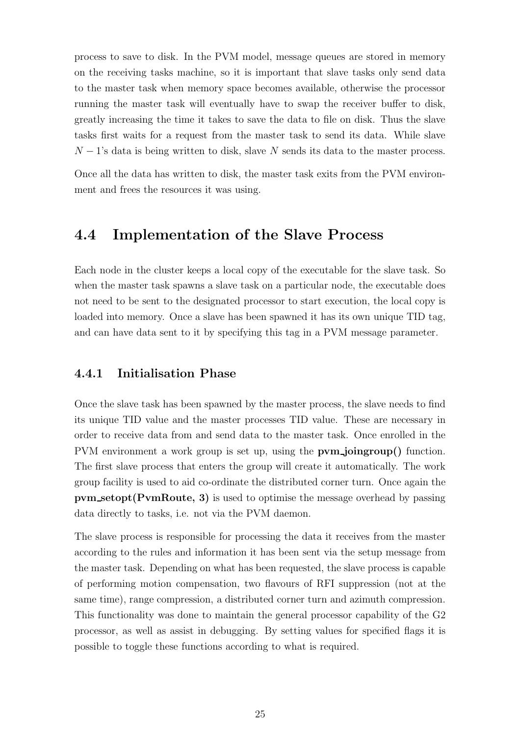process to save to disk. In the PVM model, message queues are stored in memory on the receiving tasks machine, so it is important that slave tasks only send data to the master task when memory space becomes available, otherwise the processor running the master task will eventually have to swap the receiver buffer to disk, greatly increasing the time it takes to save the data to file on disk. Thus the slave tasks first waits for a request from the master task to send its data. While slave $N-1$'s data is being written to disk, slave $N$ sends its data to the master process.

Once all the data has written to disk, the master task exits from the PVM environment and frees the resources it was using.

## 4.4 Implementation of the Slave Process

Each node in the cluster keeps a local copy of the executable for the slave task. So when the master task spawns a slave task on a particular node, the executable does not need to be sent to the designated processor to start execution, the local copy is loaded into memory. Once a slave has been spawned it has its own unique TID tag, and can have data sent to it by specifying this tag in a PVM message parameter.

### 4.4.1 Initialisation Phase

Once the slave task has been spawned by the master process, the slave needs to find its unique TID value and the master processes TID value. These are necessary in order to receive data from and send data to the master task. Once enrolled in the PVM environment a work group is set up, using the **pvm_joingroup()** function. The first slave process that enters the group will create it automatically. The work group facility is used to aid co-ordinate the distributed corner turn. Once again the **pvm_setopt(PvmRoute, 3)** is used to optimise the message overhead by passing data directly to tasks, i.e. not via the PVM daemon.

The slave process is responsible for processing the data it receives from the master according to the rules and information it has been sent via the setup message from the master task. Depending on what has been requested, the slave process is capable of performing motion compensation, two flavours of RFI suppression (not at the same time), range compression, a distributed corner turn and azimuth compression. This functionality was done to maintain the general processor capability of the G2 processor, as well as assist in debugging. By setting values for specified flags it is possible to toggle these functions according to what is required.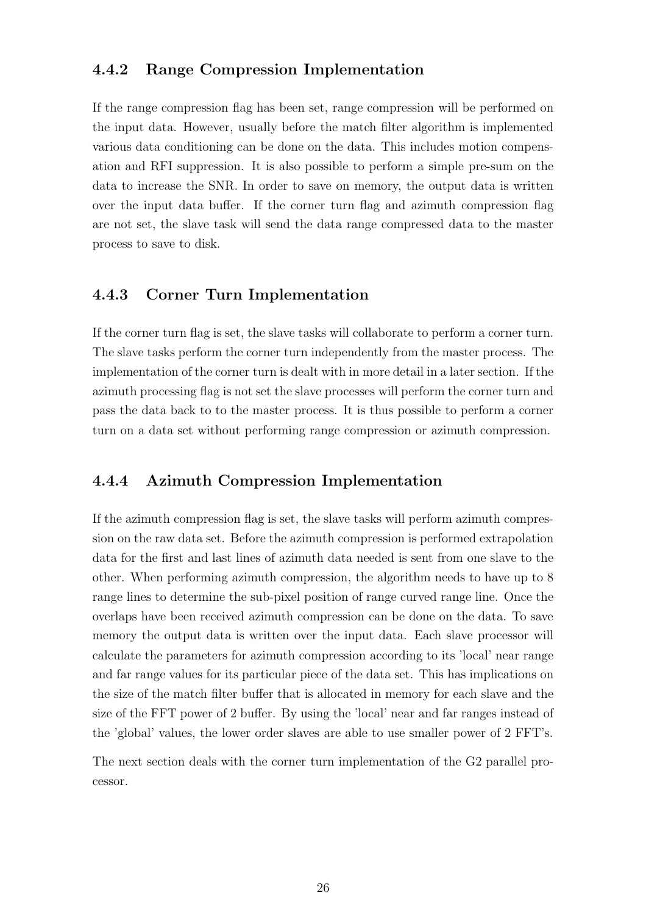### 4.4.2 Range Compression Implementation

If the range compression flag has been set, range compression will be performed on the input data. However, usually before the match filter algorithm is implemented various data conditioning can be done on the data. This includes motion compensation and RFI suppression. It is also possible to perform a simple pre-sum on the data to increase the SNR. In order to save on memory, the output data is written over the input data buffer. If the corner turn flag and azimuth compression flag are not set, the slave task will send the data range compressed data to the master process to save to disk.

### 4.4.3 Corner Turn Implementation

If the corner turn flag is set, the slave tasks will collaborate to perform a corner turn. The slave tasks perform the corner turn independently from the master process. The implementation of the corner turn is dealt with in more detail in a later section. If the azimuth processing flag is not set the slave processes will perform the corner turn and pass the data back to to the master process. It is thus possible to perform a corner turn on a data set without performing range compression or azimuth compression.

### 4.4.4 Azimuth Compression Implementation

If the azimuth compression flag is set, the slave tasks will perform azimuth compression on the raw data set. Before the azimuth compression is performed extrapolation data for the first and last lines of azimuth data needed is sent from one slave to the other. When performing azimuth compression, the algorithm needs to have up to 8 range lines to determine the sub-pixel position of range curved range line. Once the overlaps have been received azimuth compression can be done on the data. To save memory the output data is written over the input data. Each slave processor will calculate the parameters for azimuth compression according to its 'local' near range and far range values for its particular piece of the data set. This has implications on the size of the match filter buffer that is allocated in memory for each slave and the size of the FFT power of 2 buffer. By using the 'local' near and far ranges instead of the 'global' values, the lower order slaves are able to use smaller power of 2 FFT's.

The next section deals with the corner turn implementation of the G2 parallel processor.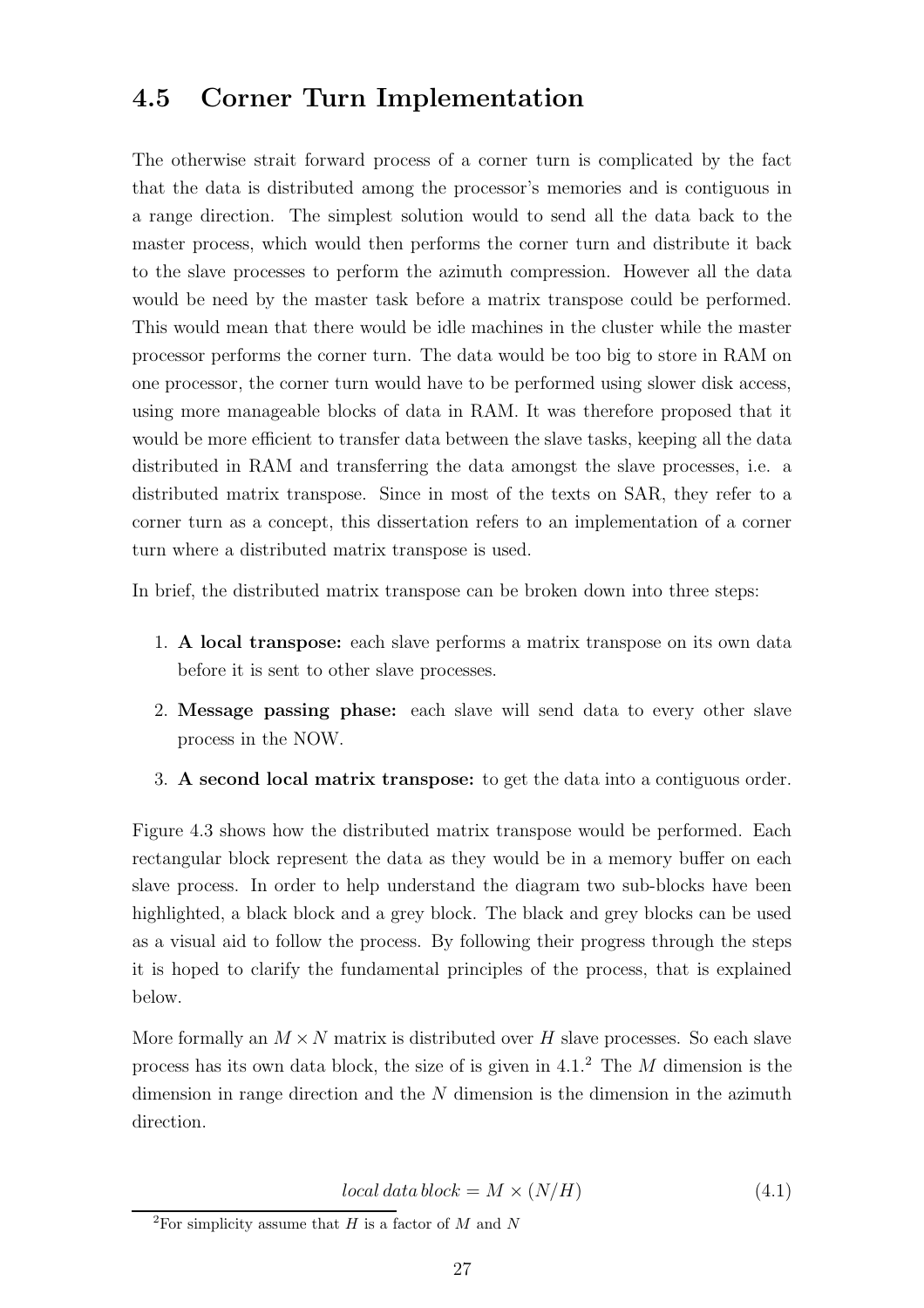## 4.5 Corner Turn Implementation

The otherwise strait forward process of a corner turn is complicated by the fact that the data is distributed among the processor's memories and is contiguous in a range direction. The simplest solution would to send all the data back to the master process, which would then performs the corner turn and distribute it back to the slave processes to perform the azimuth compression. However all the data would be need by the master task before a matrix transpose could be performed. This would mean that there would be idle machines in the cluster while the master processor performs the corner turn. The data would be too big to store in RAM on one processor, the corner turn would have to be performed using slower disk access, using more manageable blocks of data in RAM. It was therefore proposed that it would be more efficient to transfer data between the slave tasks, keeping all the data distributed in RAM and transferring the data amongst the slave processes, i.e. a distributed matrix transpose. Since in most of the texts on SAR, they refer to a corner turn as a concept, this dissertation refers to an implementation of a corner turn where a distributed matrix transpose is used.

In brief, the distributed matrix transpose can be broken down into three steps:

1. **A local transpose:** each slave performs a matrix transpose on its own data before it is sent to other slave processes.
2. **Message passing phase:** each slave will send data to every other slave process in the NOW.
3. **A second local matrix transpose:** to get the data into a contiguous order.

Figure 4.3 shows how the distributed matrix transpose would be performed. Each rectangular block represent the data as they would be in a memory buffer on each slave process. In order to help understand the diagram two sub-blocks have been highlighted, a black block and a grey block. The black and grey blocks can be used as a visual aid to follow the process. By following their progress through the steps it is hoped to clarify the fundamental principles of the process, that is explained below.

More formally an $M \times N$ matrix is distributed over $H$ slave processes. So each slave process has its own data block, the size of is given in 4.1.[2] The $M$ dimension is the dimension in range direction and the $N$ dimension is the dimension in the azimuth direction.

$$local\,data\,block = M \times (N/H) \tag{4.1}$$

[2] For simplicity assume that $H$ is a factor of $M$ and $N$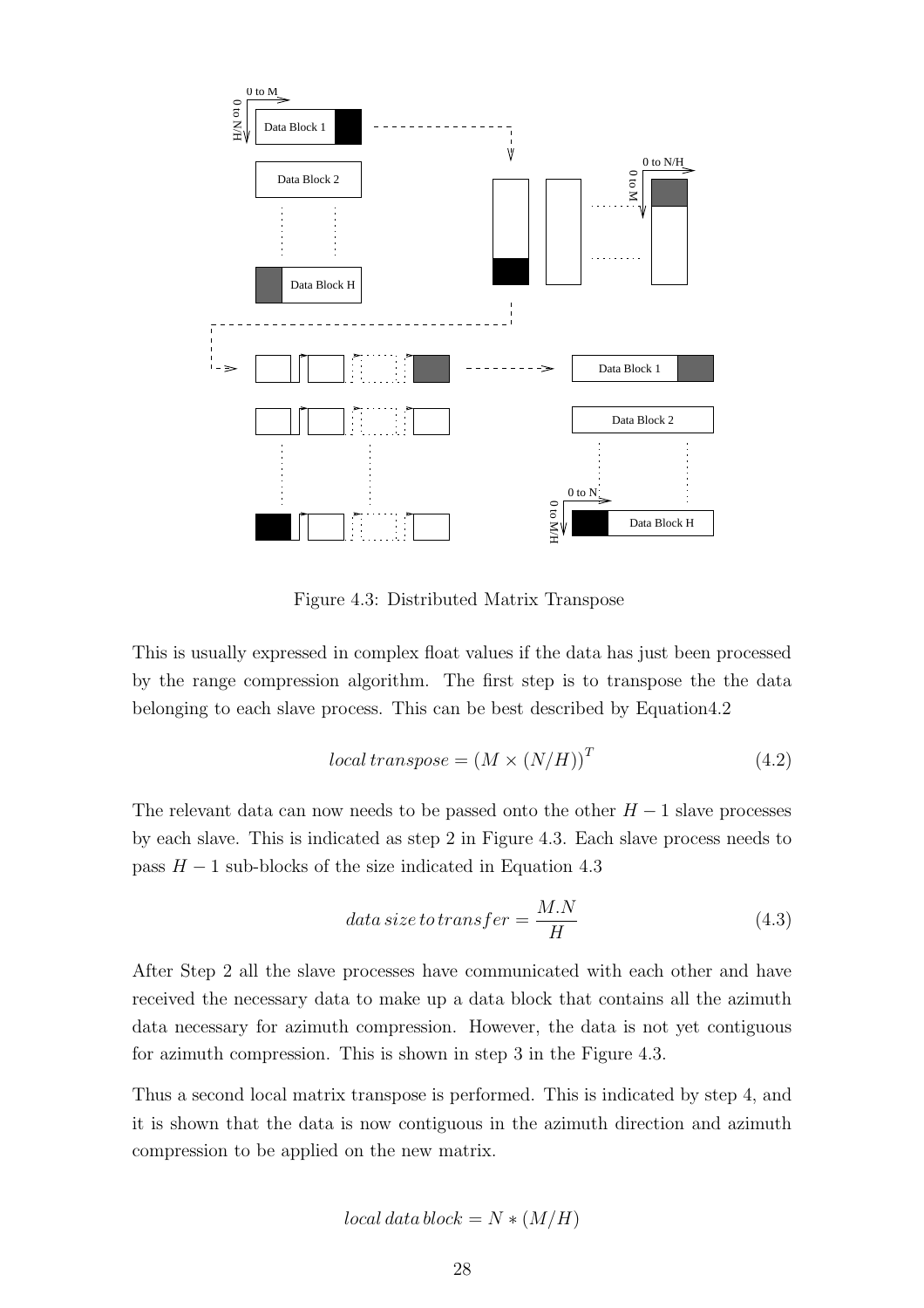Figure 4.3: Distributed Matrix Transpose

This is usually expressed in complex float values if the data has just been processed by the range compression algorithm. The first step is to transpose the the data belonging to each slave process. This can be best described by Equation4.2

$$local\,transpose = (M \times (N/H))^T \tag{4.2}$$

The relevant data can now needs to be passed onto the other $H-1$ slave processes by each slave. This is indicated as step 2 in Figure 4.3. Each slave process needs to pass $H-1$ sub-blocks of the size indicated in Equation 4.3

$$data\,size\,to\,transfer = \frac{M.N}{H} \tag{4.3}$$

After Step 2 all the slave processes have communicated with each other and have received the necessary data to make up a data block that contains all the azimuth data necessary for azimuth compression. However, the data is not yet contiguous for azimuth compression. This is shown in step 3 in the Figure 4.3.

Thus a second local matrix transpose is performed. This is indicated by step 4, and it is shown that the data is now contiguous in the azimuth direction and azimuth compression to be applied on the new matrix.

$$local\,data\,block = N * (M/H)$$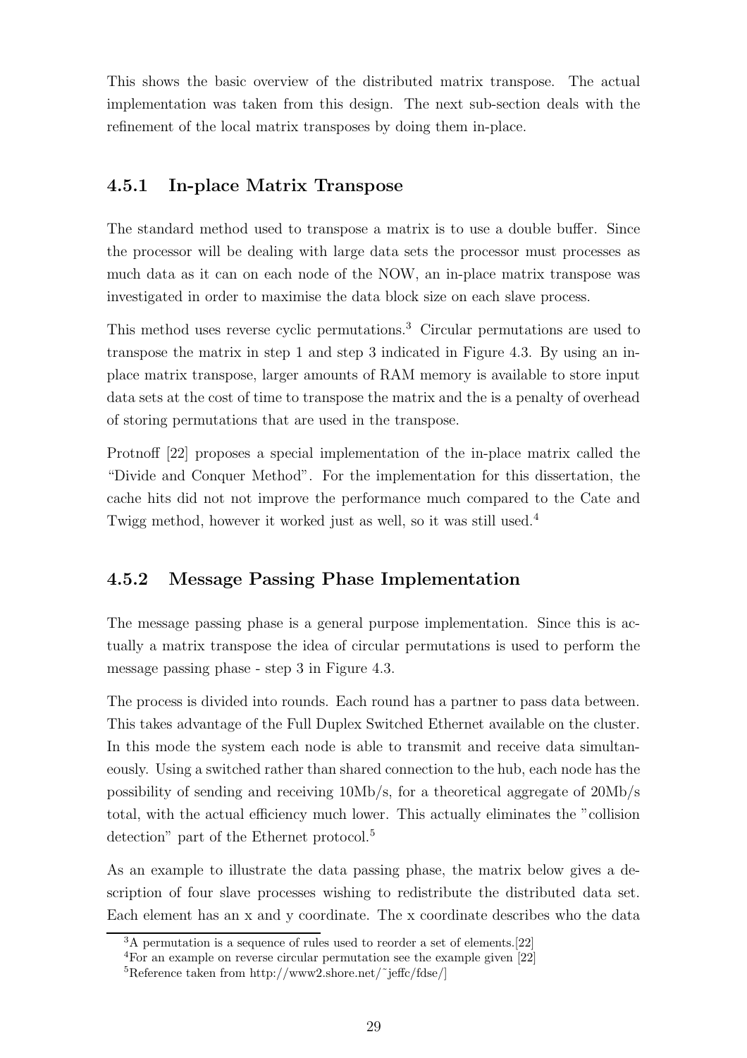This shows the basic overview of the distributed matrix transpose. The actual implementation was taken from this design. The next sub-section deals with the refinement of the local matrix transposes by doing them in-place.

### 4.5.1 In-place Matrix Transpose

The standard method used to transpose a matrix is to use a double buffer. Since the processor will be dealing with large data sets the processor must processes as much data as it can on each node of the NOW, an in-place matrix transpose was investigated in order to maximise the data block size on each slave process.

This method uses reverse cyclic permutations.[3] Circular permutations are used to transpose the matrix in step 1 and step 3 indicated in Figure 4.3. By using an in-place matrix transpose, larger amounts of RAM memory is available to store input data sets at the cost of time to transpose the matrix and the is a penalty of overhead of storing permutations that are used in the transpose.

Protnoff [22] proposes a special implementation of the in-place matrix called the "Divide and Conquer Method". For the implementation for this dissertation, the cache hits did not not improve the performance much compared to the Cate and Twigg method, however it worked just as well, so it was still used.[4]

### 4.5.2 Message Passing Phase Implementation

The message passing phase is a general purpose implementation. Since this is actually a matrix transpose the idea of circular permutations is used to perform the message passing phase - step 3 in Figure 4.3.

The process is divided into rounds. Each round has a partner to pass data between. This takes advantage of the Full Duplex Switched Ethernet available on the cluster. In this mode the system each node is able to transmit and receive data simultaneously. Using a switched rather than shared connection to the hub, each node has the possibility of sending and receiving 10Mb/s, for a theoretical aggregate of 20Mb/s total, with the actual efficiency much lower. This actually eliminates the "collision detection" part of the Ethernet protocol.[5]

As an example to illustrate the data passing phase, the matrix below gives a description of four slave processes wishing to redistribute the distributed data set. Each element has an x and y coordinate. The x coordinate describes who the data

---

[3] A permutation is a sequence of rules used to reorder a set of elements.[22]

[4] For an example on reverse circular permutation see the example given [22]

[5] Reference taken from http://www2.shore.net/~jeffc/fdse/]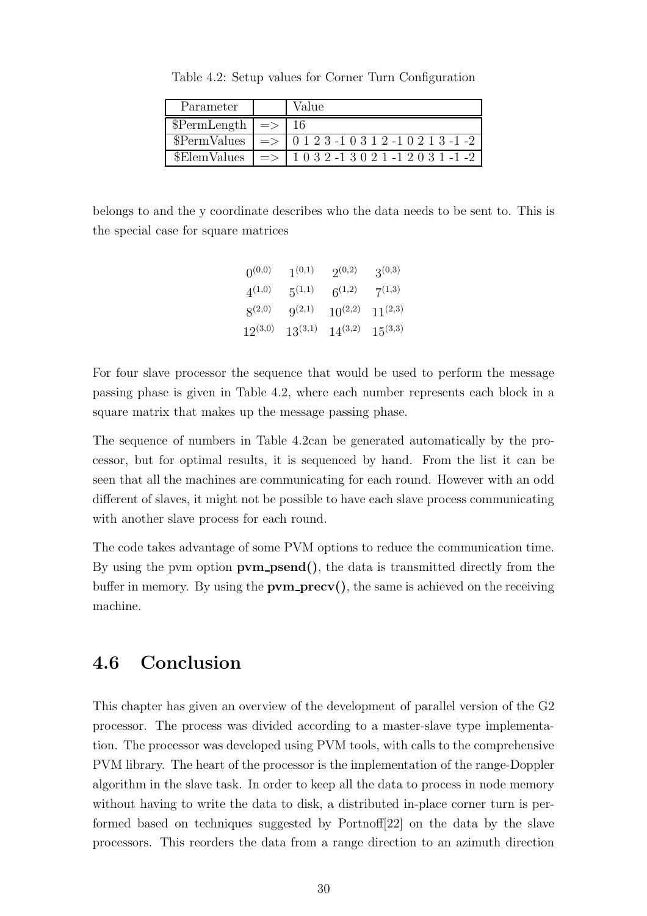Table 4.2: Setup values for Corner Turn Configuration

| Parameter | | Value |
|---|---|---|
| $PermLength | => | 16 |
| $PermValues | => | 0 1 2 3 -1 0 3 1 2 -1 0 2 1 3 -1 -2 |
| $ElemValues | => | 1 0 3 2 -1 3 0 2 1 -1 2 0 3 1 -1 -2 |

belongs to and the y coordinate describes who the data needs to be sent to. This is the special case for square matrices

$$
\begin{array}{cccc}
0^{(0,0)} & 1^{(0,1)} & 2^{(0,2)} & 3^{(0,3)} \\
4^{(1,0)} & 5^{(1,1)} & 6^{(1,2)} & 7^{(1,3)} \\
8^{(2,0)} & 9^{(2,1)} & 10^{(2,2)} & 11^{(2,3)} \\
12^{(3,0)} & 13^{(3,1)} & 14^{(3,2)} & 15^{(3,3)}
\end{array}
$$

For four slave processor the sequence that would be used to perform the message passing phase is given in Table 4.2, where each number represents each block in a square matrix that makes up the message passing phase.

The sequence of numbers in Table 4.2can be generated automatically by the processor, but for optimal results, it is sequenced by hand. From the list it can be seen that all the machines are communicating for each round. However with an odd different of slaves, it might not be possible to have each slave process communicating with another slave process for each round.

The code takes advantage of some PVM options to reduce the communication time. By using the pvm option **pvm_psend()**, the data is transmitted directly from the buffer in memory. By using the **pvm_precv()**, the same is achieved on the receiving machine.

## 4.6 Conclusion

This chapter has given an overview of the development of parallel version of the G2 processor. The process was divided according to a master-slave type implementation. The processor was developed using PVM tools, with calls to the comprehensive PVM library. The heart of the processor is the implementation of the range-Doppler algorithm in the slave task. In order to keep all the data to process in node memory without having to write the data to disk, a distributed in-place corner turn is performed based on techniques suggested by Portnoff[22] on the data by the slave processors. This reorders the data from a range direction to an azimuth direction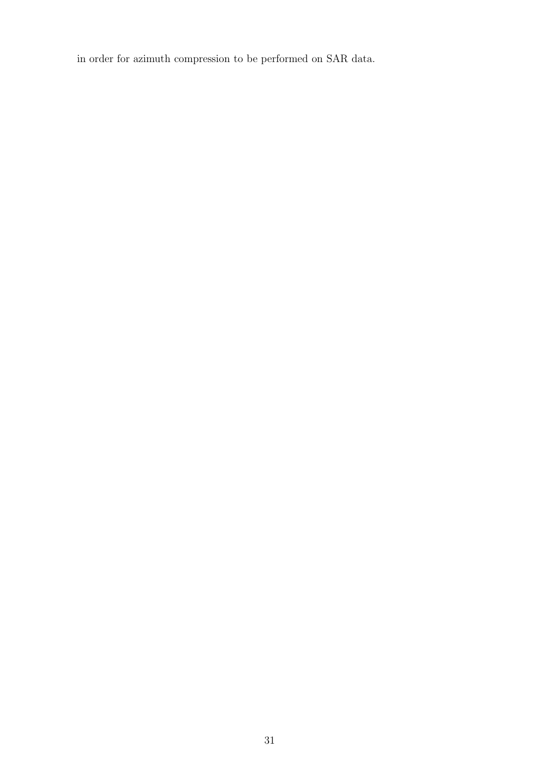in order for azimuth compression to be performed on SAR data.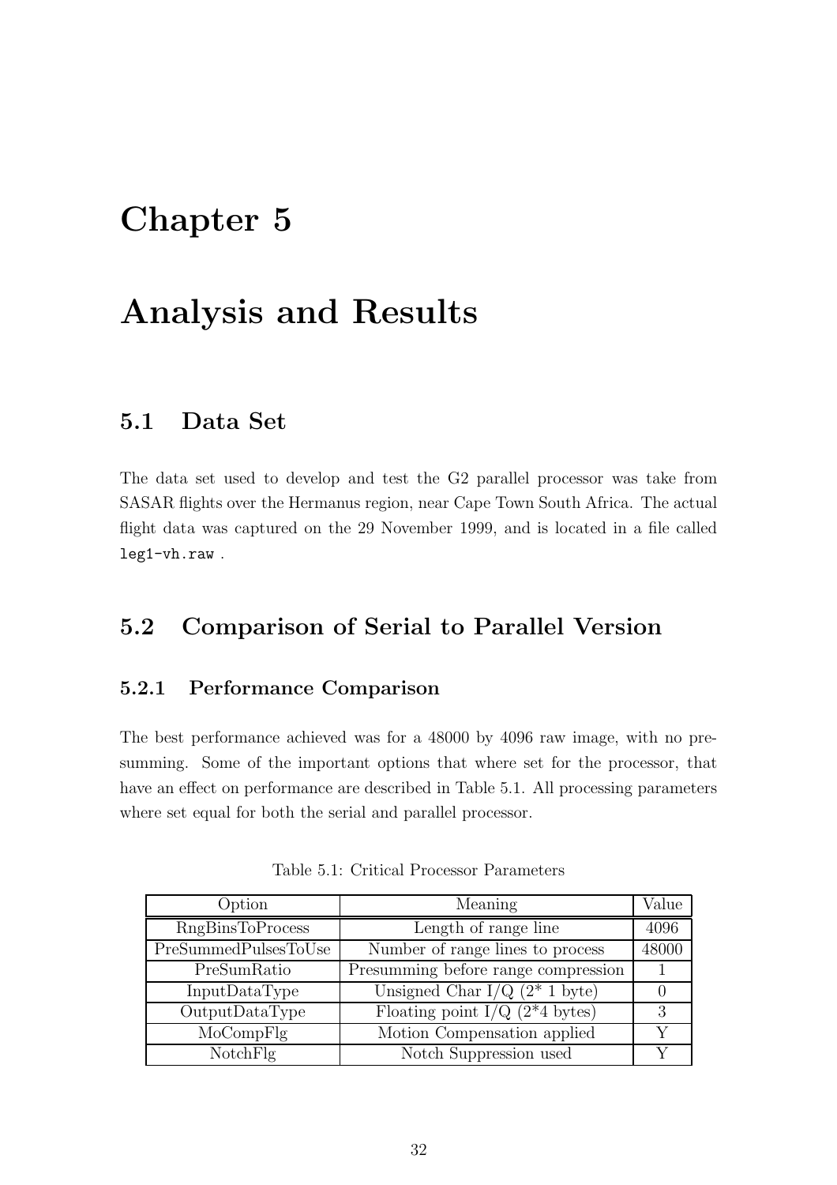# Chapter 5

# Analysis and Results

## 5.1 Data Set

The data set used to develop and test the G2 parallel processor was take from SASAR flights over the Hermanus region, near Cape Town South Africa. The actual flight data was captured on the 29 November 1999, and is located in a file called `leg1-vh.raw` .

## 5.2 Comparison of Serial to Parallel Version

### 5.2.1 Performance Comparison

The best performance achieved was for a 48000 by 4096 raw image, with no presumming. Some of the important options that where set for the processor, that have an effect on performance are described in Table 5.1. All processing parameters where set equal for both the serial and parallel processor.

Table 5.1: Critical Processor Parameters

| Option | Meaning | Value |
|---|---|---|
| RngBinsToProcess | Length of range line | 4096 |
| PreSummedPulsesToUse | Number of range lines to process | 48000 |
| PreSumRatio | Presumming before range compression | 1 |
| InputDataType | Unsigned Char I/Q (2* 1 byte) | 0 |
| OutputDataType | Floating point I/Q (2*4 bytes) | 3 |
| MoCompFlg | Motion Compensation applied | Y |
| NotchFlg | Notch Suppression used | Y |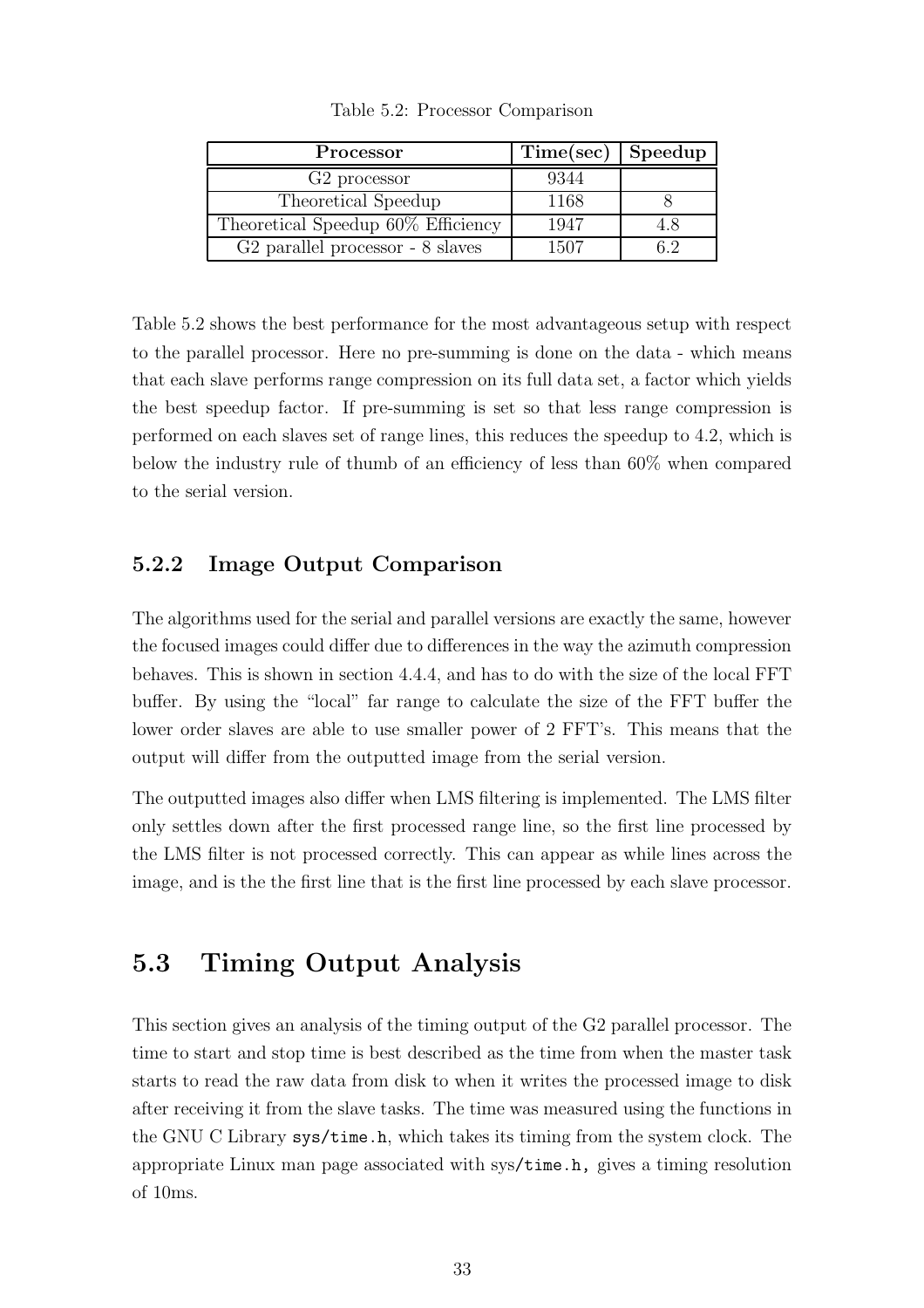Table 5.2: Processor Comparison

| Processor | Time(sec) | Speedup |
| --- | --- | --- |
| G2 processor | 9344 | |
| Theoretical Speedup | 1168 | 8 |
| Theoretical Speedup 60% Efficiency | 1947 | 4.8 |
| G2 parallel processor - 8 slaves | 1507 | 6.2 |

Table 5.2 shows the best performance for the most advantageous setup with respect to the parallel processor. Here no pre-summing is done on the data - which means that each slave performs range compression on its full data set, a factor which yields the best speedup factor. If pre-summing is set so that less range compression is performed on each slaves set of range lines, this reduces the speedup to 4.2, which is below the industry rule of thumb of an efficiency of less than 60% when compared to the serial version.

### 5.2.2 Image Output Comparison

The algorithms used for the serial and parallel versions are exactly the same, however the focused images could differ due to differences in the way the azimuth compression behaves. This is shown in section 4.4.4, and has to do with the size of the local FFT buffer. By using the "local" far range to calculate the size of the FFT buffer the lower order slaves are able to use smaller power of 2 FFT's. This means that the output will differ from the outputted image from the serial version.

The outputted images also differ when LMS filtering is implemented. The LMS filter only settles down after the first processed range line, so the first line processed by the LMS filter is not processed correctly. This can appear as while lines across the image, and is the the first line that is the first line processed by each slave processor.

## 5.3 Timing Output Analysis

This section gives an analysis of the timing output of the G2 parallel processor. The time to start and stop time is best described as the time from when the master task starts to read the raw data from disk to when it writes the processed image to disk after receiving it from the slave tasks. The time was measured using the functions in the GNU C Library `sys/time.h`, which takes its timing from the system clock. The appropriate Linux man page associated with sys/`time.h,` gives a timing resolution of 10ms.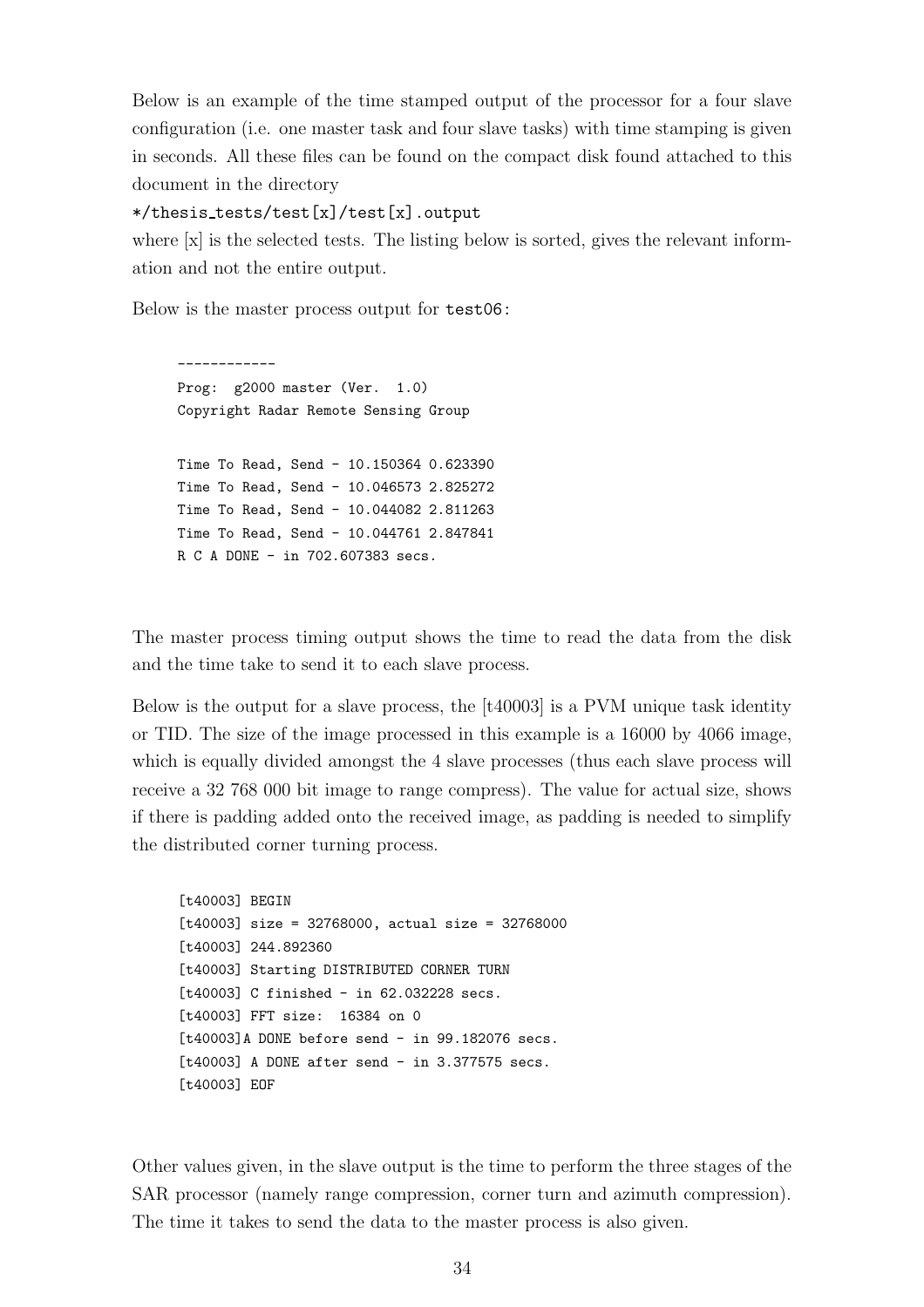Below is an example of the time stamped output of the processor for a four slave configuration (i.e. one master task and four slave tasks) with time stamping is given in seconds. All these files can be found on the compact disk found attached to this document in the directory

`*/thesis_tests/test[x]/test[x].output`

where [x] is the selected tests. The listing below is sorted, gives the relevant information and not the entire output.

Below is the master process output for `test06`:

```
------------
Prog:  g2000 master (Ver.  1.0)
Copyright Radar Remote Sensing Group

Time To Read, Send - 10.150364 0.623390
Time To Read, Send - 10.046573 2.825272
Time To Read, Send - 10.044082 2.811263
Time To Read, Send - 10.044761 2.847841
R C A DONE - in 702.607383 secs.
```

The master process timing output shows the time to read the data from the disk and the time take to send it to each slave process.

Below is the output for a slave process, the [t40003] is a PVM unique task identity or TID. The size of the image processed in this example is a 16000 by 4066 image, which is equally divided amongst the 4 slave processes (thus each slave process will receive a 32 768 000 bit image to range compress). The value for actual size, shows if there is padding added onto the received image, as padding is needed to simplify the distributed corner turning process.

```
[t40003] BEGIN
[t40003] size = 32768000, actual size = 32768000
[t40003] 244.892360
[t40003] Starting DISTRIBUTED CORNER TURN
[t40003] C finished - in 62.032228 secs.
[t40003] FFT size:  16384 on 0
[t40003]A DONE before send - in 99.182076 secs.
[t40003] A DONE after send - in 3.377575 secs.
[t40003] EOF
```

Other values given, in the slave output is the time to perform the three stages of the SAR processor (namely range compression, corner turn and azimuth compression). The time it takes to send the data to the master process is also given.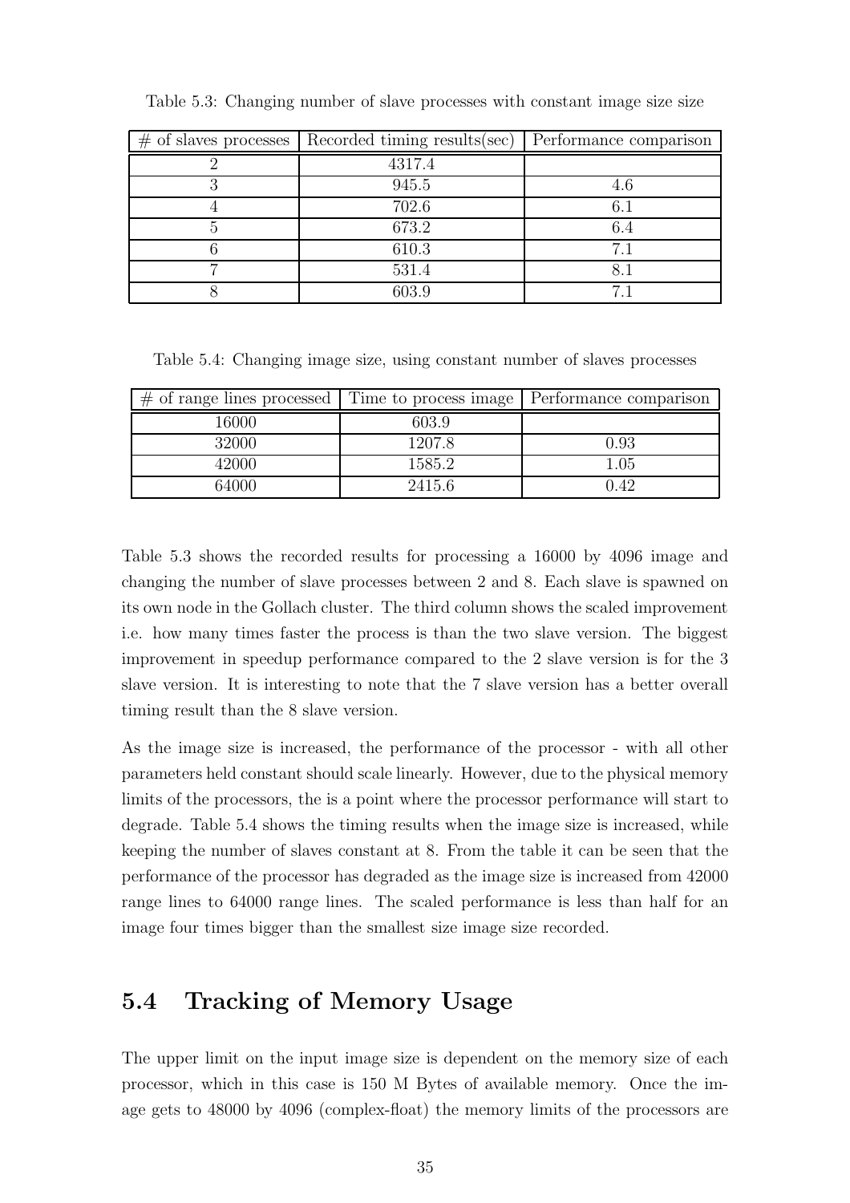Table 5.3: Changing number of slave processes with constant image size size

| # of slaves processes | Recorded timing results(sec) | Performance comparison |
|---|---|---|
| 2 | 4317.4 | |
| 3 | 945.5 | 4.6 |
| 4 | 702.6 | 6.1 |
| 5 | 673.2 | 6.4 |
| 6 | 610.3 | 7.1 |
| 7 | 531.4 | 8.1 |
| 8 | 603.9 | 7.1 |

Table 5.4: Changing image size, using constant number of slaves processes

| # of range lines processed | Time to process image | Performance comparison |
|---|---|---|
| 16000 | 603.9 | |
| 32000 | 1207.8 | 0.93 |
| 42000 | 1585.2 | 1.05 |
| 64000 | 2415.6 | 0.42 |

Table 5.3 shows the recorded results for processing a 16000 by 4096 image and changing the number of slave processes between 2 and 8. Each slave is spawned on its own node in the Gollach cluster. The third column shows the scaled improvement i.e. how many times faster the process is than the two slave version. The biggest improvement in speedup performance compared to the 2 slave version is for the 3 slave version. It is interesting to note that the 7 slave version has a better overall timing result than the 8 slave version.

As the image size is increased, the performance of the processor - with all other parameters held constant should scale linearly. However, due to the physical memory limits of the processors, the is a point where the processor performance will start to degrade. Table 5.4 shows the timing results when the image size is increased, while keeping the number of slaves constant at 8. From the table it can be seen that the performance of the processor has degraded as the image size is increased from 42000 range lines to 64000 range lines. The scaled performance is less than half for an image four times bigger than the smallest size image size recorded.

## 5.4 Tracking of Memory Usage

The upper limit on the input image size is dependent on the memory size of each processor, which in this case is 150 M Bytes of available memory. Once the image gets to 48000 by 4096 (complex-float) the memory limits of the processors are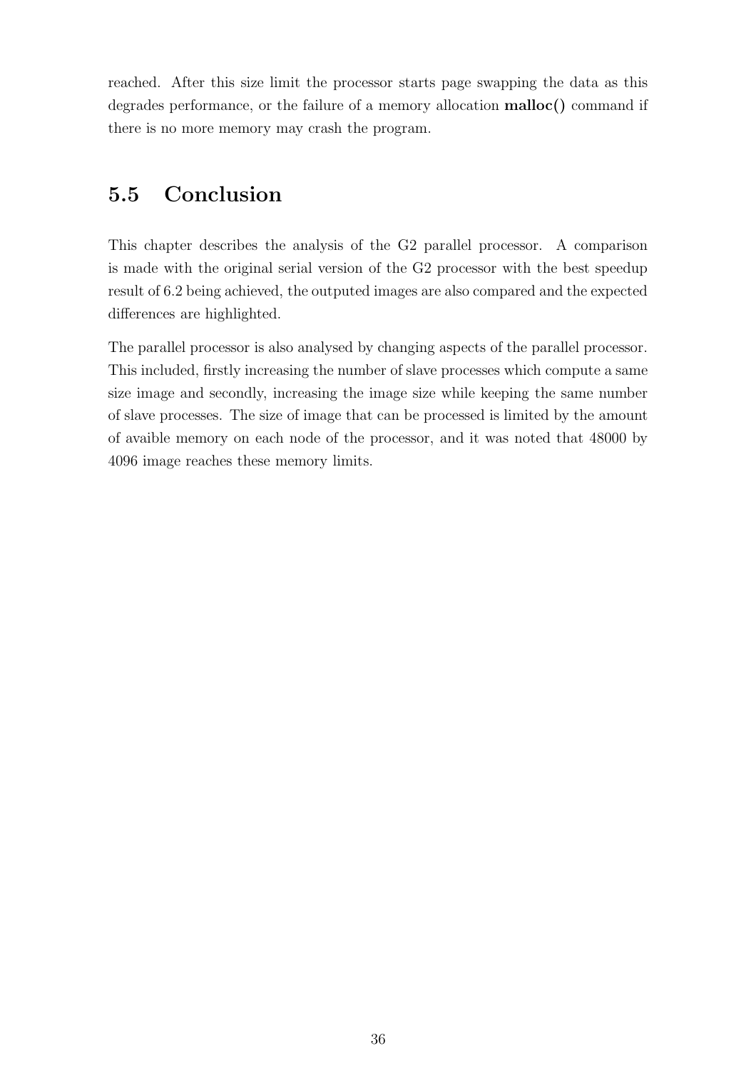reached. After this size limit the processor starts page swapping the data as this degrades performance, or the failure of a memory allocation **malloc()** command if there is no more memory may crash the program.

## 5.5 Conclusion

This chapter describes the analysis of the G2 parallel processor. A comparison is made with the original serial version of the G2 processor with the best speedup result of 6.2 being achieved, the outputed images are also compared and the expected differences are highlighted.

The parallel processor is also analysed by changing aspects of the parallel processor. This included, firstly increasing the number of slave processes which compute a same size image and secondly, increasing the image size while keeping the same number of slave processes. The size of image that can be processed is limited by the amount of avaible memory on each node of the processor, and it was noted that 48000 by 4096 image reaches these memory limits.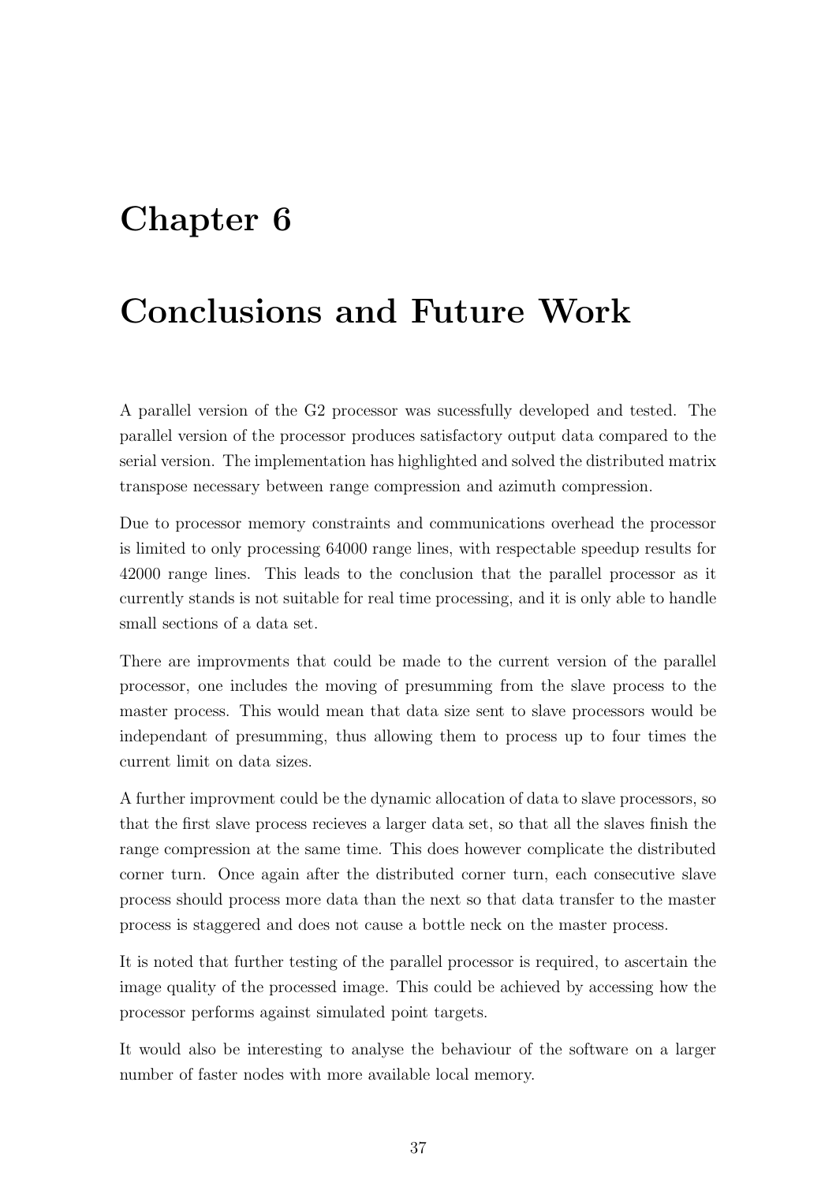# Chapter 6

# Conclusions and Future Work

A parallel version of the G2 processor was sucessfully developed and tested. The parallel version of the processor produces satisfactory output data compared to the serial version. The implementation has highlighted and solved the distributed matrix transpose necessary between range compression and azimuth compression.

Due to processor memory constraints and communications overhead the processor is limited to only processing 64000 range lines, with respectable speedup results for 42000 range lines. This leads to the conclusion that the parallel processor as it currently stands is not suitable for real time processing, and it is only able to handle small sections of a data set.

There are improvments that could be made to the current version of the parallel processor, one includes the moving of presumming from the slave process to the master process. This would mean that data size sent to slave processors would be independant of presumming, thus allowing them to process up to four times the current limit on data sizes.

A further improvment could be the dynamic allocation of data to slave processors, so that the first slave process recieves a larger data set, so that all the slaves finish the range compression at the same time. This does however complicate the distributed corner turn. Once again after the distributed corner turn, each consecutive slave process should process more data than the next so that data transfer to the master process is staggered and does not cause a bottle neck on the master process.

It is noted that further testing of the parallel processor is required, to ascertain the image quality of the processed image. This could be achieved by accessing how the processor performs against simulated point targets.

It would also be interesting to analyse the behaviour of the software on a larger number of faster nodes with more available local memory.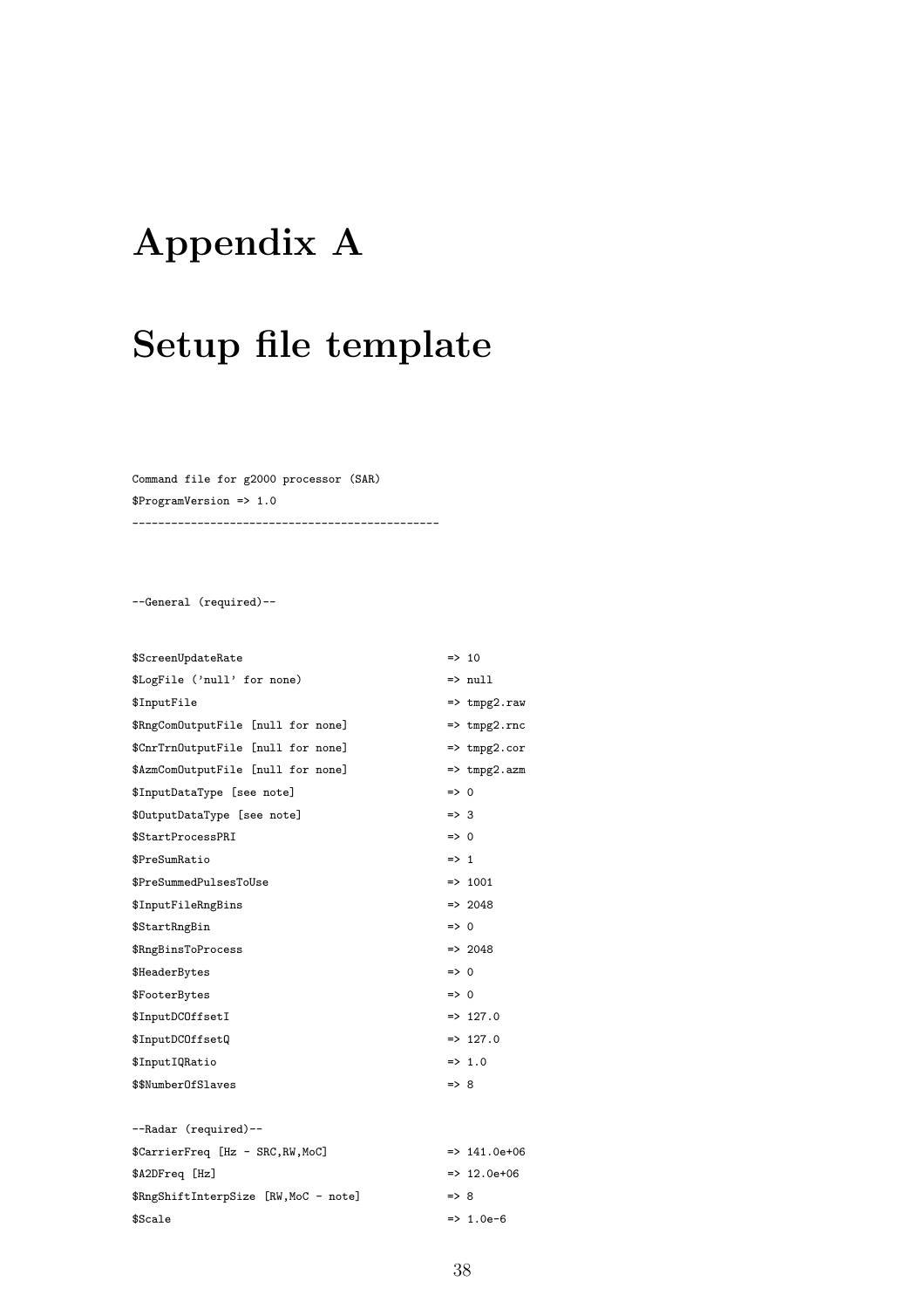# Appendix A

# Setup file template

```
Command file for g2000 processor (SAR)
$ProgramVersion => 1.0
----------------------------------------------



--General (required)--


$ScreenUpdateRate                              => 10
$LogFile ('null' for none)                     => null
$InputFile                                     => tmpg2.raw
$RngComOutputFile [null for none]              => tmpg2.rnc
$CnrTrnOutputFile [null for none]              => tmpg2.cor
$AzmComOutputFile [null for none]              => tmpg2.azm
$InputDataType [see note]                      => 0
$OutputDataType [see note]                     => 3
$StartProcessPRI                               => 0
$PreSumRatio                                   => 1
$PreSummedPulsesToUse                          => 1001
$InputFileRngBins                              => 2048
$StartRngBin                                   => 0
$RngBinsToProcess                              => 2048
$HeaderBytes                                   => 0
$FooterBytes                                   => 0
$InputDCOffsetI                                => 127.0
$InputDCOffsetQ                                => 127.0
$InputIQRatio                                  => 1.0
$$NumberOfSlaves                               => 8

--Radar (required)--
$CarrierFreq [Hz - SRC,RW,MoC]                 => 141.0e+06
$A2DFreq [Hz]                                  => 12.0e+06
$RngShiftInterpSize [RW,MoC - note]            => 8
$Scale                                         => 1.0e-6
```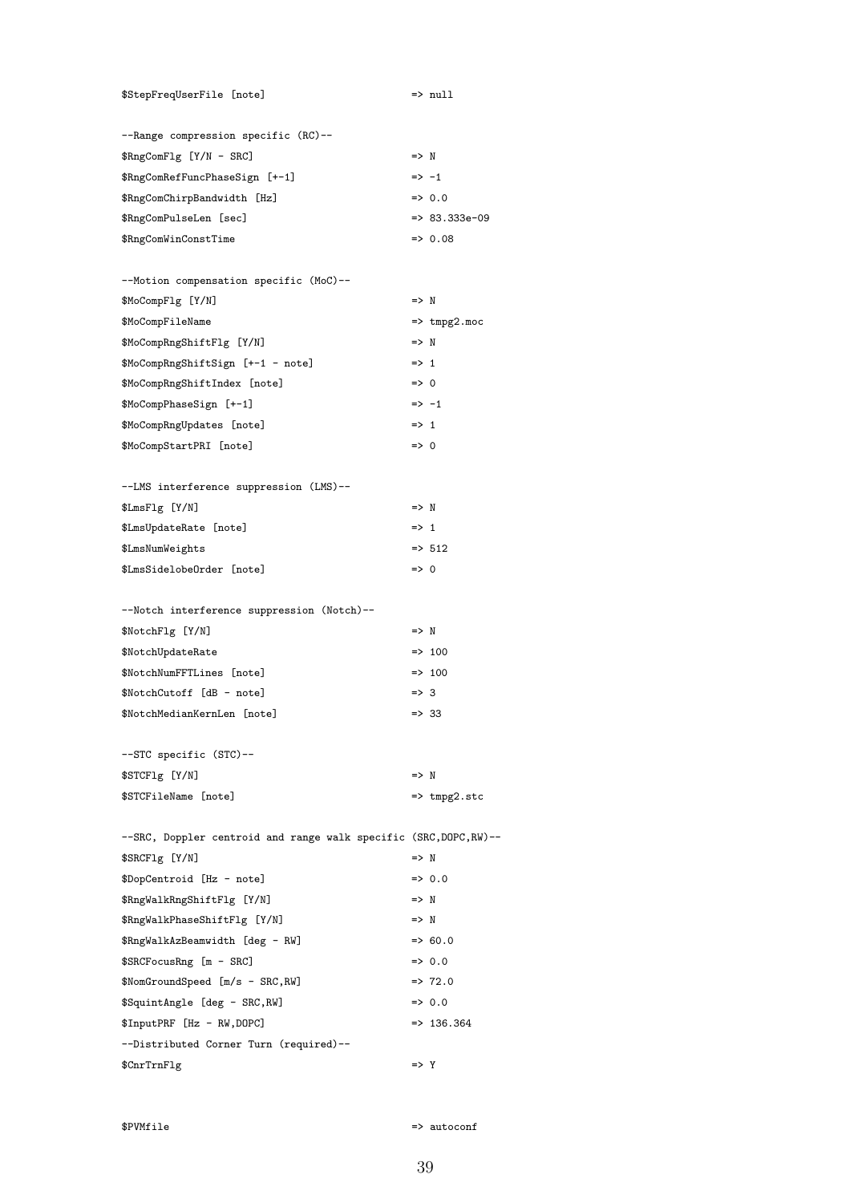```
$StepFreqUserFile [note]                       => null

--Range compression specific (RC)--
$RngComFlg [Y/N - SRC]                         => N
$RngComRefFuncPhaseSign [+-1]                  => -1
$RngComChirpBandwidth [Hz]                     => 0.0
$RngComPulseLen [sec]                          => 83.333e-09
$RngComWinConstTime                            => 0.08

--Motion compensation specific (MoC)--
$MoCompFlg [Y/N]                               => N
$MoCompFileName                                => tmpg2.moc
$MoCompRngShiftFlg [Y/N]                       => N
$MoCompRngShiftSign [+-1 - note]               => 1
$MoCompRngShiftIndex [note]                    => 0
$MoCompPhaseSign [+-1]                         => -1
$MoCompRngUpdates [note]                       => 1
$MoCompStartPRI [note]                         => 0

--LMS interference suppression (LMS)--
$LmsFlg [Y/N]                                  => N
$LmsUpdateRate [note]                          => 1
$LmsNumWeights                                 => 512
$LmsSidelobeOrder [note]                       => 0

--Notch interference suppression (Notch)--
$NotchFlg [Y/N]                                => N
$NotchUpdateRate                               => 100
$NotchNumFFTLines [note]                       => 100
$NotchCutoff [dB - note]                       => 3
$NotchMedianKernLen [note]                     => 33

--STC specific (STC)--
$STCFlg [Y/N]                                  => N
$STCFileName [note]                            => tmpg2.stc

--SRC, Doppler centroid and range walk specific (SRC,DOPC,RW)--
$SRCFlg [Y/N]                                  => N
$DopCentroid [Hz - note]                       => 0.0
$RngWalkRngShiftFlg [Y/N]                      => N
$RngWalkPhaseShiftFlg [Y/N]                    => N
$RngWalkAzBeamwidth [deg - RW]                 => 60.0
$SRCFocusRng [m - SRC]                         => 0.0
$NomGroundSpeed [m/s - SRC,RW]                 => 72.0
$SquintAngle [deg - SRC,RW]                    => 0.0
$InputPRF [Hz - RW,DOPC]                       => 136.364
--Distributed Corner Turn (required)--
$CnrTrnFlg                                     => Y


$PVMfile                                       => autoconf
```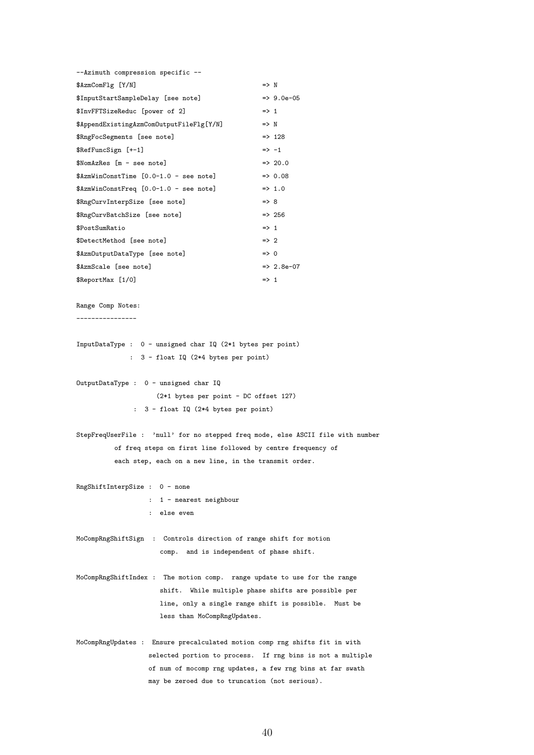```
--Azimuth compression specific --
$AzmComFlg [Y/N]                                => N
$InputStartSampleDelay [see note]               => 9.0e-05
$InvFFTSizeReduc [power of 2]                   => 1
$AppendExistingAzmComOutputFileFlg[Y/N]         => N
$RngFocSegments [see note]                      => 128
$RefFuncSign [+-1]                              => -1
$NomAzRes [m - see note]                        => 20.0
$AzmWinConstTime [0.0-1.0 - see note]           => 0.08
$AzmWinConstFreq [0.0-1.0 - see note]           => 1.0
$RngCurvInterpSize [see note]                   => 8
$RngCurvBatchSize [see note]                    => 256
$PostSumRatio                                   => 1
$DetectMethod [see note]                        => 2
$AzmOutputDataType [see note]                   => 0
$AzmScale [see note]                            => 2.8e-07
$ReportMax [1/0]                                => 1

Range Comp Notes:
----------------

InputDataType :  0 - unsigned char IQ (2*1 bytes per point)
              :  3 - float IQ (2*4 bytes per point)

OutputDataType :  0 - unsigned char IQ
                     (2*1 bytes per point - DC offset 127)
               :  3 - float IQ (2*4 bytes per point)

StepFreqUserFile :  'null' for no stepped freq mode, else ASCII file with number
          of freq steps on first line followed by centre frequency of
          each step, each on a new line, in the transmit order.

RngShiftInterpSize :  0 - none
                   :  1 - nearest neighbour
                   :  else even

MoCompRngShiftSign  :  Controls direction of range shift for motion
                       comp.  and is independent of phase shift.

MoCompRngShiftIndex :  The motion comp.  range update to use for the range
                       shift.  While multiple phase shifts are possible per
                       line, only a single range shift is possible.  Must be
                       less than MoCompRngUpdates.

MoCompRngUpdates :  Ensure precalculated motion comp rng shifts fit in with
                    selected portion to process.  If rng bins is not a multiple
                    of num of mocomp rng updates, a few rng bins at far swath
                    may be zeroed due to truncation (not serious).
```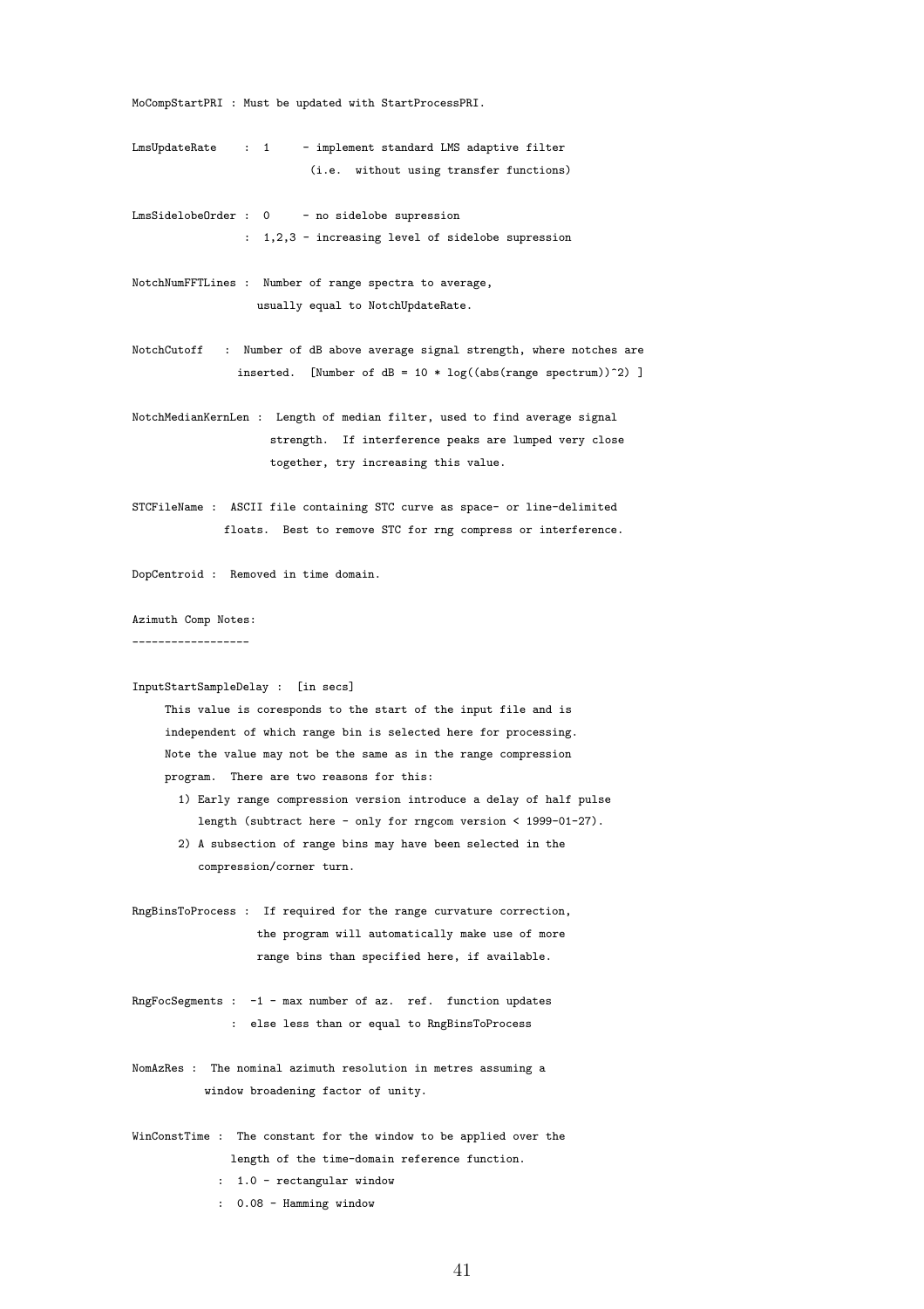```
MoCompStartPRI : Must be updated with StartProcessPRI.

LmsUpdateRate    :  1     - implement standard LMS adaptive filter
                           (i.e.  without using transfer functions)

LmsSidelobeOrder :  0     - no sidelobe supression
                 :  1,2,3 - increasing level of sidelobe supression

NotchNumFFTLines :  Number of range spectra to average,
                   usually equal to NotchUpdateRate.

NotchCutoff   :  Number of dB above average signal strength, where notches are
                inserted.  [Number of dB = 10 * log((abs(range spectrum))^2) ]

NotchMedianKernLen :  Length of median filter, used to find average signal
                     strength.  If interference peaks are lumped very close
                     together, try increasing this value.

STCFileName :  ASCII file containing STC curve as space- or line-delimited
              floats.  Best to remove STC for rng compress or interference.

DopCentroid :  Removed in time domain.

Azimuth Comp Notes:
------------------

InputStartSampleDelay :  [in secs]
     This value is coresponds to the start of the input file and is
     independent of which range bin is selected here for processing.
     Note the value may not be the same as in the range compression
     program.  There are two reasons for this:
       1) Early range compression version introduce a delay of half pulse
          length (subtract here - only for rngcom version < 1999-01-27).
       2) A subsection of range bins may have been selected in the
          compression/corner turn.

RngBinsToProcess :  If required for the range curvature correction,
                   the program will automatically make use of more
                   range bins than specified here, if available.

RngFocSegments :  -1 - max number of az.  ref.  function updates
               :  else less than or equal to RngBinsToProcess

NomAzRes :  The nominal azimuth resolution in metres assuming a
           window broadening factor of unity.

WinConstTime :  The constant for the window to be applied over the
               length of the time-domain reference function.
             :  1.0 - rectangular window
             :  0.08 - Hamming window
```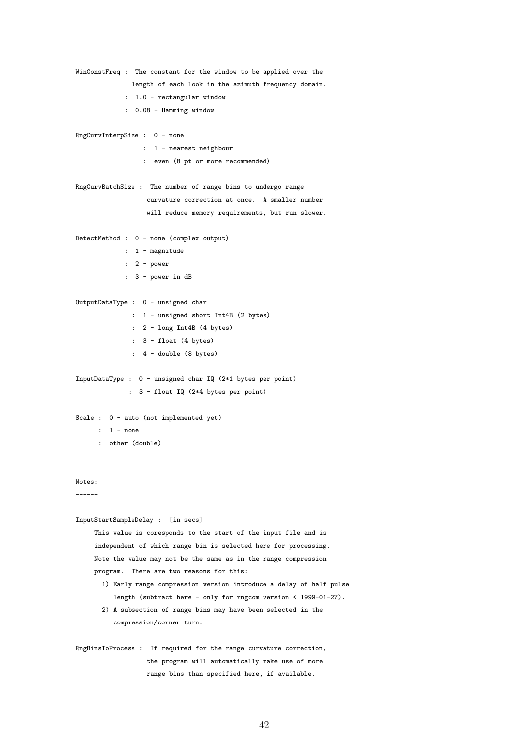```
WinConstFreq :  The constant for the window to be applied over the
               length of each look in the azimuth frequency domain.
             :  1.0 - rectangular window
             :  0.08 - Hamming window

RngCurvInterpSize :  0 - none
                  :  1 - nearest neighbour
                  :  even (8 pt or more recommended)

RngCurvBatchSize :  The number of range bins to undergo range
                   curvature correction at once.  A smaller number
                   will reduce memory requirements, but run slower.

DetectMethod :  0 - none (complex output)
             :  1 - magnitude
             :  2 - power
             :  3 - power in dB

OutputDataType :  0 - unsigned char
               :  1 - unsigned short Int4B (2 bytes)
               :  2 - long Int4B (4 bytes)
               :  3 - float (4 bytes)
               :  4 - double (8 bytes)

InputDataType :  0 - unsigned char IQ (2*1 bytes per point)
              :  3 - float IQ (2*4 bytes per point)

Scale :  0 - auto (not implemented yet)
      :  1 - none
      :  other (double)


Notes:
------

InputStartSampleDelay :  [in secs]
     This value is coresponds to the start of the input file and is
     independent of which range bin is selected here for processing.
     Note the value may not be the same as in the range compression
     program.  There are two reasons for this:
       1) Early range compression version introduce a delay of half pulse
          length (subtract here - only for rngcom version < 1999-01-27).
       2) A subsection of range bins may have been selected in the
          compression/corner turn.

RngBinsToProcess :  If required for the range curvature correction,
                   the program will automatically make use of more
                   range bins than specified here, if available.
```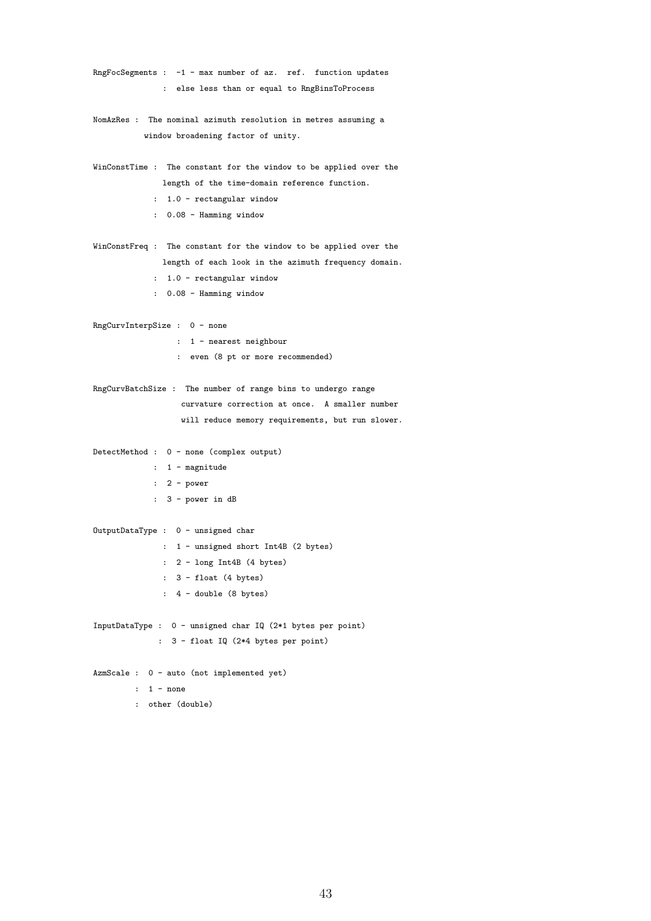```
RngFocSegments :  -1 - max number of az.  ref.  function updates
               :  else less than or equal to RngBinsToProcess

NomAzRes :  The nominal azimuth resolution in metres assuming a
           window broadening factor of unity.

WinConstTime :  The constant for the window to be applied over the
               length of the time-domain reference function.
             :  1.0 - rectangular window
             :  0.08 - Hamming window

WinConstFreq :  The constant for the window to be applied over the
               length of each look in the azimuth frequency domain.
             :  1.0 - rectangular window
             :  0.08 - Hamming window

RngCurvInterpSize :  0 - none
                  :  1 - nearest neighbour
                  :  even (8 pt or more recommended)

RngCurvBatchSize :  The number of range bins to undergo range
                   curvature correction at once.  A smaller number
                   will reduce memory requirements, but run slower.

DetectMethod :  0 - none (complex output)
             :  1 - magnitude
             :  2 - power
             :  3 - power in dB

OutputDataType :  0 - unsigned char
               :  1 - unsigned short Int4B (2 bytes)
               :  2 - long Int4B (4 bytes)
               :  3 - float (4 bytes)
               :  4 - double (8 bytes)

InputDataType :  0 - unsigned char IQ (2*1 bytes per point)
              :  3 - float IQ (2*4 bytes per point)

AzmScale :  0 - auto (not implemented yet)
         :  1 - none
         :  other (double)
```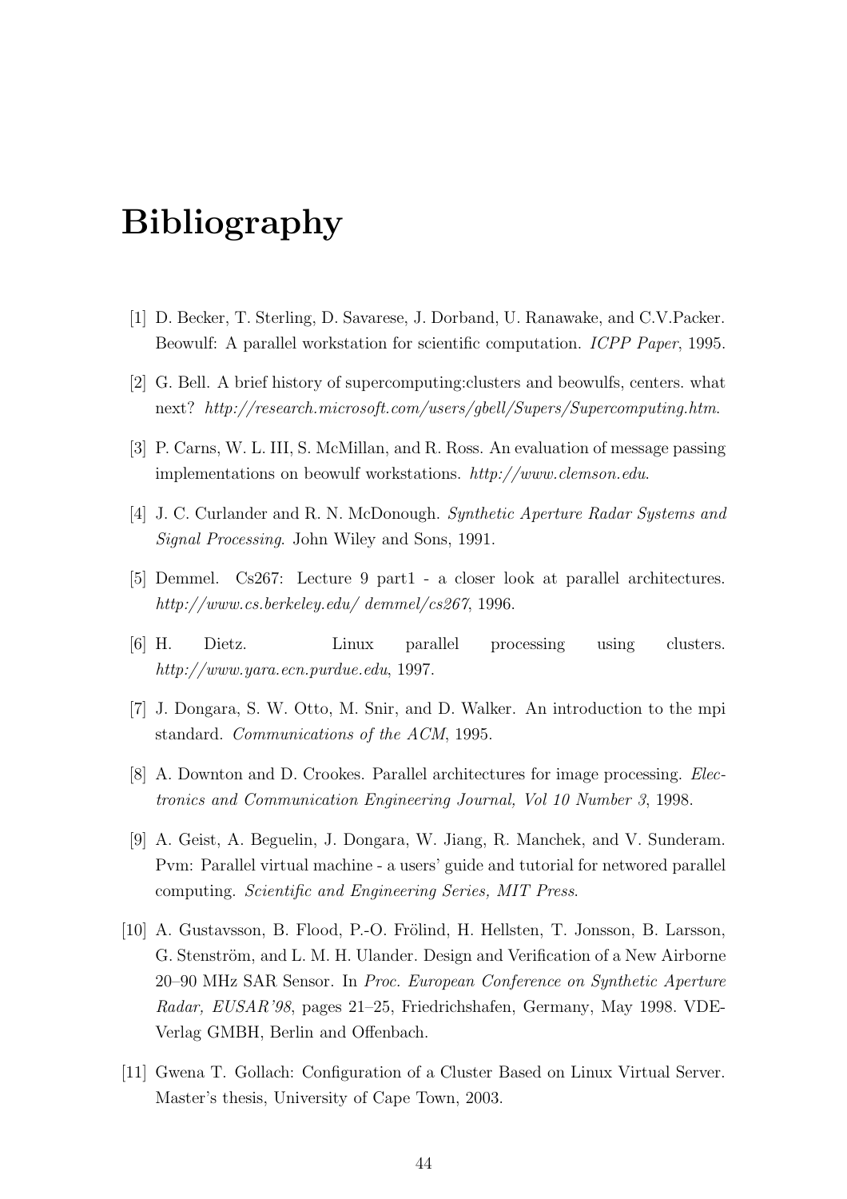# Bibliography

[1] D. Becker, T. Sterling, D. Savarese, J. Dorband, U. Ranawake, and C.V.Packer. Beowulf: A parallel workstation for scientific computation. *ICPP Paper*, 1995.

[2] G. Bell. A brief history of supercomputing:clusters and beowulfs, centers. what next? *http://research.microsoft.com/users/gbell/Supers/Supercomputing.htm*.

[3] P. Carns, W. L. III, S. McMillan, and R. Ross. An evaluation of message passing implementations on beowulf workstations. *http://www.clemson.edu*.

[4] J. C. Curlander and R. N. McDonough. *Synthetic Aperture Radar Systems and Signal Processing*. John Wiley and Sons, 1991.

[5] Demmel. Cs267: Lecture 9 part1 - a closer look at parallel architectures. *http://www.cs.berkeley.edu/ demmel/cs267*, 1996.

[6] H. Dietz. Linux parallel processing using clusters. *http://www.yara.ecn.purdue.edu*, 1997.

[7] J. Dongara, S. W. Otto, M. Snir, and D. Walker. An introduction to the mpi standard. *Communications of the ACM*, 1995.

[8] A. Downton and D. Crookes. Parallel architectures for image processing. *Electronics and Communication Engineering Journal, Vol 10 Number 3*, 1998.

[9] A. Geist, A. Beguelin, J. Dongara, W. Jiang, R. Manchek, and V. Sunderam. Pvm: Parallel virtual machine - a users' guide and tutorial for networed parallel computing. *Scientific and Engineering Series, MIT Press*.

[10] A. Gustavsson, B. Flood, P.-O. Frölind, H. Hellsten, T. Jonsson, B. Larsson, G. Stenström, and L. M. H. Ulander. Design and Verification of a New Airborne 20–90 MHz SAR Sensor. In *Proc. European Conference on Synthetic Aperture Radar, EUSAR'98*, pages 21–25, Friedrichshafen, Germany, May 1998. VDE-Verlag GMBH, Berlin and Offenbach.

[11] Gwena T. Gollach: Configuration of a Cluster Based on Linux Virtual Server. Master's thesis, University of Cape Town, 2003.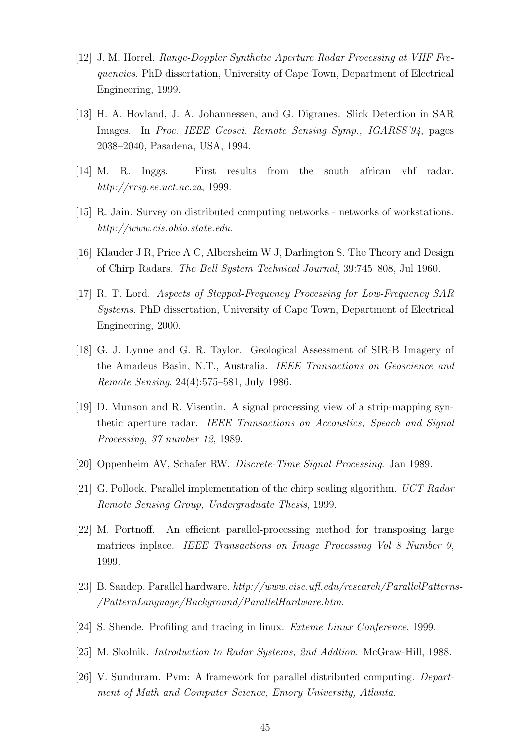[12] J. M. Horrel. *Range-Doppler Synthetic Aperture Radar Processing at VHF Frequencies*. PhD dissertation, University of Cape Town, Department of Electrical Engineering, 1999.

[13] H. A. Hovland, J. A. Johannessen, and G. Digranes. Slick Detection in SAR Images. In *Proc. IEEE Geosci. Remote Sensing Symp., IGARSS'94*, pages 2038–2040, Pasadena, USA, 1994.

[14] M. R. Inggs. First results from the south african vhf radar. *http://rrsg.ee.uct.ac.za*, 1999.

[15] R. Jain. Survey on distributed computing networks - networks of workstations. *http://www.cis.ohio.state.edu*.

[16] Klauder J R, Price A C, Albersheim W J, Darlington S. The Theory and Design of Chirp Radars. *The Bell System Technical Journal*, 39:745–808, Jul 1960.

[17] R. T. Lord. *Aspects of Stepped-Frequency Processing for Low-Frequency SAR Systems*. PhD dissertation, University of Cape Town, Department of Electrical Engineering, 2000.

[18] G. J. Lynne and G. R. Taylor. Geological Assessment of SIR-B Imagery of the Amadeus Basin, N.T., Australia. *IEEE Transactions on Geoscience and Remote Sensing*, 24(4):575–581, July 1986.

[19] D. Munson and R. Visentin. A signal processing view of a strip-mapping synthetic aperture radar. *IEEE Transactions on Accoustics, Speach and Signal Processing, 37 number 12*, 1989.

[20] Oppenheim AV, Schafer RW. *Discrete-Time Signal Processing*. Jan 1989.

[21] G. Pollock. Parallel implementation of the chirp scaling algorithm. *UCT Radar Remote Sensing Group, Undergraduate Thesis*, 1999.

[22] M. Portnoff. An efficient parallel-processing method for transposing large matrices inplace. *IEEE Transactions on Image Processing Vol 8 Number 9*, 1999.

[23] B. Sandep. Parallel hardware. *http://www.cise.ufl.edu/research/ParallelPatterns-/PatternLanguage/Background/ParallelHardware.htm*.

[24] S. Shende. Profiling and tracing in linux. *Exteme Linux Conference*, 1999.

[25] M. Skolnik. *Introduction to Radar Systems, 2nd Addtion*. McGraw-Hill, 1988.

[26] V. Sunduram. Pvm: A framework for parallel distributed computing. *Department of Math and Computer Science, Emory University, Atlanta*.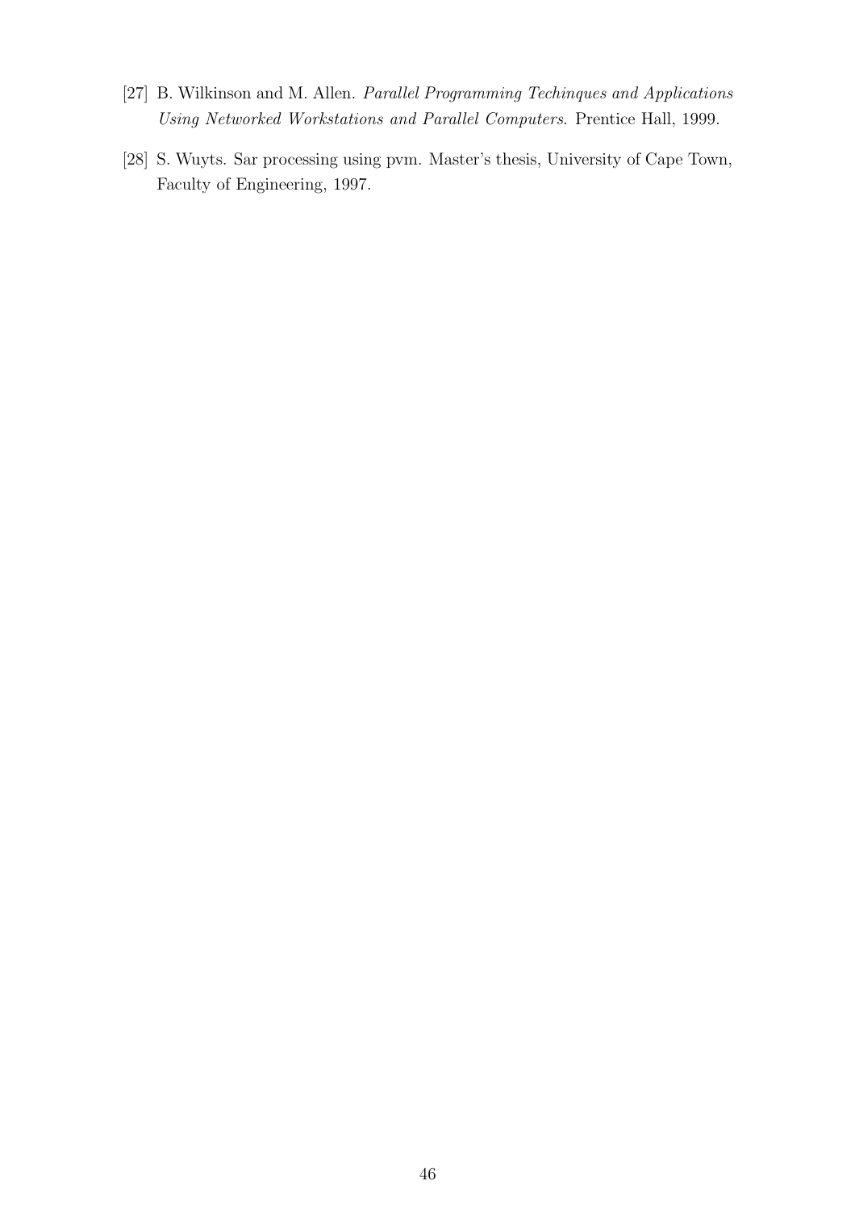[27] B. Wilkinson and M. Allen. *Parallel Programming Techinques and Applications Using Networked Workstations and Parallel Computers*. Prentice Hall, 1999.

[28] S. Wuyts. Sar processing using pvm. Master's thesis, University of Cape Town, Faculty of Engineering, 1997.